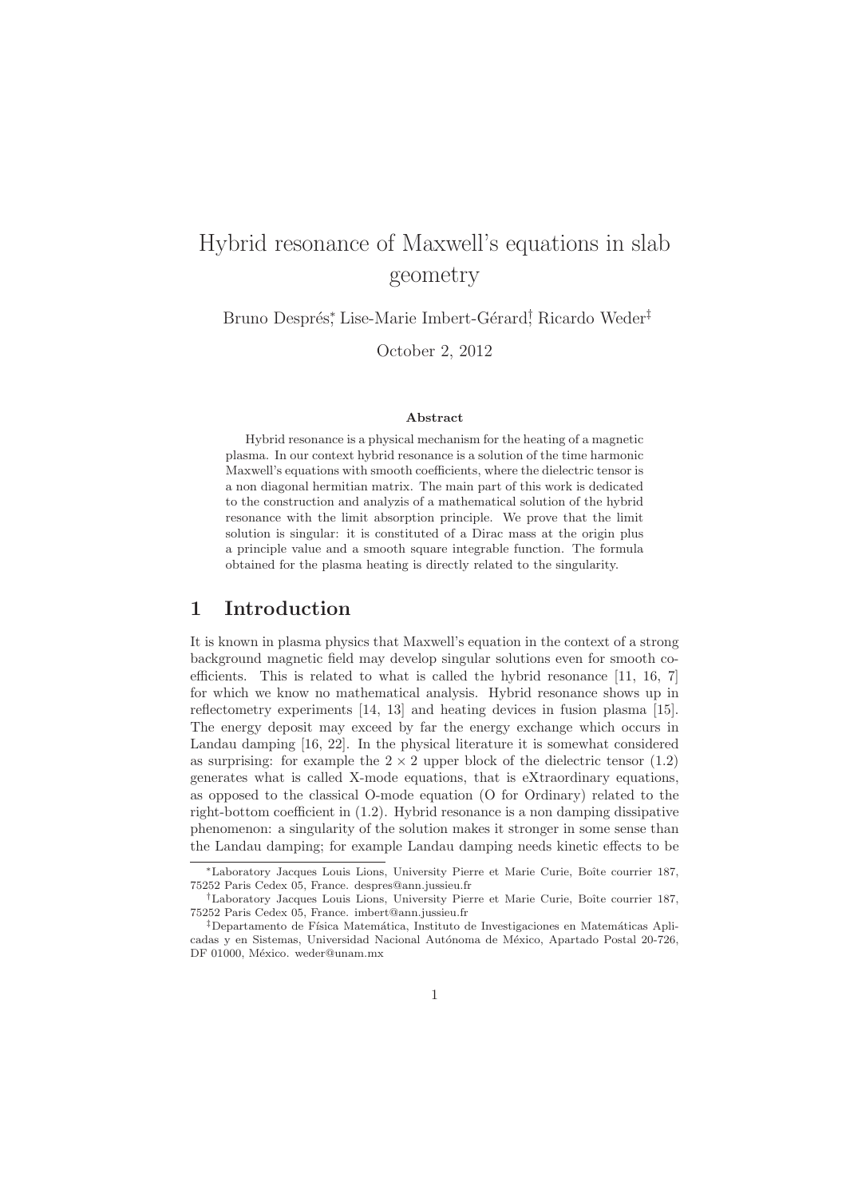# Hybrid resonance of Maxwell's equations in slab geometry

Bruno Després[*], Lise-Marie Imbert-Gérard[†], Ricardo Weder[‡]

October 2, 2012

### Abstract

Hybrid resonance is a physical mechanism for the heating of a magnetic plasma. In our context hybrid resonance is a solution of the time harmonic Maxwell's equations with smooth coefficients, where the dielectric tensor is a non diagonal hermitian matrix. The main part of this work is dedicated to the construction and analyzis of a mathematical solution of the hybrid resonance with the limit absorption principle. We prove that the limit solution is singular: it is constituted of a Dirac mass at the origin plus a principle value and a smooth square integrable function. The formula obtained for the plasma heating is directly related to the singularity.

## 1 Introduction

It is known in plasma physics that Maxwell's equation in the context of a strong background magnetic field may develop singular solutions even for smooth coefficients. This is related to what is called the hybrid resonance [11, 16, 7] for which we know no mathematical analysis. Hybrid resonance shows up in reflectometry experiments [14, 13] and heating devices in fusion plasma [15]. The energy deposit may exceed by far the energy exchange which occurs in Landau damping [16, 22]. In the physical literature it is somewhat considered as surprising: for example the $2 \times 2$ upper block of the dielectric tensor (1.2) generates what is called X-mode equations, that is eXtraordinary equations, as opposed to the classical O-mode equation (O for Ordinary) related to the right-bottom coefficient in (1.2). Hybrid resonance is a non damping dissipative phenomenon: a singularity of the solution makes it stronger in some sense than the Landau damping; for example Landau damping needs kinetic effects to be

---

[*] Laboratory Jacques Louis Lions, University Pierre et Marie Curie, Boîte courrier 187, 75252 Paris Cedex 05, France. despres@ann.jussieu.fr

[†] Laboratory Jacques Louis Lions, University Pierre et Marie Curie, Boîte courrier 187, 75252 Paris Cedex 05, France. imbert@ann.jussieu.fr

[‡] Departamento de Física Matemática, Instituto de Investigaciones en Matemáticas Aplicadas y en Sistemas, Universidad Nacional Autónoma de México, Apartado Postal 20-726, DF 01000, México. weder@unam.mx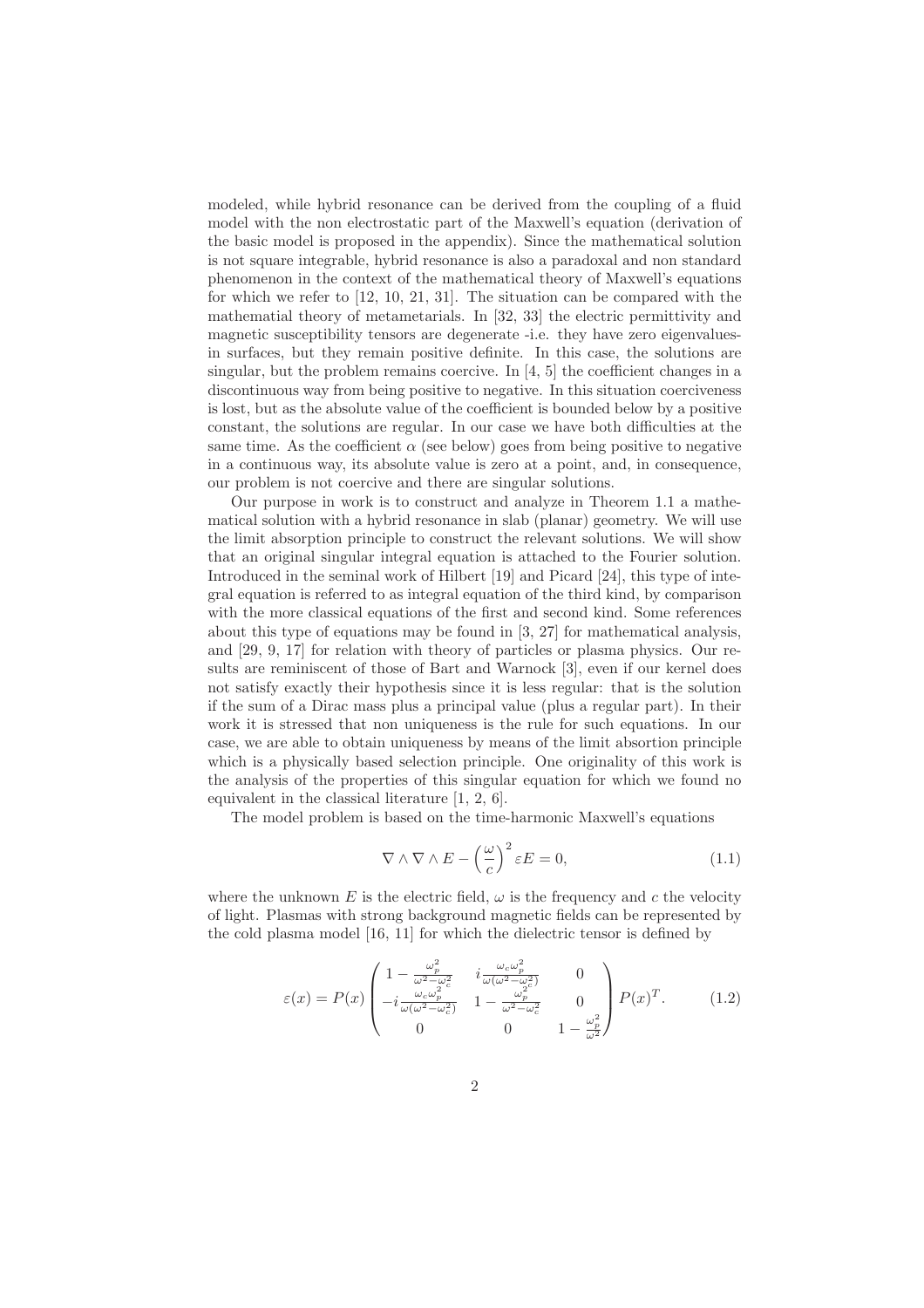modeled, while hybrid resonance can be derived from the coupling of a fluid model with the non electrostatic part of the Maxwell's equation (derivation of the basic model is proposed in the appendix). Since the mathematical solution is not square integrable, hybrid resonance is also a paradoxal and non standard phenomenon in the context of the mathematical theory of Maxwell's equations for which we refer to [12, 10, 21, 31]. The situation can be compared with the mathematial theory of metametarials. In [32, 33] the electric permittivity and magnetic susceptibility tensors are degenerate -i.e. they have zero eigenvalues- in surfaces, but they remain positive definite. In this case, the solutions are singular, but the problem remains coercive. In [4, 5] the coefficient changes in a discontinuous way from being positive to negative. In this situation coerciveness is lost, but as the absolute value of the coefficient is bounded below by a positive constant, the solutions are regular. In our case we have both difficulties at the same time. As the coefficient $\alpha$ (see below) goes from being positive to negative in a continuous way, its absolute value is zero at a point, and, in consequence, our problem is not coercive and there are singular solutions.

Our purpose in work is to construct and analyze in Theorem 1.1 a mathematical solution with a hybrid resonance in slab (planar) geometry. We will use the limit absorption principle to construct the relevant solutions. We will show that an original singular integral equation is attached to the Fourier solution. Introduced in the seminal work of Hilbert [19] and Picard [24], this type of integral equation is referred to as integral equation of the third kind, by comparison with the more classical equations of the first and second kind. Some references about this type of equations may be found in [3, 27] for mathematical analysis, and [29, 9, 17] for relation with theory of particles or plasma physics. Our results are reminiscent of those of Bart and Warnock [3], even if our kernel does not satisfy exactly their hypothesis since it is less regular: that is the solution if the sum of a Dirac mass plus a principal value (plus a regular part). In their work it is stressed that non uniqueness is the rule for such equations. In our case, we are able to obtain uniqueness by means of the limit absorption principle which is a physically based selection principle. One originality of this work is the analysis of the properties of this singular equation for which we found no equivalent in the classical literature [1, 2, 6].

The model problem is based on the time-harmonic Maxwell's equations

$$\nabla \wedge \nabla \wedge E - \left(\frac{\omega}{c}\right)^2 \varepsilon E = 0, \tag{1.1}$$

where the unknown $E$ is the electric field, $\omega$ is the frequency and $c$ the velocity of light. Plasmas with strong background magnetic fields can be represented by the cold plasma model [16, 11] for which the dielectric tensor is defined by

$$\varepsilon(x) = P(x) \begin{pmatrix} 1 - \frac{\omega_p^2}{\omega^2 - \omega_c^2} & i\frac{\omega_c \omega_p^2}{\omega(\omega^2 - \omega_c^2)} & 0 \\ -i\frac{\omega_c \omega_p^2}{\omega(\omega^2 - \omega_c^2)} & 1 - \frac{\omega_p^2}{\omega^2 - \omega_c^2} & 0 \\ 0 & 0 & 1 - \frac{\omega_p^2}{\omega^2} \end{pmatrix} P(x)^T. \tag{1.2}$$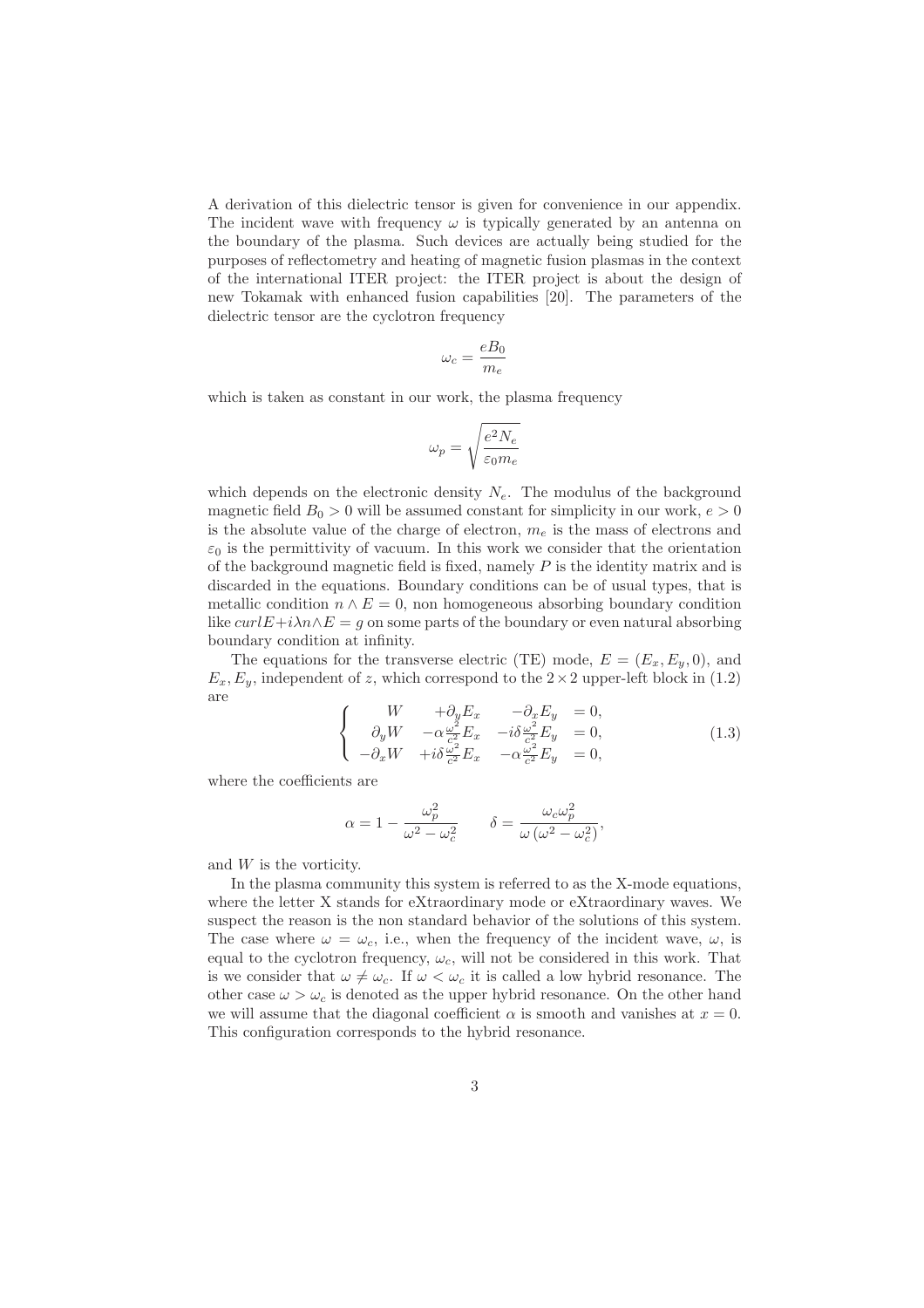A derivation of this dielectric tensor is given for convenience in our appendix. The incident wave with frequency $\omega$ is typically generated by an antenna on the boundary of the plasma. Such devices are actually being studied for the purposes of reflectometry and heating of magnetic fusion plasmas in the context of the international ITER project: the ITER project is about the design of new Tokamak with enhanced fusion capabilities [20]. The parameters of the dielectric tensor are the cyclotron frequency

$$\omega_c = \frac{eB_0}{m_e}$$

which is taken as constant in our work, the plasma frequency

$$\omega_p = \sqrt{\frac{e^2 N_e}{\varepsilon_0 m_e}}$$

which depends on the electronic density $N_e$. The modulus of the background magnetic field $B_0 > 0$ will be assumed constant for simplicity in our work, $e > 0$ is the absolute value of the charge of electron, $m_e$ is the mass of electrons and $\varepsilon_0$ is the permittivity of vacuum. In this work we consider that the orientation of the background magnetic field is fixed, namely $P$ is the identity matrix and is discarded in the equations. Boundary conditions can be of usual types, that is metallic condition $n \wedge E = 0$, non homogeneous absorbing boundary condition like $curl E + i\lambda n \wedge E = g$ on some parts of the boundary or even natural absorbing boundary condition at infinity.

The equations for the transverse electric (TE) mode, $E = (E_x, E_y, 0)$, and $E_x, E_y$, independent of $z$, which correspond to the $2 \times 2$ upper-left block in (1.2) are

$$\left\{ \begin{array}{rlll} W & +\partial_y E_x & -\partial_x E_y & = 0, \\ \partial_y W & -\alpha \frac{\omega^2}{c^2} E_x & -i\delta \frac{\omega^2}{c^2} E_y & = 0, \\ -\partial_x W & +i\delta \frac{\omega^2}{c^2} E_x & -\alpha \frac{\omega^2}{c^2} E_y & = 0, \end{array} \right. \tag{1.3}$$

where the coefficients are

$$\alpha = 1 - \frac{\omega_p^2}{\omega^2 - \omega_c^2} \qquad \delta = \frac{\omega_c \omega_p^2}{\omega\left(\omega^2 - \omega_c^2\right)},$$

and $W$ is the vorticity.

In the plasma community this system is referred to as the X-mode equations, where the letter X stands for eXtraordinary mode or eXtraordinary waves. We suspect the reason is the non standard behavior of the solutions of this system. The case where $\omega = \omega_c$, i.e., when the frequency of the incident wave, $\omega$, is equal to the cyclotron frequency, $\omega_c$, will not be considered in this work. That is we consider that $\omega \neq \omega_c$. If $\omega < \omega_c$ it is called a low hybrid resonance. The other case $\omega > \omega_c$ is denoted as the upper hybrid resonance. On the other hand we will assume that the diagonal coefficient $\alpha$ is smooth and vanishes at $x = 0$. This configuration corresponds to the hybrid resonance.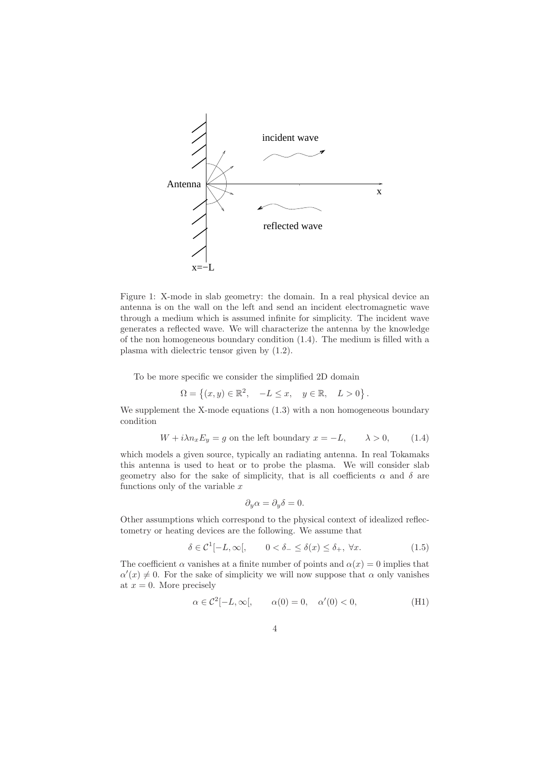Figure 1: X-mode in slab geometry: the domain. In a real physical device an antenna is on the wall on the left and send an incident electromagnetic wave through a medium which is assumed infinite for simplicity. The incident wave generates a reflected wave. We will characterize the antenna by the knowledge of the non homogeneous boundary condition (1.4). The medium is filled with a plasma with dielectric tensor given by (1.2).

To be more specific we consider the simplified 2D domain

$$\Omega = \left\{(x, y) \in \mathbb{R}^2, \quad -L \leq x, \quad y \in \mathbb{R}, \quad L > 0\right\}.$$

We supplement the X-mode equations (1.3) with a non homogeneous boundary condition

$$W + i\lambda n_x E_y = g \text{ on the left boundary } x = -L, \qquad \lambda > 0, \tag{1.4}$$

which models a given source, typically an radiating antenna. In real Tokamaks this antenna is used to heat or to probe the plasma. We will consider slab geometry also for the sake of simplicity, that is all coefficients $\alpha$ and $\delta$ are functions only of the variable $x$

$$\partial_y \alpha = \partial_y \delta = 0.$$

Other assumptions which correspond to the physical context of idealized reflectometry or heating devices are the following. We assume that

$$\delta \in \mathcal{C}^1[-L, \infty[, \qquad 0 < \delta_- \leq \delta(x) \leq \delta_+, \ \forall x. \tag{1.5}$$

The coefficient $\alpha$ vanishes at a finite number of points and $\alpha(x) = 0$ implies that $\alpha'(x) \neq 0$. For the sake of simplicity we will now suppose that $\alpha$ only vanishes at $x = 0$. More precisely

$$\alpha \in \mathcal{C}^2[-L, \infty[, \qquad \alpha(0) = 0, \quad \alpha'(0) < 0, \tag{H1}$$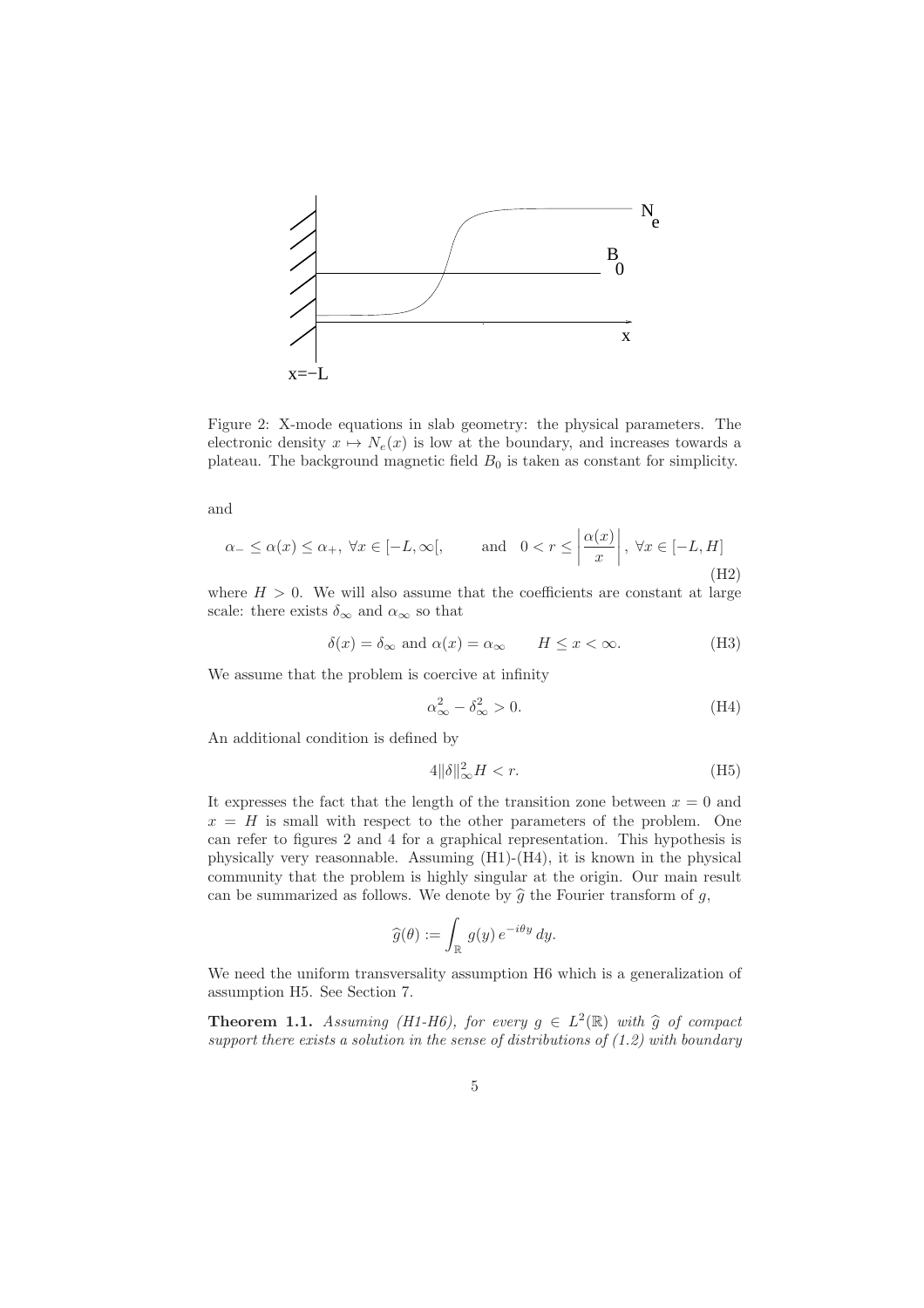Figure 2: X-mode equations in slab geometry: the physical parameters. The electronic density $x \mapsto N_e(x)$ is low at the boundary, and increases towards a plateau. The background magnetic field $B_0$ is taken as constant for simplicity.

and

$$\alpha_- \le \alpha(x) \le \alpha_+, \ \forall x \in [-L, \infty[, \qquad \text{and} \quad 0 < r \le \left| \frac{\alpha(x)}{x} \right|, \ \forall x \in [-L, H] \tag{H2}$$

where $H > 0$. We will also assume that the coefficients are constant at large scale: there exists $\delta_\infty$ and $\alpha_\infty$ so that

$$\delta(x) = \delta_\infty \text{ and } \alpha(x) = \alpha_\infty \qquad H \le x < \infty. \tag{H3}$$

We assume that the problem is coercive at infinity

$$\alpha_\infty^2 - \delta_\infty^2 > 0. \tag{H4}$$

An additional condition is defined by

$$4\|\delta\|_\infty^2 H < r. \tag{H5}$$

It expresses the fact that the length of the transition zone between $x = 0$ and $x = H$ is small with respect to the other parameters of the problem. One can refer to figures 2 and 4 for a graphical representation. This hypothesis is physically very reasonnable. Assuming (H1)-(H4), it is known in the physical community that the problem is highly singular at the origin. Our main result can be summarized as follows. We denote by $\widehat{g}$ the Fourier transform of $g$,

$$\widehat{g}(\theta) := \int_{\mathbb{R}} g(y)\, e^{-i\theta y}\, dy.$$

We need the uniform transversality assumption H6 which is a generalization of assumption H5. See Section 7.

**Theorem 1.1.** *Assuming (H1-H6), for every $g \in L^2(\mathbb{R})$ with $\widehat{g}$ of compact support there exists a solution in the sense of distributions of (1.2) with boundary*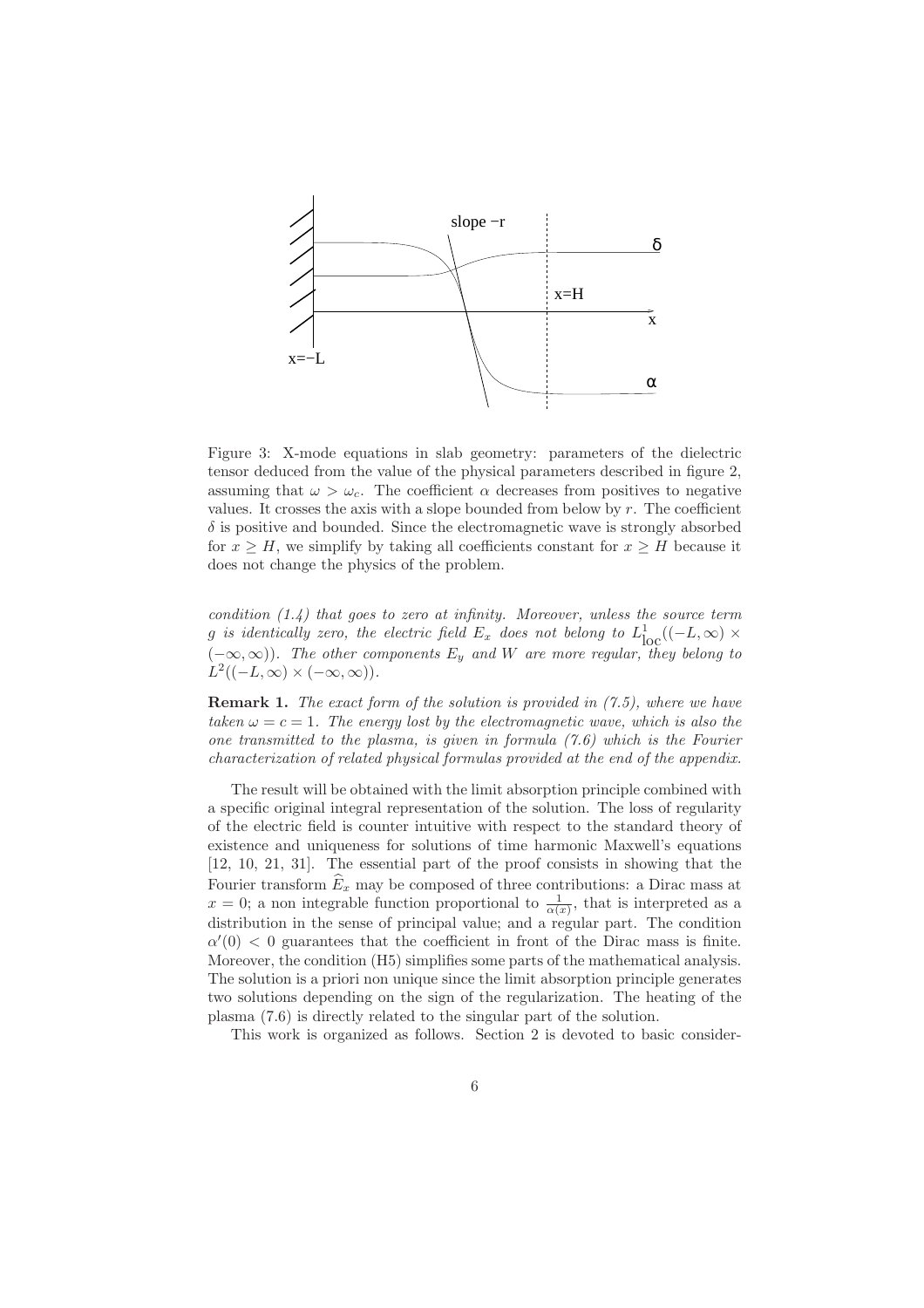Figure 3: X-mode equations in slab geometry: parameters of the dielectric tensor deduced from the value of the physical parameters described in figure 2, assuming that $\omega > \omega_c$. The coefficient $\alpha$ decreases from positives to negative values. It crosses the axis with a slope bounded from below by $r$. The coefficient $\delta$ is positive and bounded. Since the electromagnetic wave is strongly absorbed for $x \geq H$, we simplify by taking all coefficients constant for $x \geq H$ because it does not change the physics of the problem.

*condition (1.4) that goes to zero at infinity. Moreover, unless the source term $g$ is identically zero, the electric field $E_x$ does not belong to $L^1_{\text{loc}}((-L,\infty) \times (-\infty,\infty))$. The other components $E_y$ and $W$ are more regular, they belong to $L^2((-L,\infty) \times (-\infty,\infty))$.*

**Remark 1.** *The exact form of the solution is provided in (7.5), where we have taken $\omega = c = 1$. The energy lost by the electromagnetic wave, which is also the one transmitted to the plasma, is given in formula (7.6) which is the Fourier characterization of related physical formulas provided at the end of the appendix.*

The result will be obtained with the limit absorption principle combined with a specific original integral representation of the solution. The loss of regularity of the electric field is counter intuitive with respect to the standard theory of existence and uniqueness for solutions of time harmonic Maxwell's equations [12, 10, 21, 31]. The essential part of the proof consists in showing that the Fourier transform $\widehat{E}_x$ may be composed of three contributions: a Dirac mass at $x = 0$; a non integrable function proportional to $\frac{1}{\alpha(x)}$, that is interpreted as a distribution in the sense of principal value; and a regular part. The condition $\alpha'(0) < 0$ guarantees that the coefficient in front of the Dirac mass is finite. Moreover, the condition (H5) simplifies some parts of the mathematical analysis. The solution is a priori non unique since the limit absorption principle generates two solutions depending on the sign of the regularization. The heating of the plasma (7.6) is directly related to the singular part of the solution.

This work is organized as follows. Section 2 is devoted to basic consider-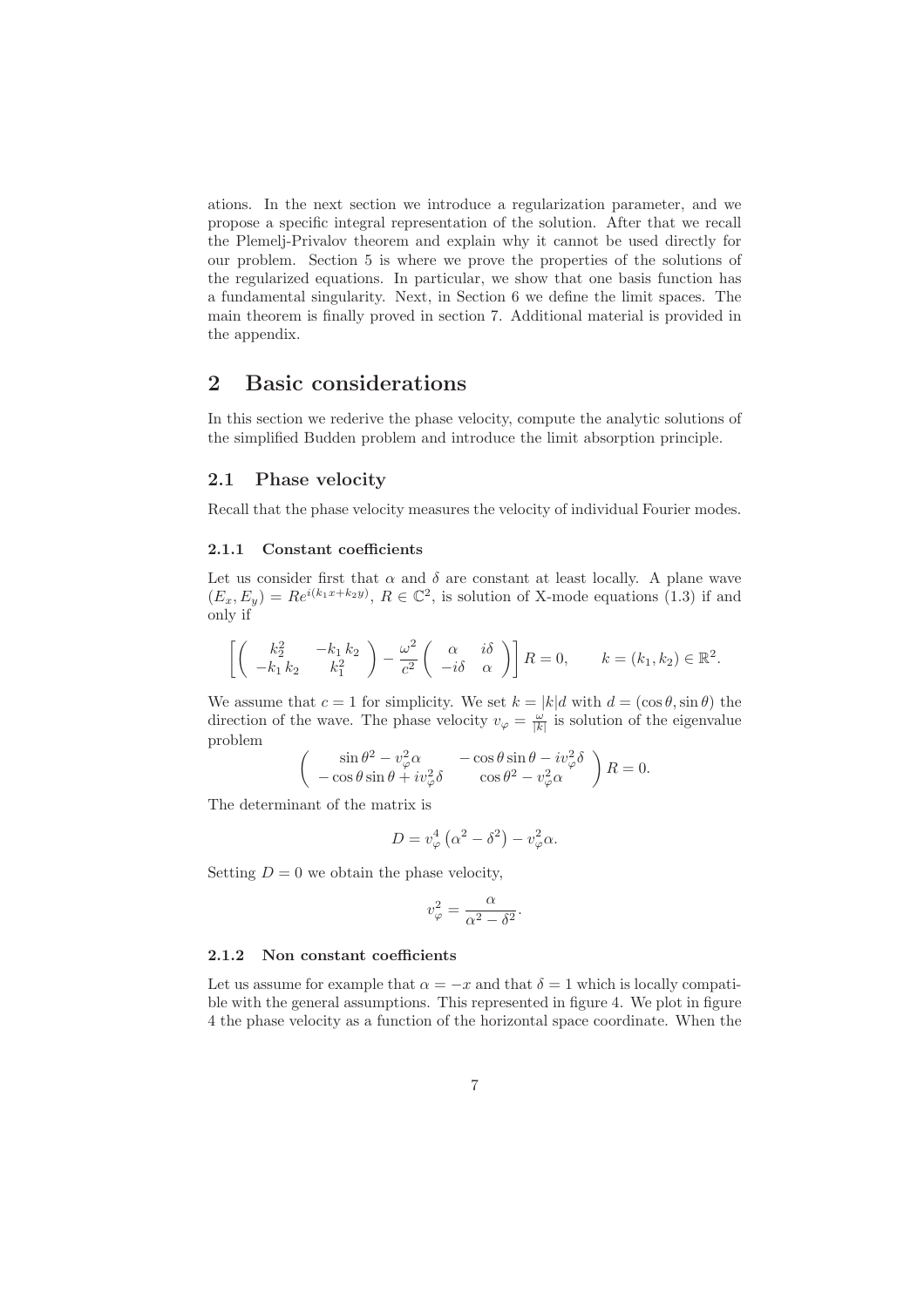ations. In the next section we introduce a regularization parameter, and we propose a specific integral representation of the solution. After that we recall the Plemelj-Privalov theorem and explain why it cannot be used directly for our problem. Section 5 is where we prove the properties of the solutions of the regularized equations. In particular, we show that one basis function has a fundamental singularity. Next, in Section 6 we define the limit spaces. The main theorem is finally proved in section 7. Additional material is provided in the appendix.

# 2 Basic considerations

In this section we rederive the phase velocity, compute the analytic solutions of the simplified Budden problem and introduce the limit absorption principle.

## 2.1 Phase velocity

Recall that the phase velocity measures the velocity of individual Fourier modes.

### 2.1.1 Constant coefficients

Let us consider first that $\alpha$ and $\delta$ are constant at least locally. A plane wave $(E_x, E_y) = Re^{i(k_1 x + k_2 y)}$, $R \in \mathbb{C}^2$, is solution of X-mode equations (1.3) if and only if

$$\left[ \begin{pmatrix} k_2^2 & -k_1 k_2 \\ -k_1 k_2 & k_1^2 \end{pmatrix} - \frac{\omega^2}{c^2} \begin{pmatrix} \alpha & i\delta \\ -i\delta & \alpha \end{pmatrix} \right] R = 0, \qquad k = (k_1, k_2) \in \mathbb{R}^2.$$

We assume that $c = 1$ for simplicity. We set $k = |k| d$ with $d = (\cos\theta, \sin\theta)$ the direction of the wave. The phase velocity $v_\varphi = \frac{\omega}{|k|}$ is solution of the eigenvalue problem

$$\begin{pmatrix} \sin\theta^2 - v_\varphi^2 \alpha & -\cos\theta\sin\theta - i v_\varphi^2 \delta \\ -\cos\theta\sin\theta + i v_\varphi^2 \delta & \cos\theta^2 - v_\varphi^2 \alpha \end{pmatrix} R = 0.$$

The determinant of the matrix is

$$D = v_\varphi^4 \left( \alpha^2 - \delta^2 \right) - v_\varphi^2 \alpha.$$

Setting $D = 0$ we obtain the phase velocity,

$$v_\varphi^2 = \frac{\alpha}{\alpha^2 - \delta^2}.$$

### 2.1.2 Non constant coefficients

Let us assume for example that $\alpha = -x$ and that $\delta = 1$ which is locally compatible with the general assumptions. This represented in figure 4. We plot in figure 4 the phase velocity as a function of the horizontal space coordinate. When the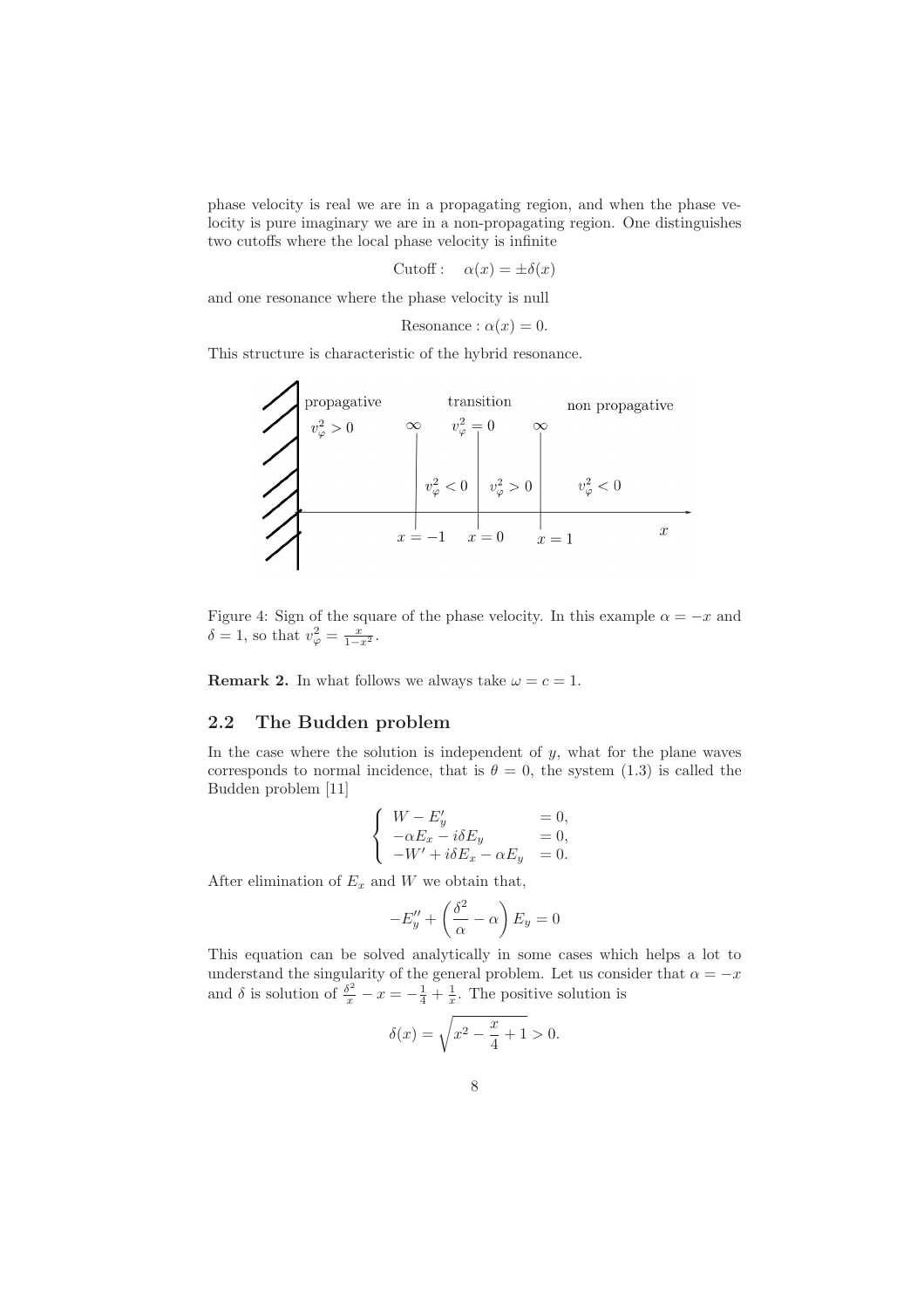phase velocity is real we are in a propagating region, and when the phase velocity is pure imaginary we are in a non-propagating region. One distinguishes two cutoffs where the local phase velocity is infinite

$$\text{Cutoff}: \quad \alpha(x) = \pm\delta(x)$$

and one resonance where the phase velocity is null

$$\text{Resonance}: \alpha(x) = 0.$$

This structure is characteristic of the hybrid resonance.

Figure 4: Sign of the square of the phase velocity. In this example $\alpha = -x$ and $\delta = 1$, so that $v_\varphi^2 = \frac{x}{1-x^2}$.

**Remark 2.** In what follows we always take $\omega = c = 1$.

## 2.2 The Budden problem

In the case where the solution is independent of $y$, what for the plane waves corresponds to normal incidence, that is $\theta = 0$, the system (1.3) is called the Budden problem [11]

$$\left\{ \begin{array}{ll} W - E_y' & = 0, \\ -\alpha E_x - i\delta E_y & = 0, \\ -W' + i\delta E_x - \alpha E_y & = 0. \end{array} \right.$$

After elimination of $E_x$ and $W$ we obtain that,

$$-E_y'' + \left( \frac{\delta^2}{\alpha} - \alpha \right) E_y = 0$$

This equation can be solved analytically in some cases which helps a lot to understand the singularity of the general problem. Let us consider that $\alpha = -x$ and $\delta$ is solution of $\frac{\delta^2}{x} - x = -\frac{1}{4} + \frac{1}{x}$. The positive solution is

$$\delta(x) = \sqrt{x^2 - \frac{x}{4} + 1} > 0.$$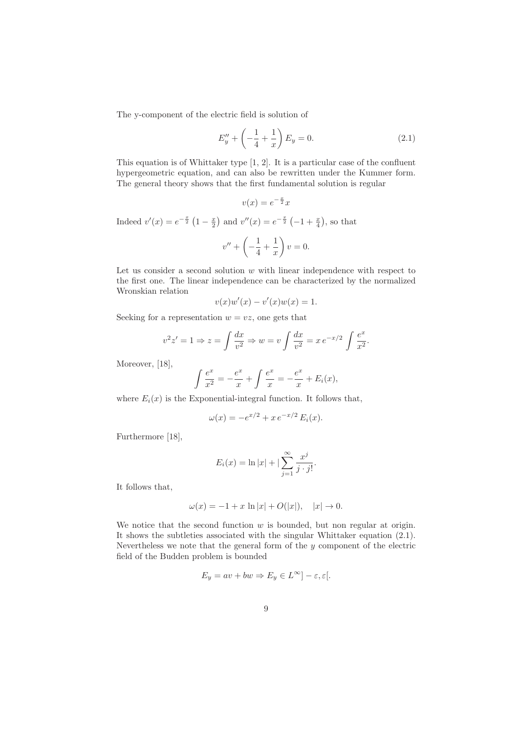The y-component of the electric field is solution of

$$E_y'' + \left(-\frac{1}{4} + \frac{1}{x}\right) E_y = 0. \tag{2.1}$$

This equation is of Whittaker type [1, 2]. It is a particular case of the confluent hypergeometric equation, and can also be rewritten under the Kummer form. The general theory shows that the first fundamental solution is regular

$$v(x) = e^{-\frac{x}{2}} x$$

Indeed $v'(x) = e^{-\frac{x}{2}} \left(1 - \frac{x}{2}\right)$ and $v''(x) = e^{-\frac{x}{2}} \left(-1 + \frac{x}{4}\right)$, so that

$$v'' + \left(-\frac{1}{4} + \frac{1}{x}\right) v = 0.$$

Let us consider a second solution $w$ with linear independence with respect to the first one. The linear independence can be characterized by the normalized Wronskian relation

$$v(x)w'(x) - v'(x)w(x) = 1.$$

Seeking for a representation $w = vz$, one gets that

$$v^2 z' = 1 \Rightarrow z = \int \frac{dx}{v^2} \Rightarrow w = v \int \frac{dx}{v^2} = x\, e^{-x/2} \int \frac{e^x}{x^2}.$$

Moreover, [18],

$$\int \frac{e^x}{x^2} = -\frac{e^x}{x} + \int \frac{e^x}{x} = -\frac{e^x}{x} + E_i(x),$$

where $E_i(x)$ is the Exponential-integral function. It follows that,

$$\omega(x) = -e^{x/2} + x\, e^{-x/2}\, E_i(x).$$

Furthermore [18],

$$E_i(x) = \ln|x| + |\sum_{j=1}^{\infty} \frac{x^j}{j \cdot j!}.$$

It follows that,

$$\omega(x) = -1 + x\, \ln|x| + O(|x|), \quad |x| \to 0.$$

We notice that the second function $w$ is bounded, but non regular at origin. It shows the subtleties associated with the singular Whittaker equation (2.1). Nevertheless we note that the general form of the $y$ component of the electric field of the Budden problem is bounded

$$E_y = av + bw \Rightarrow E_y \in L^\infty] - \varepsilon, \varepsilon[.$$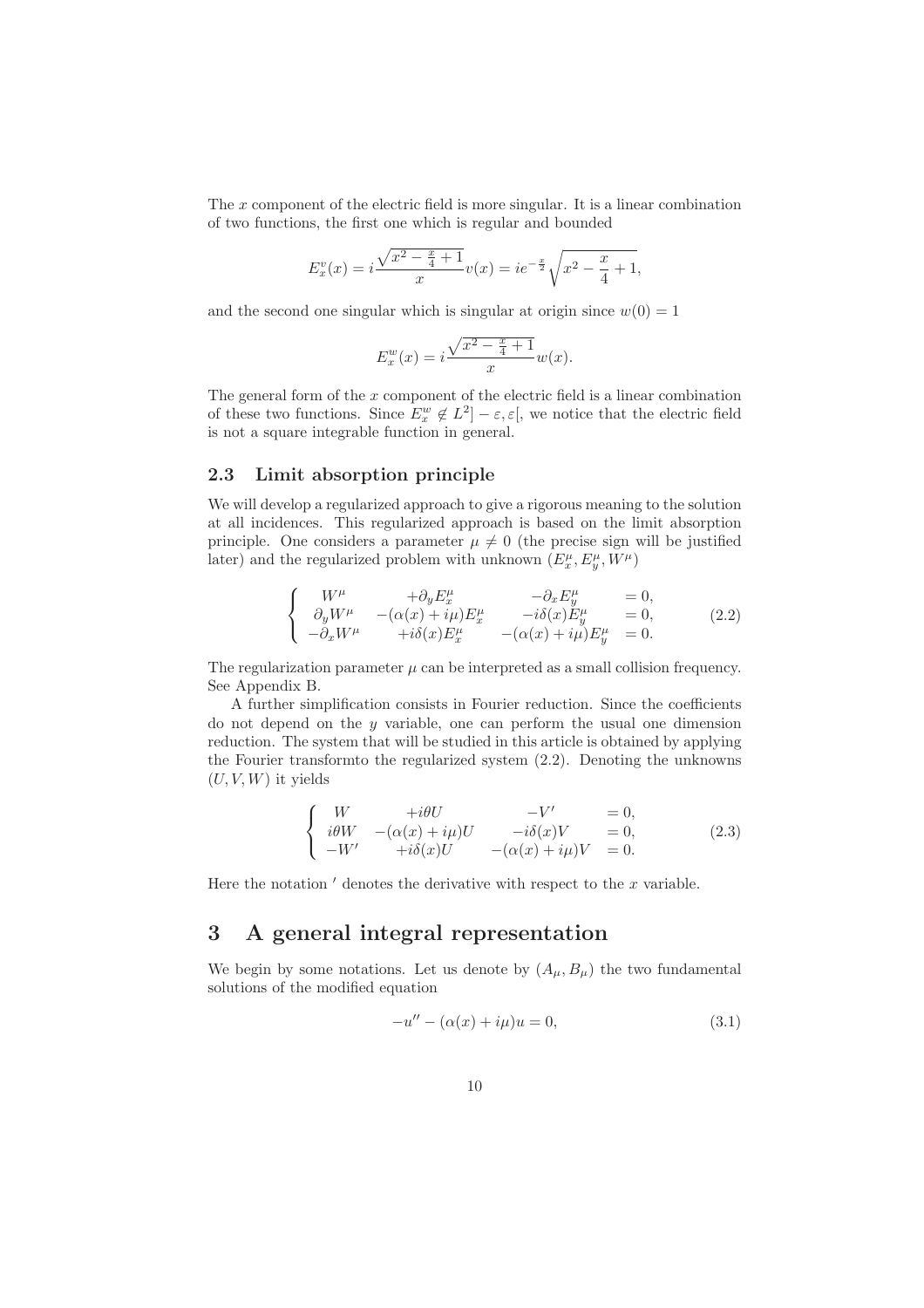The $x$ component of the electric field is more singular. It is a linear combination of two functions, the first one which is regular and bounded

$$E_x^v(x) = i\frac{\sqrt{x^2 - \frac{x}{4} + 1}}{x} v(x) = ie^{-\frac{x}{2}}\sqrt{x^2 - \frac{x}{4} + 1},$$

and the second one singular which is singular at origin since $w(0) = 1$

$$E_x^w(x) = i\frac{\sqrt{x^2 - \frac{x}{4} + 1}}{x} w(x).$$

The general form of the $x$ component of the electric field is a linear combination of these two functions. Since $E_x^w \notin L^2]-\varepsilon, \varepsilon[$, we notice that the electric field is not a square integrable function in general.

## 2.3 Limit absorption principle

We will develop a regularized approach to give a rigorous meaning to the solution at all incidences. This regularized approach is based on the limit absorption principle. One considers a parameter $\mu \neq 0$ (the precise sign will be justified later) and the regularized problem with unknown $(E_x^\mu, E_y^\mu, W^\mu)$

$$\left\{ \begin{array}{llll} W^\mu & +\partial_y E_x^\mu & -\partial_x E_y^\mu & = 0, \\ \partial_y W^\mu & -(\alpha(x) + i\mu)E_x^\mu & -i\delta(x)E_y^\mu & = 0, \\ -\partial_x W^\mu & +i\delta(x)E_x^\mu & -(\alpha(x) + i\mu)E_y^\mu & = 0. \end{array} \right. \tag{2.2}$$

The regularization parameter $\mu$ can be interpreted as a small collision frequency. See Appendix B.

A further simplification consists in Fourier reduction. Since the coefficients do not depend on the $y$ variable, one can perform the usual one dimension reduction. The system that will be studied in this article is obtained by applying the Fourier transformto the regularized system (2.2). Denoting the unknowns $(U, V, W)$ it yields

$$\left\{ \begin{array}{llll} W & +i\theta U & -V' & = 0, \\ i\theta W & -(\alpha(x) + i\mu)U & -i\delta(x)V & = 0, \\ -W' & +i\delta(x)U & -(\alpha(x) + i\mu)V & = 0. \end{array} \right. \tag{2.3}$$

Here the notation $'$ denotes the derivative with respect to the $x$ variable.

# 3 A general integral representation

We begin by some notations. Let us denote by $(A_\mu, B_\mu)$ the two fundamental solutions of the modified equation

$$-u'' - (\alpha(x) + i\mu)u = 0, \tag{3.1}$$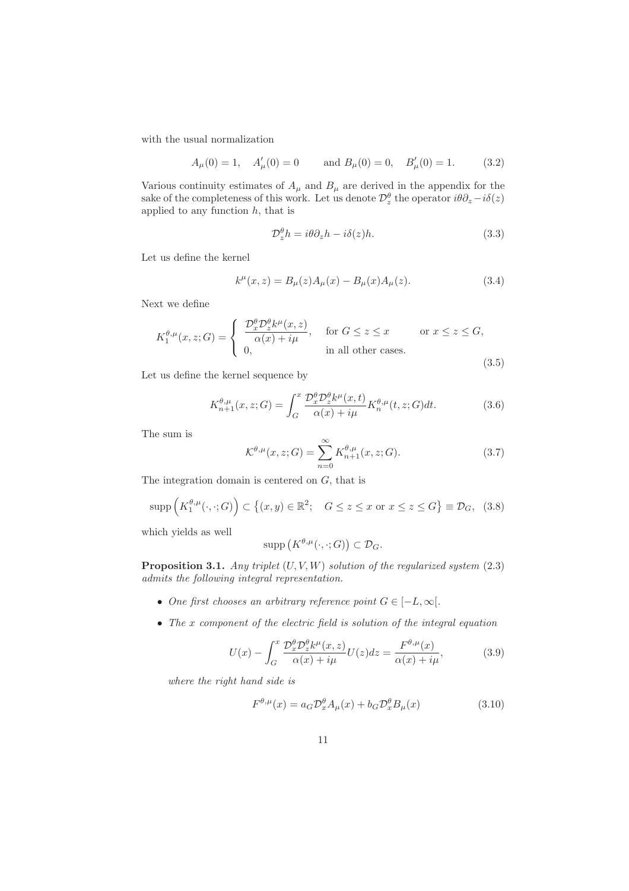with the usual normalization

$$A_\mu(0) = 1, \quad A'_\mu(0) = 0 \qquad \text{and } B_\mu(0) = 0, \quad B'_\mu(0) = 1. \tag{3.2}$$

Various continuity estimates of $A_\mu$ and $B_\mu$ are derived in the appendix for the sake of the completeness of this work. Let us denote $\mathcal{D}^\theta_z$ the operator $i\theta\partial_z - i\delta(z)$ applied to any function $h$, that is

$$\mathcal{D}^\theta_z h = i\theta\partial_z h - i\delta(z)h. \tag{3.3}$$

Let us define the kernel

$$k^\mu(x,z) = B_\mu(z)A_\mu(x) - B_\mu(x)A_\mu(z). \tag{3.4}$$

Next we define

$$K_1^{\theta,\mu}(x,z;G) = \begin{cases} \dfrac{\mathcal{D}^\theta_x \mathcal{D}^\theta_z k^\mu(x,z)}{\alpha(x)+i\mu}, & \text{for } G \le z \le x \qquad \text{or } x \le z \le G, \\ 0, & \text{in all other cases.} \end{cases} \tag{3.5}$$

Let us define the kernel sequence by

$$K_{n+1}^{\theta,\mu}(x,z;G) = \int_G^x \frac{\mathcal{D}^\theta_x \mathcal{D}^\theta_z k^\mu(x,t)}{\alpha(x)+i\mu} K_n^{\theta,\mu}(t,z;G)dt. \tag{3.6}$$

The sum is

$$\mathcal{K}^{\theta,\mu}(x,z;G) = \sum_{n=0}^{\infty} K_{n+1}^{\theta,\mu}(x,z;G). \tag{3.7}$$

The integration domain is centered on $G$, that is

$$\operatorname{supp}\left(K_1^{\theta,\mu}(\cdot,\cdot;G)\right) \subset \left\{(x,y)\in\mathbb{R}^2;\quad G\le z\le x \text{ or } x\le z\le G\right\} \equiv \mathcal{D}_G, \tag{3.8}$$

which yields as well

$$\operatorname{supp}\left(K^{\theta,\mu}(\cdot,\cdot;G)\right) \subset \mathcal{D}_G.$$

**Proposition 3.1.** *Any triplet $(U,V,W)$ solution of the regularized system (2.3) admits the following integral representation.*

- *One first chooses an arbitrary reference point $G \in [-L,\infty[$.*
- *The $x$ component of the electric field is solution of the integral equation*

$$U(x) - \int_G^x \frac{\mathcal{D}^\theta_x \mathcal{D}^\theta_z k^\mu(x,z)}{\alpha(x)+i\mu} U(z)dz = \frac{F^{\theta,\mu}(x)}{\alpha(x)+i\mu}, \tag{3.9}$$

*where the right hand side is*

$$F^{\theta,\mu}(x) = a_G \mathcal{D}^\theta_x A_\mu(x) + b_G \mathcal{D}^\theta_x B_\mu(x) \tag{3.10}$$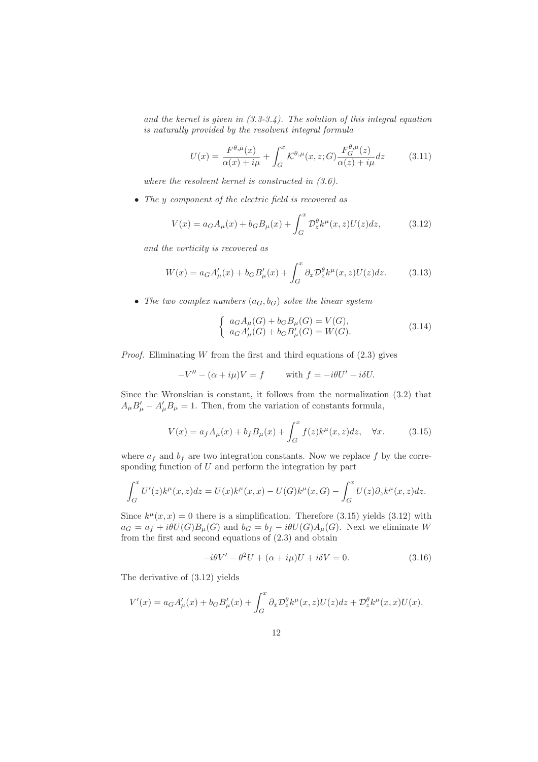*and the kernel is given in (3.3-3.4). The solution of this integral equation is naturally provided by the resolvent integral formula*

$$U(x) = \frac{F^{\theta,\mu}(x)}{\alpha(x)+i\mu} + \int_G^x \mathcal{K}^{\theta,\mu}(x,z;G)\frac{F_G^{\theta,\mu}(z)}{\alpha(z)+i\mu}dz \tag{3.11}$$

*where the resolvent kernel is constructed in (3.6).*

- *The $y$ component of the electric field is recovered as*

$$V(x) = a_G A_\mu(x) + b_G B_\mu(x) + \int_G^x \mathcal{D}_z^\theta k^\mu(x,z)U(z)dz, \tag{3.12}$$

*and the vorticity is recovered as*

$$W(x) = a_G A'_\mu(x) + b_G B'_\mu(x) + \int_G^x \partial_x \mathcal{D}_z^\theta k^\mu(x,z)U(z)dz. \tag{3.13}$$

- *The two complex numbers $(a_G, b_G)$ solve the linear system*

$$\left\{ \begin{array}{l} a_G A_\mu(G) + b_G B_\mu(G) = V(G), \\ a_G A'_\mu(G) + b_G B'_\mu(G) = W(G). \end{array} \right. \tag{3.14}$$

*Proof.* Eliminating $W$ from the first and third equations of (2.3) gives

$$-V'' - (\alpha + i\mu)V = f \qquad \text{with } f = -i\theta U' - i\delta U.$$

Since the Wronskian is constant, it follows from the normalization (3.2) that $A_\mu B'_\mu - A'_\mu B_\mu = 1$. Then, from the variation of constants formula,

$$V(x) = a_f A_\mu(x) + b_f B_\mu(x) + \int_G^x f(z)k^\mu(x,z)dz, \quad \forall x. \tag{3.15}$$

where $a_f$ and $b_f$ are two integration constants. Now we replace $f$ by the corresponding function of $U$ and perform the integration by part

$$\int_G^x U'(z)k^\mu(x,z)dz = U(x)k^\mu(x,x) - U(G)k^\mu(x,G) - \int_G^x U(z)\partial_z k^\mu(x,z)dz.$$

Since $k^\mu(x,x) = 0$ there is a simplification. Therefore (3.15) yields (3.12) with $a_G = a_f + i\theta U(G)B_\mu(G)$ and $b_G = b_f - i\theta U(G)A_\mu(G)$. Next we eliminate $W$ from the first and second equations of (2.3) and obtain

$$-i\theta V' - \theta^2 U + (\alpha + i\mu)U + i\delta V = 0. \tag{3.16}$$

The derivative of (3.12) yields

$$V'(x) = a_G A'_\mu(x) + b_G B'_\mu(x) + \int_G^x \partial_x \mathcal{D}_z^\theta k^\mu(x,z)U(z)dz + \mathcal{D}_z^\theta k^\mu(x,x)U(x).$$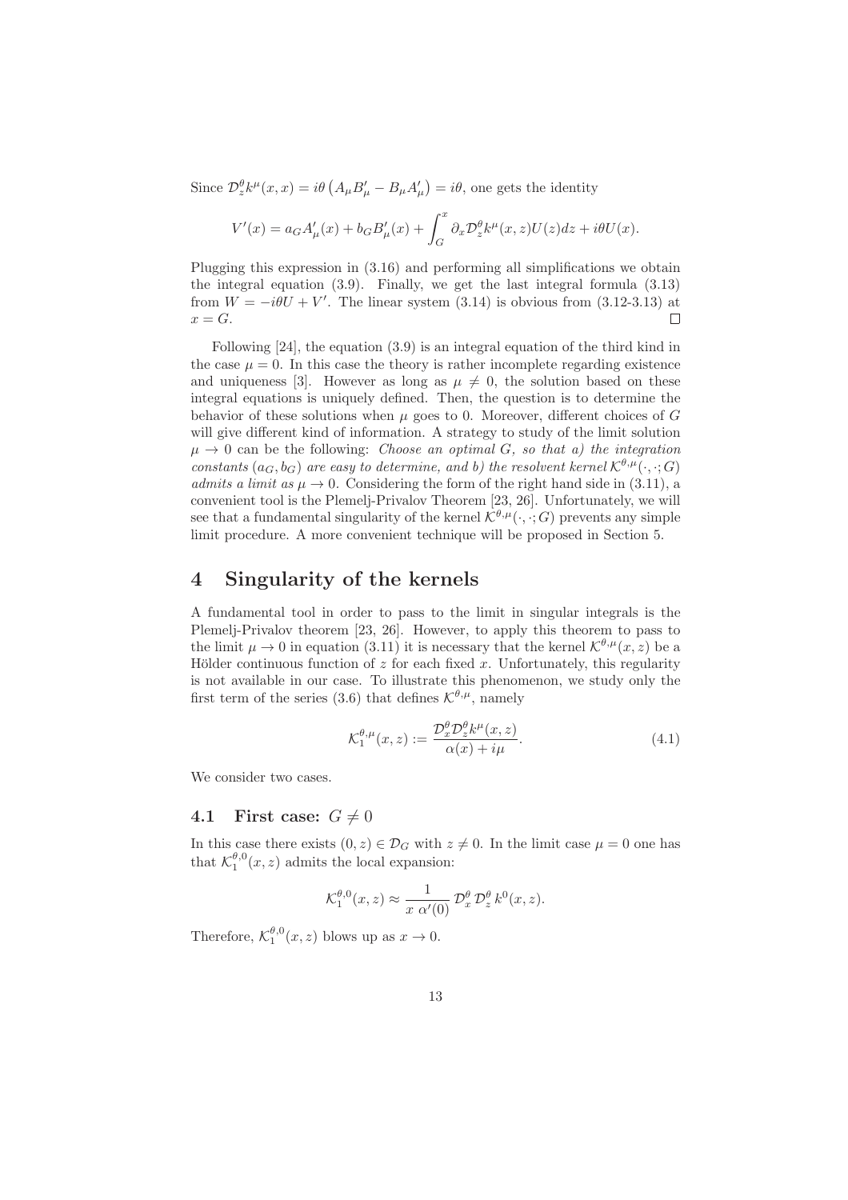Since $\mathcal{D}_z^\theta k^\mu(x,x) = i\theta\left(A_\mu B_\mu' - B_\mu A_\mu'\right) = i\theta$, one gets the identity

$$V'(x) = a_G A_\mu'(x) + b_G B_\mu'(x) + \int_G^x \partial_x \mathcal{D}_z^\theta k^\mu(x,z) U(z) dz + i\theta U(x).$$

Plugging this expression in (3.16) and performing all simplifications we obtain the integral equation (3.9). Finally, we get the last integral formula (3.13) from $W = -i\theta U + V'$. The linear system (3.14) is obvious from (3.12-3.13) at $x = G$. □

Following [24], the equation (3.9) is an integral equation of the third kind in the case $\mu = 0$. In this case the theory is rather incomplete regarding existence and uniqueness [3]. However as long as $\mu \neq 0$, the solution based on these integral equations is uniquely defined. Then, the question is to determine the behavior of these solutions when $\mu$ goes to 0. Moreover, different choices of $G$ will give different kind of information. A strategy to study of the limit solution $\mu \to 0$ can be the following: *Choose an optimal $G$, so that a) the integration constants $(a_G, b_G)$ are easy to determine, and b) the resolvent kernel $\mathcal{K}^{\theta,\mu}(\cdot,\cdot;G)$ admits a limit as $\mu \to 0$.* Considering the form of the right hand side in (3.11), a convenient tool is the Plemelj-Privalov Theorem [23, 26]. Unfortunately, we will see that a fundamental singularity of the kernel $\mathcal{K}^{\theta,\mu}(\cdot,\cdot;G)$ prevents any simple limit procedure. A more convenient technique will be proposed in Section 5.

# 4 Singularity of the kernels

A fundamental tool in order to pass to the limit in singular integrals is the Plemelj-Privalov theorem [23, 26]. However, to apply this theorem to pass to the limit $\mu \to 0$ in equation (3.11) it is necessary that the kernel $\mathcal{K}^{\theta,\mu}(x,z)$ be a Hölder continuous function of $z$ for each fixed $x$. Unfortunately, this regularity is not available in our case. To illustrate this phenomenon, we study only the first term of the series (3.6) that defines $\mathcal{K}^{\theta,\mu}$, namely

$$\mathcal{K}_1^{\theta,\mu}(x,z) := \frac{\mathcal{D}_x^\theta \mathcal{D}_z^\theta k^\mu(x,z)}{\alpha(x) + i\mu}. \tag{4.1}$$

We consider two cases.

## 4.1 First case: $G \neq 0$

In this case there exists $(0,z) \in \mathcal{D}_G$ with $z \neq 0$. In the limit case $\mu = 0$ one has that $\mathcal{K}_1^{\theta,0}(x,z)$ admits the local expansion:

$$\mathcal{K}_1^{\theta,0}(x,z) \approx \frac{1}{x\ \alpha'(0)}\ \mathcal{D}_x^\theta\, \mathcal{D}_z^\theta\, k^0(x,z).$$

Therefore, $\mathcal{K}_1^{\theta,0}(x,z)$ blows up as $x \to 0$.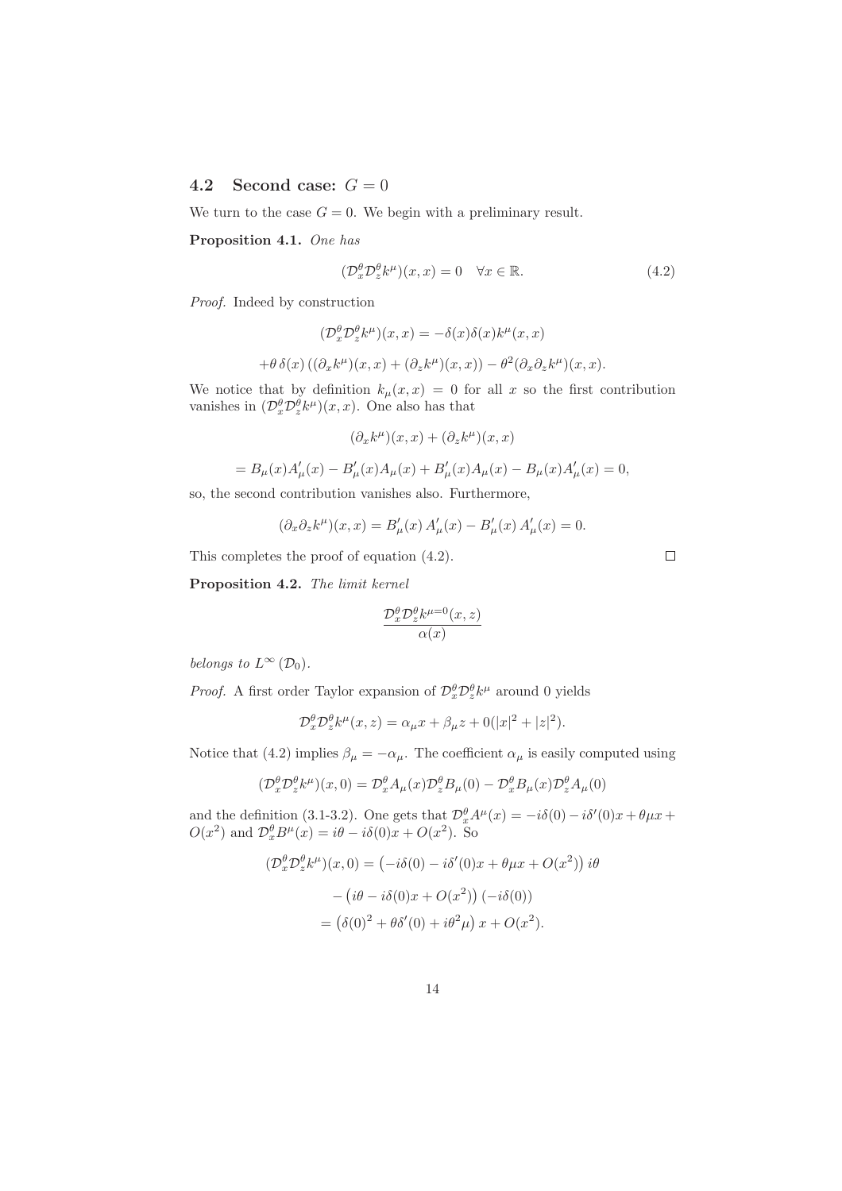### 4.2 Second case: $G = 0$

We turn to the case $G = 0$. We begin with a preliminary result.

**Proposition 4.1.** *One has*

$$(\mathcal{D}_x^\theta \mathcal{D}_z^\theta k^\mu)(x,x) = 0 \quad \forall x \in \mathbb{R}. \tag{4.2}$$

*Proof.* Indeed by construction

$$(\mathcal{D}_x^\theta \mathcal{D}_z^\theta k^\mu)(x,x) = -\delta(x)\delta(x)k^\mu(x,x)$$

$$+\theta\,\delta(x)\left((\partial_x k^\mu)(x,x) + (\partial_z k^\mu)(x,x)\right) - \theta^2(\partial_x\partial_z k^\mu)(x,x).$$

We notice that by definition $k_\mu(x,x) = 0$ for all $x$ so the first contribution vanishes in $(\mathcal{D}_x^\theta \mathcal{D}_z^\theta k^\mu)(x,x)$. One also has that

$$(\partial_x k^\mu)(x,x) + (\partial_z k^\mu)(x,x)$$

$$= B_\mu(x)A'_\mu(x) - B'_\mu(x)A_\mu(x) + B'_\mu(x)A_\mu(x) - B_\mu(x)A'_\mu(x) = 0,$$

so, the second contribution vanishes also. Furthermore,

$$(\partial_x\partial_z k^\mu)(x,x) = B'_\mu(x)\,A'_\mu(x) - B'_\mu(x)\,A'_\mu(x) = 0.$$

This completes the proof of equation (4.2). $\square$

**Proposition 4.2.** *The limit kernel*

$$\frac{\mathcal{D}_x^\theta \mathcal{D}_z^\theta k^{\mu=0}(x,z)}{\alpha(x)}$$

*belongs to* $L^\infty(\mathcal{D}_0)$.

*Proof.* A first order Taylor expansion of $\mathcal{D}_x^\theta \mathcal{D}_z^\theta k^\mu$ around 0 yields

$$\mathcal{D}_x^\theta \mathcal{D}_z^\theta k^\mu(x,z) = \alpha_\mu x + \beta_\mu z + 0(|x|^2 + |z|^2).$$

Notice that (4.2) implies $\beta_\mu = -\alpha_\mu$. The coefficient $\alpha_\mu$ is easily computed using

$$(\mathcal{D}_x^\theta \mathcal{D}_z^\theta k^\mu)(x,0) = \mathcal{D}_x^\theta A_\mu(x)\mathcal{D}_z^\theta B_\mu(0) - \mathcal{D}_x^\theta B_\mu(x)\mathcal{D}_z^\theta A_\mu(0)$$

and the definition (3.1-3.2). One gets that $\mathcal{D}_x^\theta A^\mu(x) = -i\delta(0) - i\delta'(0)x + \theta\mu x + O(x^2)$ and $\mathcal{D}_x^\theta B^\mu(x) = i\theta - i\delta(0)x + O(x^2)$. So

$$(\mathcal{D}_x^\theta \mathcal{D}_z^\theta k^\mu)(x,0) = \left(-i\delta(0) - i\delta'(0)x + \theta\mu x + O(x^2)\right)i\theta$$

$$-\left(i\theta - i\delta(0)x + O(x^2)\right)\left(-i\delta(0)\right)$$

$$= \left(\delta(0)^2 + \theta\delta'(0) + i\theta^2\mu\right)x + O(x^2).$$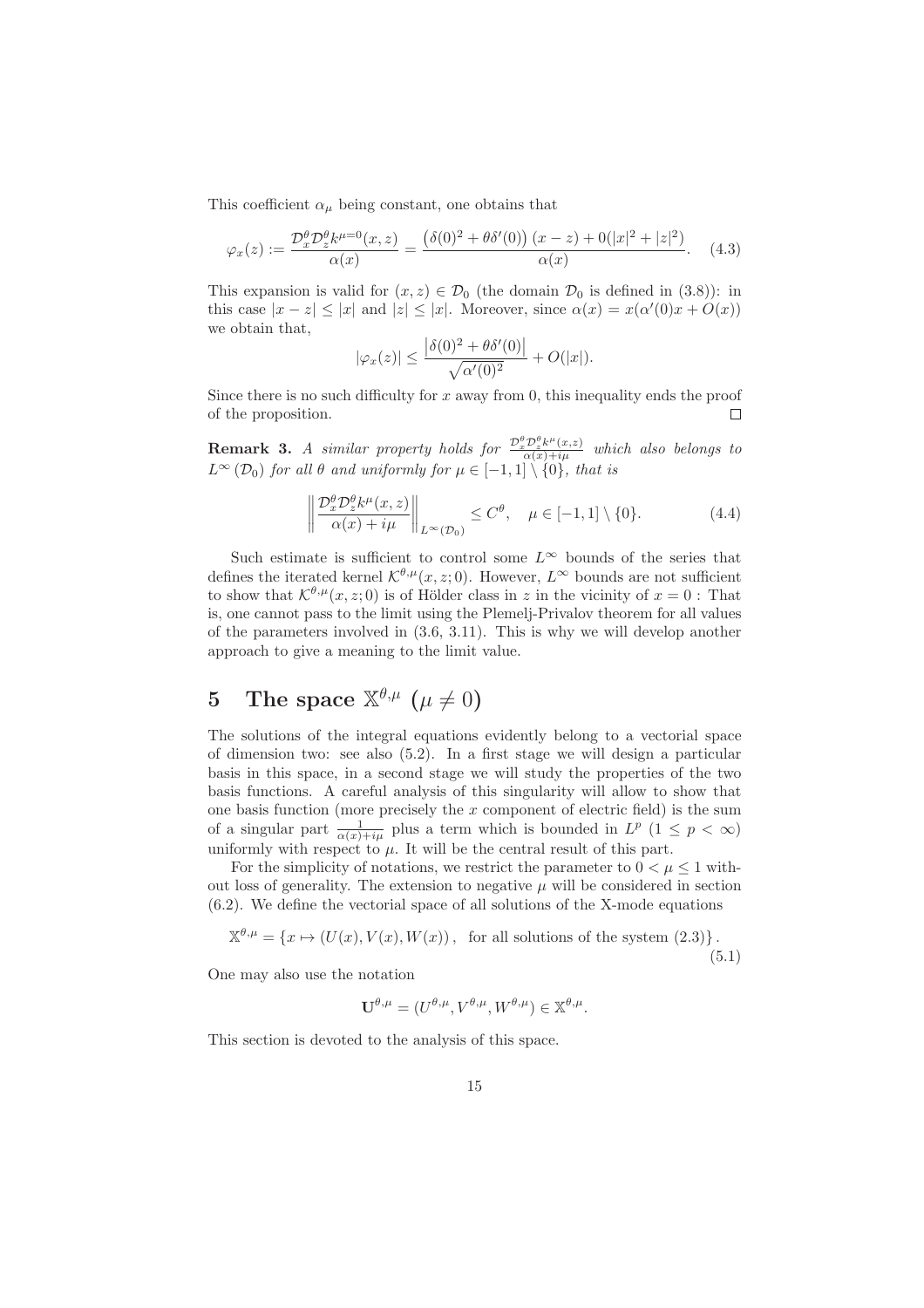This coefficient $\alpha_\mu$ being constant, one obtains that

$$\varphi_x(z) := \frac{\mathcal{D}_x^\theta \mathcal{D}_z^\theta k^{\mu=0}(x,z)}{\alpha(x)} = \frac{\left(\delta(0)^2 + \theta\delta'(0)\right)(x-z) + 0(|x|^2 + |z|^2)}{\alpha(x)}. \quad (4.3)$$

This expansion is valid for $(x, z) \in \mathcal{D}_0$ (the domain $\mathcal{D}_0$ is defined in (3.8)): in this case $|x - z| \leq |x|$ and $|z| \leq |x|$. Moreover, since $\alpha(x) = x(\alpha'(0)x + O(x))$ we obtain that,

$$|\varphi_x(z)| \leq \frac{\left|\delta(0)^2 + \theta\delta'(0)\right|}{\sqrt{\alpha'(0)^2}} + O(|x|).$$

Since there is no such difficulty for $x$ away from 0, this inequality ends the proof of the proposition. □

**Remark 3.** *A similar property holds for* $\frac{\mathcal{D}_x^\theta \mathcal{D}_z^\theta k^\mu(x,z)}{\alpha(x)+i\mu}$ *which also belongs to* $L^\infty(\mathcal{D}_0)$ *for all* $\theta$ *and uniformly for* $\mu \in [-1,1] \setminus \{0\}$*, that is*

$$\left\| \frac{\mathcal{D}_x^\theta \mathcal{D}_z^\theta k^\mu(x,z)}{\alpha(x) + i\mu} \right\|_{L^\infty(\mathcal{D}_0)} \leq C^\theta, \quad \mu \in [-1,1] \setminus \{0\}. \quad (4.4)$$

Such estimate is sufficient to control some $L^\infty$ bounds of the series that defines the iterated kernel $\mathcal{K}^{\theta,\mu}(x, z; 0)$. However, $L^\infty$ bounds are not sufficient to show that $\mathcal{K}^{\theta,\mu}(x, z; 0)$ is of Hölder class in $z$ in the vicinity of $x = 0$ : That is, one cannot pass to the limit using the Plemelj-Privalov theorem for all values of the parameters involved in (3.6, 3.11). This is why we will develop another approach to give a meaning to the limit value.

# 5 The space $\mathbb{X}^{\theta,\mu}$ ($\mu \neq 0$)

The solutions of the integral equations evidently belong to a vectorial space of dimension two: see also (5.2). In a first stage we will design a particular basis in this space, in a second stage we will study the properties of the two basis functions. A careful analysis of this singularity will allow to show that one basis function (more precisely the $x$ component of electric field) is the sum of a singular part $\frac{1}{\alpha(x)+i\mu}$ plus a term which is bounded in $L^p$ ($1 \leq p < \infty$) uniformly with respect to $\mu$. It will be the central result of this part.

For the simplicity of notations, we restrict the parameter to $0 < \mu \leq 1$ without loss of generality. The extension to negative $\mu$ will be considered in section (6.2). We define the vectorial space of all solutions of the X-mode equations

$$\mathbb{X}^{\theta,\mu} = \{x \mapsto (U(x), V(x), W(x)), \text{ for all solutions of the system (2.3)}\}. \quad (5.1)$$

One may also use the notation

$$\mathbf{U}^{\theta,\mu} = (U^{\theta,\mu}, V^{\theta,\mu}, W^{\theta,\mu}) \in \mathbb{X}^{\theta,\mu}.$$

This section is devoted to the analysis of this space.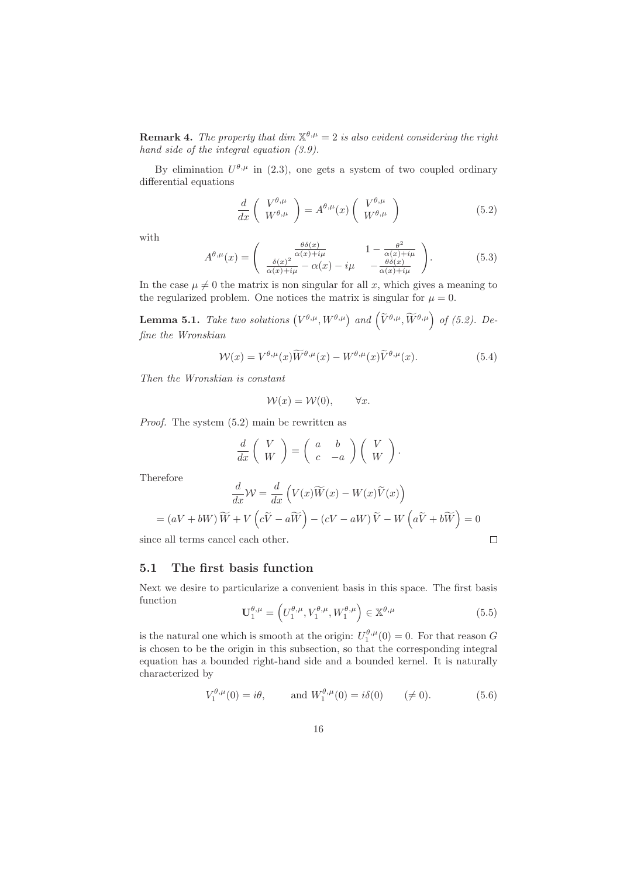**Remark 4.** *The property that dim $\mathbb{X}^{\theta,\mu} = 2$ is also evident considering the right hand side of the integral equation (3.9).*

By elimination $U^{\theta,\mu}$ in (2.3), one gets a system of two coupled ordinary differential equations

$$\frac{d}{dx}\begin{pmatrix} V^{\theta,\mu} \\ W^{\theta,\mu} \end{pmatrix} = A^{\theta,\mu}(x)\begin{pmatrix} V^{\theta,\mu} \\ W^{\theta,\mu} \end{pmatrix} \tag{5.2}$$

with

$$A^{\theta,\mu}(x) = \begin{pmatrix} \frac{\theta\delta(x)}{\alpha(x)+i\mu} & 1 - \frac{\theta^2}{\alpha(x)+i\mu} \\ \frac{\delta(x)^2}{\alpha(x)+i\mu} - \alpha(x) - i\mu & -\frac{\theta\delta(x)}{\alpha(x)+i\mu} \end{pmatrix}. \tag{5.3}$$

In the case $\mu \neq 0$ the matrix is non singular for all $x$, which gives a meaning to the regularized problem. One notices the matrix is singular for $\mu = 0$.

**Lemma 5.1.** *Take two solutions $\left(V^{\theta,\mu}, W^{\theta,\mu}\right)$ and $\left(\widetilde{V}^{\theta,\mu}, \widetilde{W}^{\theta,\mu}\right)$ of (5.2). Define the Wronskian*

$$\mathcal{W}(x) = V^{\theta,\mu}(x)\widetilde{W}^{\theta,\mu}(x) - W^{\theta,\mu}(x)\widetilde{V}^{\theta,\mu}(x). \tag{5.4}$$

*Then the Wronskian is constant*

$$\mathcal{W}(x) = \mathcal{W}(0), \qquad \forall x.$$

*Proof.* The system (5.2) main be rewritten as

$$\frac{d}{dx}\begin{pmatrix} V \\ W \end{pmatrix} = \begin{pmatrix} a & b \\ c & -a \end{pmatrix}\begin{pmatrix} V \\ W \end{pmatrix}.$$

Therefore

$$\frac{d}{dx}\mathcal{W} = \frac{d}{dx}\left(V(x)\widetilde{W}(x) - W(x)\widetilde{V}(x)\right)$$

$$= (aV + bW)\widetilde{W} + V\left(c\widetilde{V} - a\widetilde{W}\right) - (cV - aW)\widetilde{V} - W\left(a\widetilde{V} + b\widetilde{W}\right) = 0$$

since all terms cancel each other. ∎

## 5.1 The first basis function

Next we desire to particularize a convenient basis in this space. The first basis function

$$\mathbf{U}_1^{\theta,\mu} = \left(U_1^{\theta,\mu}, V_1^{\theta,\mu}, W_1^{\theta,\mu}\right) \in \mathbb{X}^{\theta,\mu} \tag{5.5}$$

is the natural one which is smooth at the origin: $U_1^{\theta,\mu}(0) = 0$. For that reason $G$ is chosen to be the origin in this subsection, so that the corresponding integral equation has a bounded right-hand side and a bounded kernel. It is naturally characterized by

$$V_1^{\theta,\mu}(0) = i\theta, \qquad \text{and } W_1^{\theta,\mu}(0) = i\delta(0) \qquad (\neq 0). \tag{5.6}$$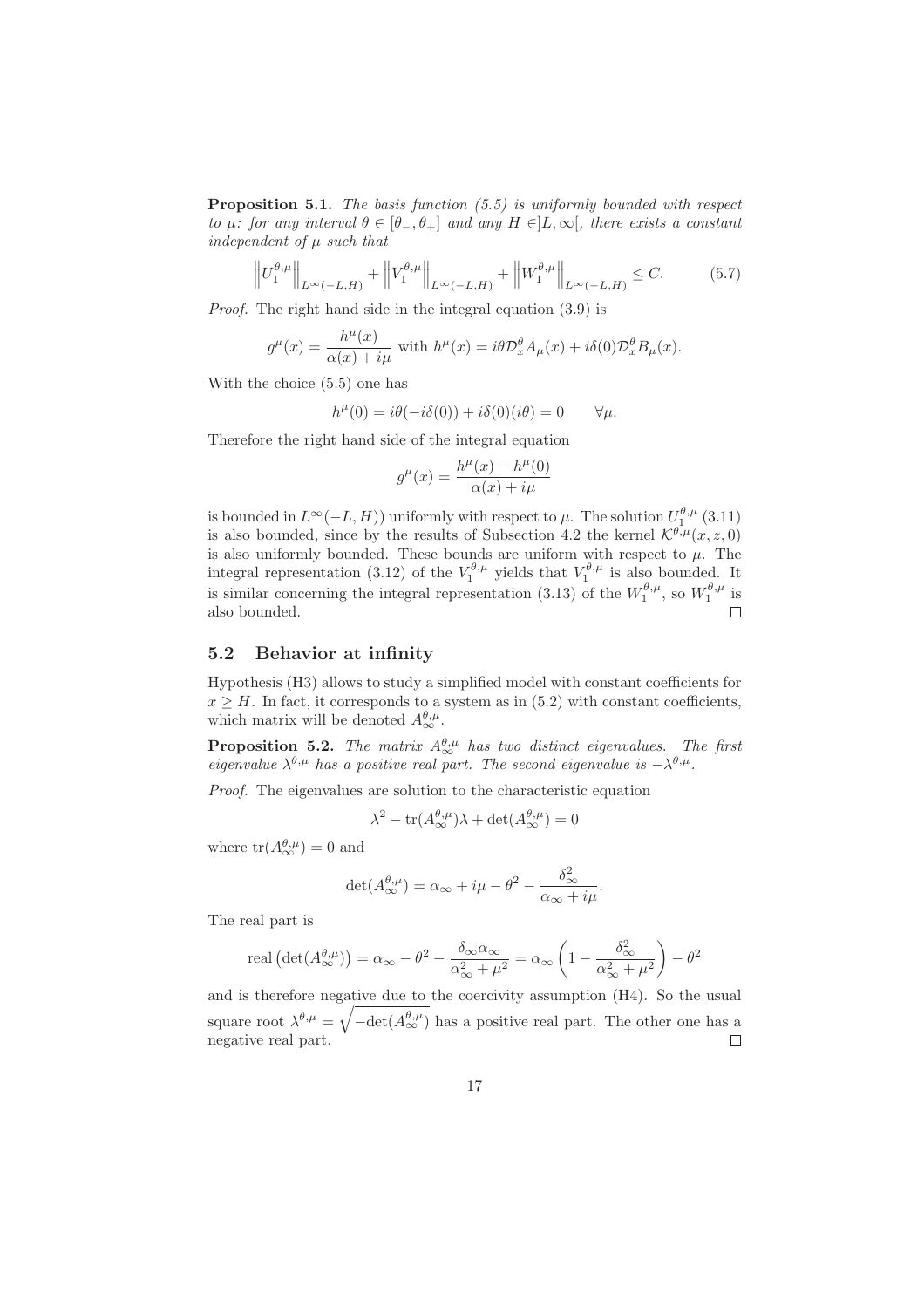**Proposition 5.1.** *The basis function (5.5) is uniformly bounded with respect to $\mu$: for any interval $\theta \in [\theta_-, \theta_+]$ and any $H \in ]L, \infty[$, there exists a constant independent of $\mu$ such that*

$$\left\| U_1^{\theta,\mu} \right\|_{L^\infty(-L,H)} + \left\| V_1^{\theta,\mu} \right\|_{L^\infty(-L,H)} + \left\| W_1^{\theta,\mu} \right\|_{L^\infty(-L,H)} \leq C. \tag{5.7}$$

*Proof.* The right hand side in the integral equation (3.9) is

$$g^\mu(x) = \frac{h^\mu(x)}{\alpha(x) + i\mu} \text{ with } h^\mu(x) = i\theta \mathcal{D}_x^\theta A_\mu(x) + i\delta(0)\mathcal{D}_x^\theta B_\mu(x).$$

With the choice (5.5) one has

$$h^\mu(0) = i\theta(-i\delta(0)) + i\delta(0)(i\theta) = 0 \qquad \forall \mu.$$

Therefore the right hand side of the integral equation

$$g^\mu(x) = \frac{h^\mu(x) - h^\mu(0)}{\alpha(x) + i\mu}$$

is bounded in $L^\infty(-L, H))$ uniformly with respect to $\mu$. The solution $U_1^{\theta,\mu}$ (3.11) is also bounded, since by the results of Subsection 4.2 the kernel $\mathcal{K}^{\theta,\mu}(x, z, 0)$ is also uniformly bounded. These bounds are uniform with respect to $\mu$. The integral representation (3.12) of the $V_1^{\theta,\mu}$ yields that $V_1^{\theta,\mu}$ is also bounded. It is similar concerning the integral representation (3.13) of the $W_1^{\theta,\mu}$, so $W_1^{\theta,\mu}$ is also bounded. $\square$

## 5.2 Behavior at infinity

Hypothesis (H3) allows to study a simplified model with constant coefficients for $x \geq H$. In fact, it corresponds to a system as in (5.2) with constant coefficients, which matrix will be denoted $A_\infty^{\theta,\mu}$.

**Proposition 5.2.** *The matrix $A_\infty^{\theta,\mu}$ has two distinct eigenvalues. The first eigenvalue $\lambda^{\theta,\mu}$ has a positive real part. The second eigenvalue is $-\lambda^{\theta,\mu}$.*

*Proof.* The eigenvalues are solution to the characteristic equation

$$\lambda^2 - \text{tr}(A_\infty^{\theta,\mu})\lambda + \det(A_\infty^{\theta,\mu}) = 0$$

where $\text{tr}(A_\infty^{\theta,\mu}) = 0$ and

$$\det(A_\infty^{\theta,\mu}) = \alpha_\infty + i\mu - \theta^2 - \frac{\delta_\infty^2}{\alpha_\infty + i\mu}.$$

The real part is

$$\text{real}\left(\det(A_\infty^{\theta,\mu})\right) = \alpha_\infty - \theta^2 - \frac{\delta_\infty \alpha_\infty}{\alpha_\infty^2 + \mu^2} = \alpha_\infty \left(1 - \frac{\delta_\infty^2}{\alpha_\infty^2 + \mu^2}\right) - \theta^2$$

and is therefore negative due to the coercivity assumption (H4). So the usual square root $\lambda^{\theta,\mu} = \sqrt{-\det(A_\infty^{\theta,\mu})}$ has a positive real part. The other one has a negative real part. $\square$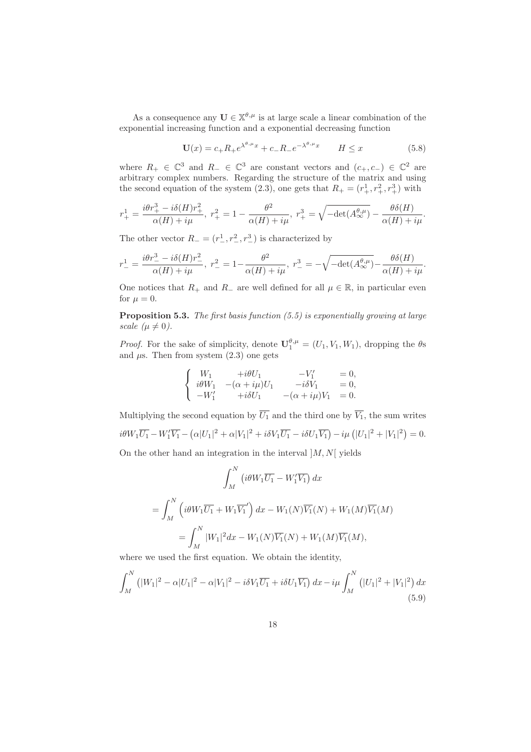As a consequence any $\mathbf{U} \in \mathbb{X}^{\theta,\mu}$ is at large scale a linear combination of the exponential increasing function and a exponential decreasing function

$$\mathbf{U}(x) = c_+ R_+ e^{\lambda^{\theta,\mu} x} + c_- R_- e^{-\lambda^{\theta,\mu} x} \qquad H \leq x \tag{5.8}$$

where $R_+ \in \mathbb{C}^3$ and $R_- \in \mathbb{C}^3$ are constant vectors and $(c_+, c_-) \in \mathbb{C}^2$ are arbitrary complex numbers. Regarding the structure of the matrix and using the second equation of the system (2.3), one gets that $R_+ = (r_+^1, r_+^2, r_+^3)$ with

$$r_+^1 = \frac{i\theta r_+^3 - i\delta(H) r_+^2}{\alpha(H) + i\mu},\ r_+^2 = 1 - \frac{\theta^2}{\alpha(H) + i\mu},\ r_+^3 = \sqrt{-\det(A_\infty^{\theta,\mu})} - \frac{\theta\delta(H)}{\alpha(H) + i\mu}.$$

The other vector $R_- = (r_-^1, r_-^2, r_-^3)$ is characterized by

$$r_-^1 = \frac{i\theta r_-^3 - i\delta(H) r_-^2}{\alpha(H) + i\mu},\ r_-^2 = 1 - \frac{\theta^2}{\alpha(H) + i\mu},\ r_-^3 = -\sqrt{-\det(A_\infty^{\theta,\mu})} - \frac{\theta\delta(H)}{\alpha(H) + i\mu}.$$

One notices that $R_+$ and $R_-$ are well defined for all $\mu \in \mathbb{R}$, in particular even for $\mu = 0$.

**Proposition 5.3.** *The first basis function (5.5) is exponentially growing at large scale ($\mu \neq 0$).*

*Proof.* For the sake of simplicity, denote $\mathbf{U}_1^{\theta,\mu} = (U_1, V_1, W_1)$, dropping the $\theta$s and $\mu$s. Then from system (2.3) one gets

$$\left\{ \begin{array}{llll} W_1 & +i\theta U_1 & -V_1' & = 0, \\ i\theta W_1 & -(\alpha + i\mu) U_1 & -i\delta V_1 & = 0, \\ -W_1' & +i\delta U_1 & -(\alpha + i\mu) V_1 & = 0. \end{array} \right.$$

Multiplying the second equation by $\overline{U_1}$ and the third one by $\overline{V_1}$, the sum writes

$$i\theta W_1 \overline{U_1} - W_1' \overline{V_1} - \left(\alpha |U_1|^2 + \alpha |V_1|^2 + i\delta V_1 \overline{U_1} - i\delta U_1 \overline{V_1}\right) - i\mu\left(|U_1|^2 + |V_1|^2\right) = 0.$$

On the other hand an integration in the interval $]M, N[$ yields

$$\int_M^N \left(i\theta W_1 \overline{U_1} - W_1' \overline{V_1}\right) dx$$

$$= \int_M^N \left(i\theta W_1 \overline{U_1} + W_1 \overline{V_1}'\right) dx - W_1(N)\overline{V_1}(N) + W_1(M)\overline{V_1}(M)$$

$$= \int_M^N |W_1|^2 dx - W_1(N)\overline{V_1}(N) + W_1(M)\overline{V_1}(M),$$

where we used the first equation. We obtain the identity,

$$\int_M^N \left(|W_1|^2 - \alpha |U_1|^2 - \alpha |V_1|^2 - i\delta V_1 \overline{U_1} + i\delta U_1 \overline{V_1}\right) dx - i\mu \int_M^N \left(|U_1|^2 + |V_1|^2\right) dx \tag{5.9}$$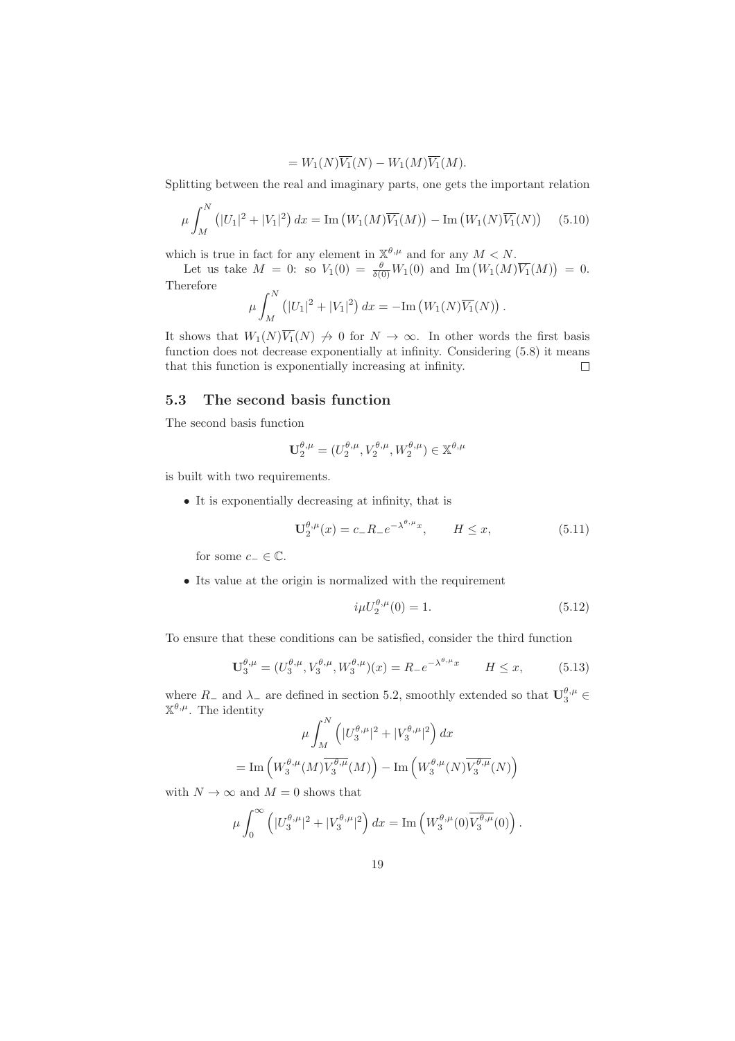$$= W_1(N)\overline{V_1}(N) - W_1(M)\overline{V_1}(M).$$

Splitting between the real and imaginary parts, one gets the important relation

$$\mu \int_M^N \left(|U_1|^2 + |V_1|^2\right) dx = \mathrm{Im}\left(W_1(M)\overline{V_1}(M)\right) - \mathrm{Im}\left(W_1(N)\overline{V_1}(N)\right) \quad (5.10)$$

which is true in fact for any element in $\mathbb{X}^{\theta,\mu}$ and for any $M < N$.

Let us take $M = 0$: so $V_1(0) = \frac{\theta}{\delta(0)} W_1(0)$ and $\mathrm{Im}\left(W_1(M)\overline{V_1}(M)\right) = 0$. Therefore

$$\mu \int_M^N \left(|U_1|^2 + |V_1|^2\right) dx = -\mathrm{Im}\left(W_1(N)\overline{V_1}(N)\right).$$

It shows that $W_1(N)\overline{V_1}(N) \not\to 0$ for $N \to \infty$. In other words the first basis function does not decrease exponentially at infinity. Considering (5.8) it means that this function is exponentially increasing at infinity. $\square$

## 5.3 The second basis function

The second basis function

$$\mathbf{U}_2^{\theta,\mu} = (U_2^{\theta,\mu}, V_2^{\theta,\mu}, W_2^{\theta,\mu}) \in \mathbb{X}^{\theta,\mu}$$

is built with two requirements.

- It is exponentially decreasing at infinity, that is

$$\mathbf{U}_2^{\theta,\mu}(x) = c_- R_- e^{-\lambda^{\theta,\mu} x}, \qquad H \leq x, \quad (5.11)$$

  for some $c_- \in \mathbb{C}$.

- Its value at the origin is normalized with the requirement

$$i\mu U_2^{\theta,\mu}(0) = 1. \quad (5.12)$$

To ensure that these conditions can be satisfied, consider the third function

$$\mathbf{U}_3^{\theta,\mu} = (U_3^{\theta,\mu}, V_3^{\theta,\mu}, W_3^{\theta,\mu})(x) = R_- e^{-\lambda^{\theta,\mu} x} \qquad H \leq x, \quad (5.13)$$

where $R_-$ and $\lambda_-$ are defined in section 5.2, smoothly extended so that $\mathbf{U}_3^{\theta,\mu} \in \mathbb{X}^{\theta,\mu}$. The identity

$$\mu \int_M^N \left(|U_3^{\theta,\mu}|^2 + |V_3^{\theta,\mu}|^2\right) dx$$

$$= \mathrm{Im}\left(W_3^{\theta,\mu}(M)\overline{V_3^{\theta,\mu}}(M)\right) - \mathrm{Im}\left(W_3^{\theta,\mu}(N)\overline{V_3^{\theta,\mu}}(N)\right)$$

with $N \to \infty$ and $M = 0$ shows that

$$\mu \int_0^\infty \left(|U_3^{\theta,\mu}|^2 + |V_3^{\theta,\mu}|^2\right) dx = \mathrm{Im}\left(W_3^{\theta,\mu}(0)\overline{V_3^{\theta,\mu}}(0)\right).$$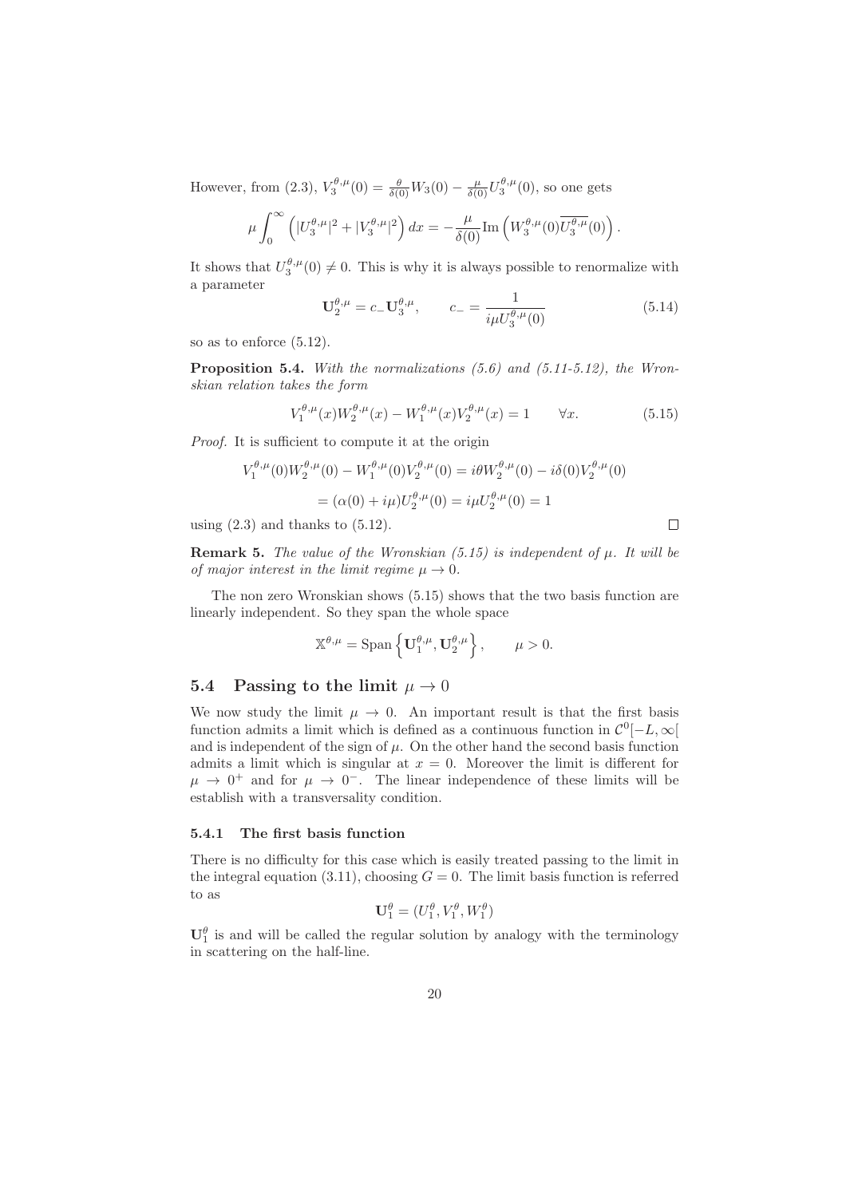However, from (2.3), $V_3^{\theta,\mu}(0) = \frac{\theta}{\delta(0)} W_3(0) - \frac{\mu}{\delta(0)} U_3^{\theta,\mu}(0)$, so one gets

$$\mu \int_0^\infty \left( |U_3^{\theta,\mu}|^2 + |V_3^{\theta,\mu}|^2 \right) dx = -\frac{\mu}{\delta(0)} \mathrm{Im} \left( W_3^{\theta,\mu}(0) \overline{U_3^{\theta,\mu}}(0) \right).$$

It shows that $U_3^{\theta,\mu}(0) \neq 0$. This is why it is always possible to renormalize with a parameter

$$\mathbf{U}_2^{\theta,\mu} = c_- \mathbf{U}_3^{\theta,\mu}, \qquad c_- = \frac{1}{i\mu U_3^{\theta,\mu}(0)} \tag{5.14}$$

so as to enforce (5.12).

**Proposition 5.4.** *With the normalizations (5.6) and (5.11-5.12), the Wronskian relation takes the form*

$$V_1^{\theta,\mu}(x) W_2^{\theta,\mu}(x) - W_1^{\theta,\mu}(x) V_2^{\theta,\mu}(x) = 1 \qquad \forall x. \tag{5.15}$$

*Proof.* It is sufficient to compute it at the origin

$$V_1^{\theta,\mu}(0) W_2^{\theta,\mu}(0) - W_1^{\theta,\mu}(0) V_2^{\theta,\mu}(0) = i\theta W_2^{\theta,\mu}(0) - i\delta(0) V_2^{\theta,\mu}(0)$$
$$= (\alpha(0) + i\mu) U_2^{\theta,\mu}(0) = i\mu U_2^{\theta,\mu}(0) = 1$$

using (2.3) and thanks to (5.12). $\square$

**Remark 5.** *The value of the Wronskian (5.15) is independent of $\mu$. It will be of major interest in the limit regime $\mu \to 0$.*

The non zero Wronskian shows (5.15) shows that the two basis function are linearly independent. So they span the whole space

$$\mathbb{X}^{\theta,\mu} = \mathrm{Span} \left\{ \mathbf{U}_1^{\theta,\mu}, \mathbf{U}_2^{\theta,\mu} \right\}, \qquad \mu > 0.$$

## 5.4 Passing to the limit $\mu \to 0$

We now study the limit $\mu \to 0$. An important result is that the first basis function admits a limit which is defined as a continuous function in $\mathcal{C}^0[-L, \infty[$ and is independent of the sign of $\mu$. On the other hand the second basis function admits a limit which is singular at $x = 0$. Moreover the limit is different for $\mu \to 0^+$ and for $\mu \to 0^-$. The linear independence of these limits will be establish with a transversality condition.

### 5.4.1 The first basis function

There is no difficulty for this case which is easily treated passing to the limit in the integral equation (3.11), choosing $G = 0$. The limit basis function is referred to as

$$\mathbf{U}_1^\theta = (U_1^\theta, V_1^\theta, W_1^\theta)$$

$\mathbf{U}_1^\theta$ is and will be called the regular solution by analogy with the terminology in scattering on the half-line.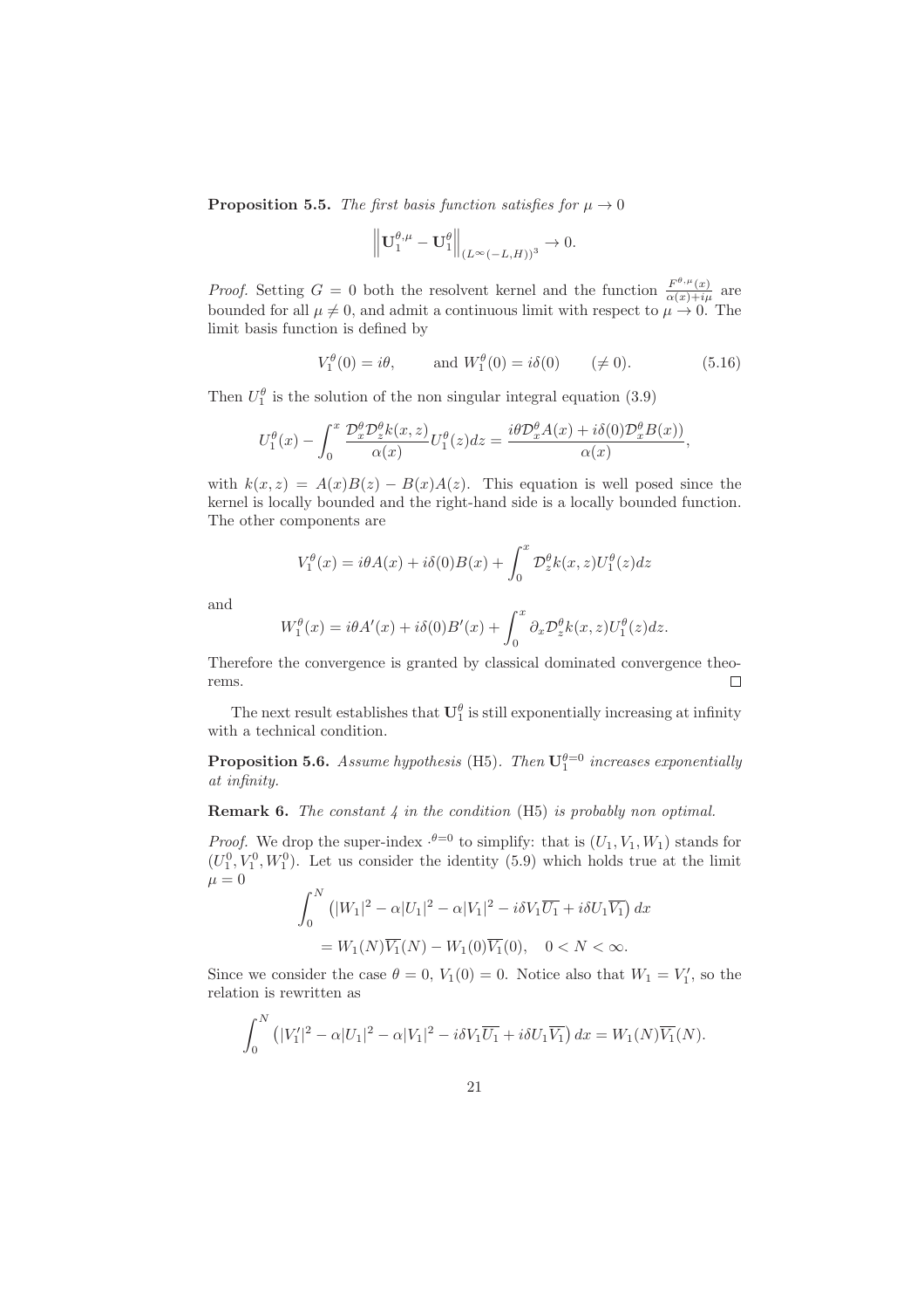**Proposition 5.5.** *The first basis function satisfies for $\mu \to 0$*

$$\left\| \mathbf{U}_1^{\theta,\mu} - \mathbf{U}_1^{\theta} \right\|_{(L^\infty(-L,H))^3} \to 0.$$

*Proof.* Setting $G = 0$ both the resolvent kernel and the function $\frac{F^{\theta,\mu}(x)}{\alpha(x)+i\mu}$ are bounded for all $\mu \neq 0$, and admit a continuous limit with respect to $\mu \to 0$. The limit basis function is defined by

$$V_1^\theta(0) = i\theta, \qquad \text{and } W_1^\theta(0) = i\delta(0) \qquad (\neq 0). \tag{5.16}$$

Then $U_1^\theta$ is the solution of the non singular integral equation (3.9)

$$U_1^\theta(x) - \int_0^x \frac{\mathcal{D}_x^\theta \mathcal{D}_z^\theta k(x,z)}{\alpha(x)} U_1^\theta(z) dz = \frac{i\theta \mathcal{D}_x^\theta A(x) + i\delta(0)\mathcal{D}_x^\theta B(x))}{\alpha(x)},$$

with $k(x,z) = A(x)B(z) - B(x)A(z)$. This equation is well posed since the kernel is locally bounded and the right-hand side is a locally bounded function. The other components are

$$V_1^\theta(x) = i\theta A(x) + i\delta(0)B(x) + \int_0^x \mathcal{D}_z^\theta k(x,z) U_1^\theta(z) dz$$

and

$$W_1^\theta(x) = i\theta A'(x) + i\delta(0)B'(x) + \int_0^x \partial_x \mathcal{D}_z^\theta k(x,z) U_1^\theta(z) dz.$$

Therefore the convergence is granted by classical dominated convergence theorems. $\square$

The next result establishes that $\mathbf{U}_1^\theta$ is still exponentially increasing at infinity with a technical condition.

**Proposition 5.6.** *Assume hypothesis* (H5). *Then $\mathbf{U}_1^{\theta=0}$ increases exponentially at infinity.*

**Remark 6.** *The constant 4 in the condition* (H5) *is probably non optimal.*

*Proof.* We drop the super-index $\cdot^{\theta=0}$ to simplify: that is $(U_1, V_1, W_1)$ stands for $(U_1^0, V_1^0, W_1^0)$. Let us consider the identity (5.9) which holds true at the limit $\mu = 0$

$$\int_0^N \left( |W_1|^2 - \alpha |U_1|^2 - \alpha |V_1|^2 - i\delta V_1 \overline{U_1} + i\delta U_1 \overline{V_1} \right) dx$$
$$= W_1(N)\overline{V_1}(N) - W_1(0)\overline{V_1}(0), \quad 0 < N < \infty.$$

Since we consider the case $\theta = 0$, $V_1(0) = 0$. Notice also that $W_1 = V_1'$, so the relation is rewritten as

$$\int_0^N \left( |V_1'|^2 - \alpha |U_1|^2 - \alpha |V_1|^2 - i\delta V_1 \overline{U_1} + i\delta U_1 \overline{V_1} \right) dx = W_1(N)\overline{V_1}(N).$$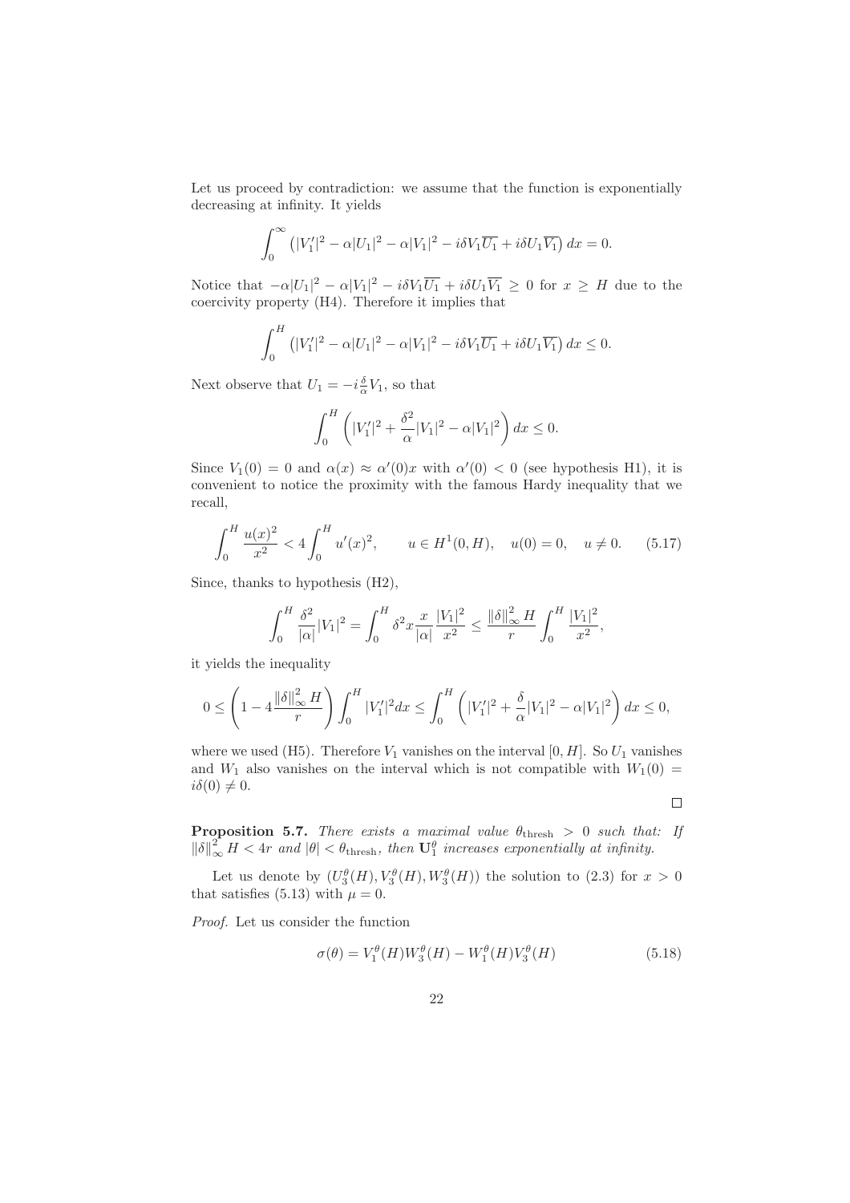Let us proceed by contradiction: we assume that the function is exponentially decreasing at infinity. It yields

$$\int_0^\infty \left(|V_1'|^2 - \alpha|U_1|^2 - \alpha|V_1|^2 - i\delta V_1\overline{U_1} + i\delta U_1\overline{V_1}\right) dx = 0.$$

Notice that $-\alpha|U_1|^2 - \alpha|V_1|^2 - i\delta V_1\overline{U_1} + i\delta U_1\overline{V_1} \geq 0$ for $x \geq H$ due to the coercivity property (H4). Therefore it implies that

$$\int_0^H \left(|V_1'|^2 - \alpha|U_1|^2 - \alpha|V_1|^2 - i\delta V_1\overline{U_1} + i\delta U_1\overline{V_1}\right) dx \leq 0.$$

Next observe that $U_1 = -i\frac{\delta}{\alpha}V_1$, so that

$$\int_0^H \left(|V_1'|^2 + \frac{\delta^2}{\alpha}|V_1|^2 - \alpha|V_1|^2\right) dx \leq 0.$$

Since $V_1(0) = 0$ and $\alpha(x) \approx \alpha'(0)x$ with $\alpha'(0) < 0$ (see hypothesis H1), it is convenient to notice the proximity with the famous Hardy inequality that we recall,

$$\int_0^H \frac{u(x)^2}{x^2} < 4\int_0^H u'(x)^2, \qquad u \in H^1(0,H), \quad u(0) = 0, \quad u \neq 0. \tag{5.17}$$

Since, thanks to hypothesis (H2),

$$\int_0^H \frac{\delta^2}{|\alpha|}|V_1|^2 = \int_0^H \delta^2 x \frac{x}{|\alpha|}\frac{|V_1|^2}{x^2} \leq \frac{\|\delta\|_\infty^2 H}{r}\int_0^H \frac{|V_1|^2}{x^2},$$

it yields the inequality

$$0 \leq \left(1 - 4\frac{\|\delta\|_\infty^2 H}{r}\right)\int_0^H |V_1'|^2 dx \leq \int_0^H \left(|V_1'|^2 + \frac{\delta}{\alpha}|V_1|^2 - \alpha|V_1|^2\right) dx \leq 0,$$

where we used (H5). Therefore $V_1$ vanishes on the interval $[0,H]$. So $U_1$ vanishes and $W_1$ also vanishes on the interval which is not compatible with $W_1(0) = i\delta(0) \neq 0$.

$\square$

**Proposition 5.7.** *There exists a maximal value $\theta_{\rm thresh} > 0$ such that: If $\|\delta\|_\infty^2 H < 4r$ and $|\theta| < \theta_{\rm thresh}$, then $\mathbf{U}_1^\theta$ increases exponentially at infinity.*

Let us denote by $(U_3^\theta(H), V_3^\theta(H), W_3^\theta(H))$ the solution to (2.3) for $x > 0$ that satisfies (5.13) with $\mu = 0$.

*Proof.* Let us consider the function

$$\sigma(\theta) = V_1^\theta(H)W_3^\theta(H) - W_1^\theta(H)V_3^\theta(H) \tag{5.18}$$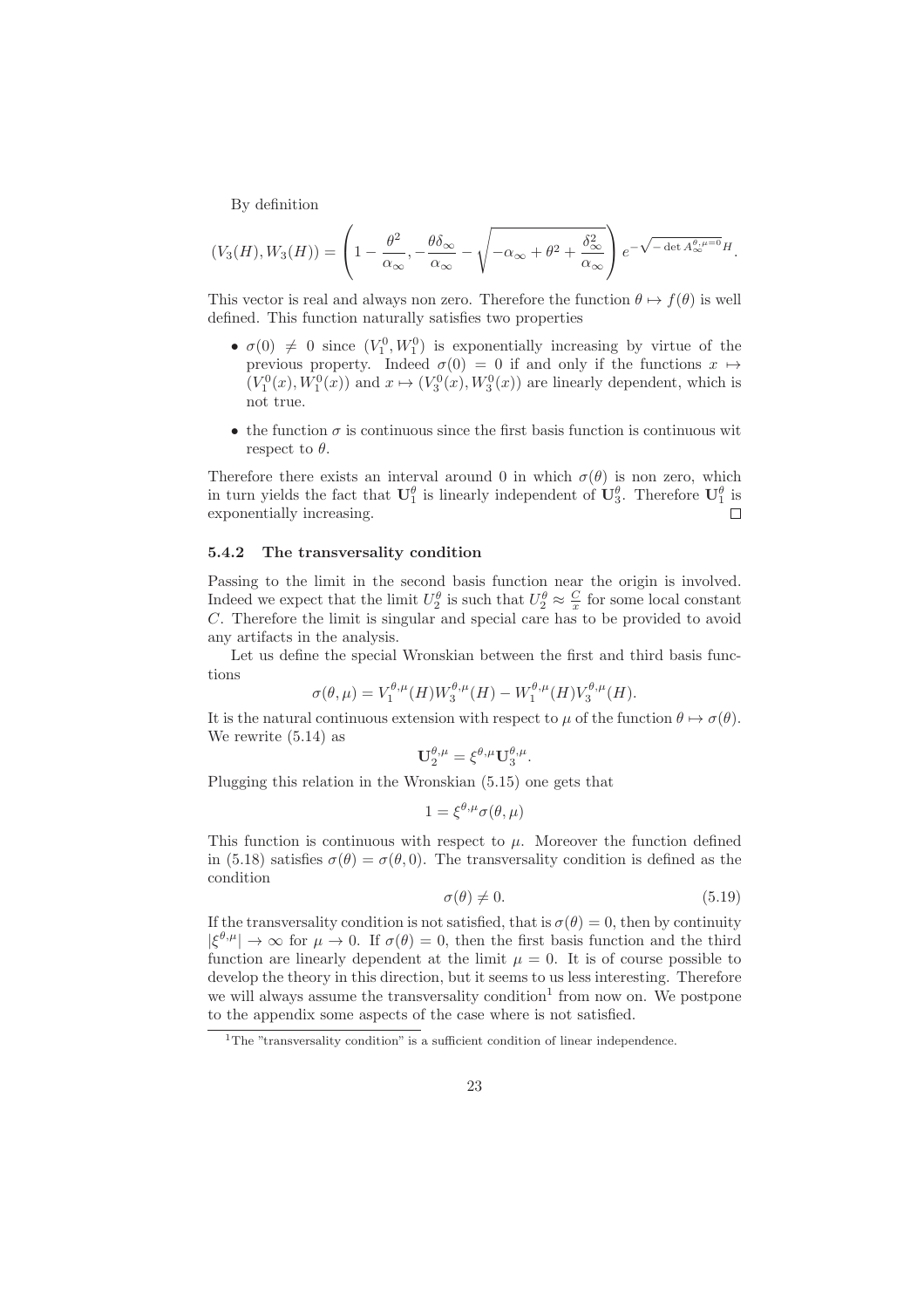By definition

$$(V_3(H), W_3(H)) = \left(1 - \frac{\theta^2}{\alpha_\infty}, -\frac{\theta\delta_\infty}{\alpha_\infty} - \sqrt{-\alpha_\infty + \theta^2 + \frac{\delta_\infty^2}{\alpha_\infty}}\right) e^{-\sqrt{-\det A_\infty^{\theta,\mu=0}}H}.$$

This vector is real and always non zero. Therefore the function $\theta \mapsto f(\theta)$ is well defined. This function naturally satisfies two properties

- $\sigma(0) \neq 0$ since $(V_1^0, W_1^0)$ is exponentially increasing by virtue of the previous property. Indeed $\sigma(0) = 0$ if and only if the functions $x \mapsto (V_1^0(x), W_1^0(x))$ and $x \mapsto (V_3^0(x), W_3^0(x))$ are linearly dependent, which is not true.
- the function $\sigma$ is continuous since the first basis function is continuous wit respect to $\theta$.

Therefore there exists an interval around 0 in which $\sigma(\theta)$ is non zero, which in turn yields the fact that $\mathbf{U}_1^\theta$ is linearly independent of $\mathbf{U}_3^\theta$. Therefore $\mathbf{U}_1^\theta$ is exponentially increasing. □

### 5.4.2 The transversality condition

Passing to the limit in the second basis function near the origin is involved. Indeed we expect that the limit $U_2^\theta$ is such that $U_2^\theta \approx \frac{C}{x}$ for some local constant $C$. Therefore the limit is singular and special care has to be provided to avoid any artifacts in the analysis.

Let us define the special Wronskian between the first and third basis functions

$$\sigma(\theta, \mu) = V_1^{\theta,\mu}(H)W_3^{\theta,\mu}(H) - W_1^{\theta,\mu}(H)V_3^{\theta,\mu}(H).$$

It is the natural continuous extension with respect to $\mu$ of the function $\theta \mapsto \sigma(\theta)$. We rewrite (5.14) as

$$\mathbf{U}_2^{\theta,\mu} = \xi^{\theta,\mu}\mathbf{U}_3^{\theta,\mu}.$$

Plugging this relation in the Wronskian (5.15) one gets that

$$1 = \xi^{\theta,\mu}\sigma(\theta,\mu)$$

This function is continuous with respect to $\mu$. Moreover the function defined in (5.18) satisfies $\sigma(\theta) = \sigma(\theta, 0)$. The transversality condition is defined as the condition

$$\sigma(\theta) \neq 0. \tag{5.19}$$

If the transversality condition is not satisfied, that is $\sigma(\theta) = 0$, then by continuity $|\xi^{\theta,\mu}| \to \infty$ for $\mu \to 0$. If $\sigma(\theta) = 0$, then the first basis function and the third function are linearly dependent at the limit $\mu = 0$. It is of course possible to develop the theory in this direction, but it seems to us less interesting. Therefore we will always assume the transversality condition[1] from now on. We postpone to the appendix some aspects of the case where is not satisfied.

[1] The "transversality condition" is a sufficient condition of linear independence.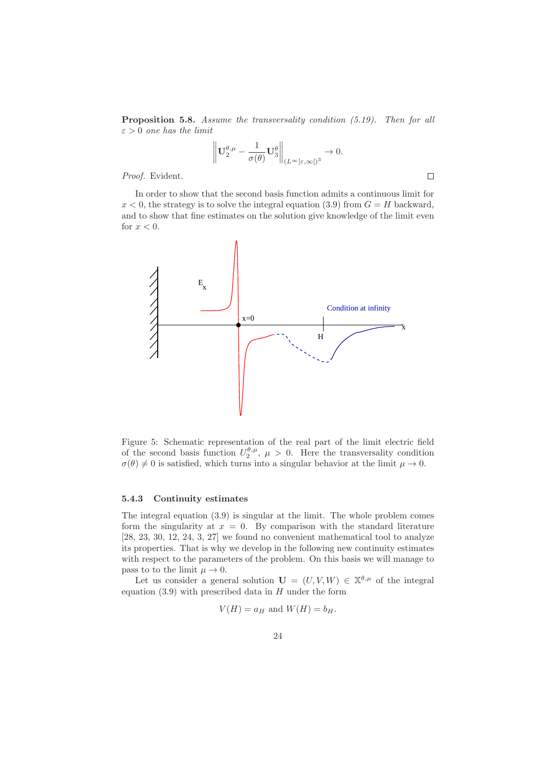**Proposition 5.8.** *Assume the transversality condition (5.19). Then for all $\varepsilon > 0$ one has the limit*

$$\left\| \mathbf{U}_2^{\theta,\mu} - \frac{1}{\sigma(\theta)} \mathbf{U}_3^{\theta} \right\|_{(L^\infty[\varepsilon,\infty[)^3} \to 0.$$

*Proof.* Evident. □

In order to show that the second basis function admits a continuous limit for $x < 0$, the strategy is to solve the integral equation (3.9) from $G = H$ backward, and to show that fine estimates on the solution give knowledge of the limit even for $x < 0$.

Figure 5: Schematic representation of the real part of the limit electric field of the second basis function $U_2^{\theta,\mu}$, $\mu > 0$. Here the transversality condition $\sigma(\theta) \neq 0$ is satisfied, which turns into a singular behavior at the limit $\mu \to 0$.

### 5.4.3 Continuity estimates

The integral equation (3.9) is singular at the limit. The whole problem comes form the singularity at $x = 0$. By comparison with the standard literature [28, 23, 30, 12, 24, 3, 27] we found no convenient mathematical tool to analyze its properties. That is why we develop in the following new continuity estimates with respect to the parameters of the problem. On this basis we will manage to pass to to the limit $\mu \to 0$.

Let us consider a general solution $\mathbf{U} = (U, V, W) \in \mathbb{X}^{\theta,\mu}$ of the integral equation (3.9) with prescribed data in $H$ under the form

$$V(H) = a_H \text{ and } W(H) = b_H.$$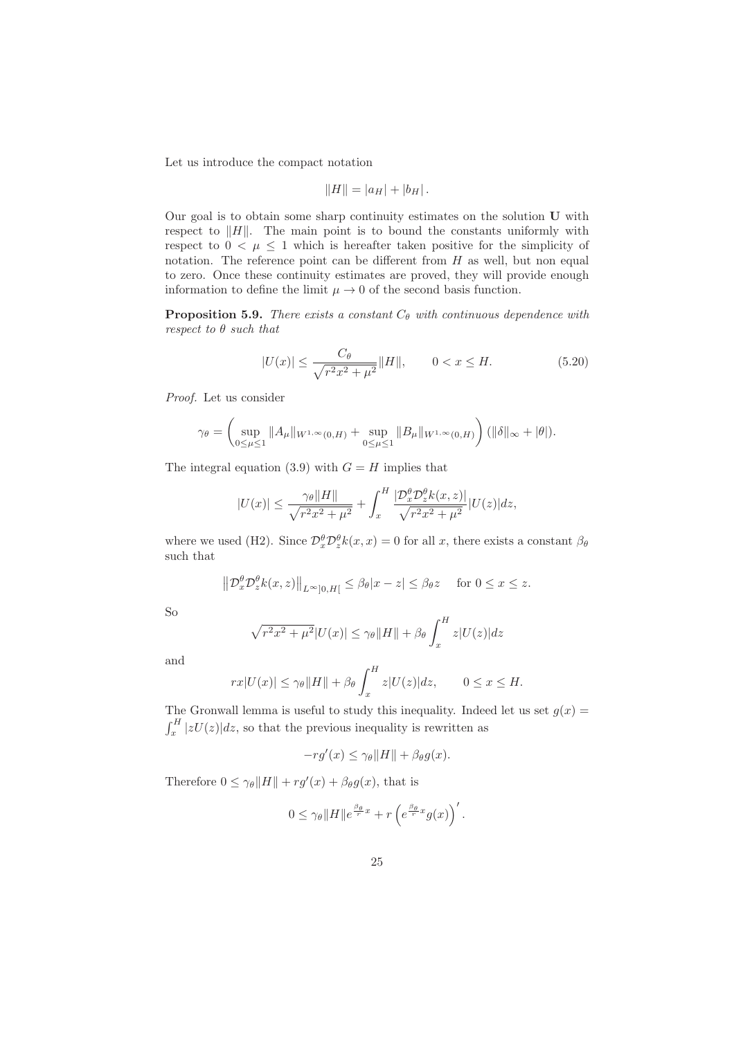Let us introduce the compact notation

$$\|H\| = |a_H| + |b_H|\,.$$

Our goal is to obtain some sharp continuity estimates on the solution $\mathbf{U}$ with respect to $\|H\|$. The main point is to bound the constants uniformly with respect to $0 < \mu \leq 1$ which is hereafter taken positive for the simplicity of notation. The reference point can be different from $H$ as well, but non equal to zero. Once these continuity estimates are proved, they will provide enough information to define the limit $\mu \to 0$ of the second basis function.

**Proposition 5.9.** *There exists a constant $C_\theta$ with continuous dependence with respect to $\theta$ such that*

$$|U(x)| \leq \frac{C_\theta}{\sqrt{r^2x^2+\mu^2}}\|H\|, \qquad 0 < x \leq H. \tag{5.20}$$

*Proof.* Let us consider

$$\gamma_\theta = \left(\sup_{0\leq\mu\leq 1}\|A_\mu\|_{W^{1,\infty}(0,H)} + \sup_{0\leq\mu\leq 1}\|B_\mu\|_{W^{1,\infty}(0,H)}\right)(\|\delta\|_\infty + |\theta|).$$

The integral equation (3.9) with $G = H$ implies that

$$|U(x)| \leq \frac{\gamma_\theta\|H\|}{\sqrt{r^2x^2+\mu^2}} + \int_x^H \frac{|\mathcal{D}_x^\theta\mathcal{D}_z^\theta k(x,z)|}{\sqrt{r^2x^2+\mu^2}}|U(z)|dz,$$

where we used (H2). Since $\mathcal{D}_x^\theta\mathcal{D}_z^\theta k(x,x) = 0$ for all $x$, there exists a constant $\beta_\theta$ such that

$$\left\|\mathcal{D}_x^\theta\mathcal{D}_z^\theta k(x,z)\right\|_{L^\infty]0,H[} \leq \beta_\theta|x-z| \leq \beta_\theta z \quad \text{ for } 0 \leq x \leq z.$$

So

$$\sqrt{r^2x^2+\mu^2}|U(x)| \leq \gamma_\theta\|H\| + \beta_\theta\int_x^H z|U(z)|dz$$

and

$$rx|U(x)| \leq \gamma_\theta\|H\| + \beta_\theta\int_x^H z|U(z)|dz, \qquad 0 \leq x \leq H.$$

The Gronwall lemma is useful to study this inequality. Indeed let us set $g(x) = \int_x^H |zU(z)|dz$, so that the previous inequality is rewritten as

$$-rg'(x) \leq \gamma_\theta\|H\| + \beta_\theta g(x).$$

Therefore $0 \leq \gamma_\theta\|H\| + rg'(x) + \beta_\theta g(x)$, that is

$$0 \leq \gamma_\theta\|H\|e^{\frac{\beta_\theta}{r}x} + r\left(e^{\frac{\beta_\theta}{r}x}g(x)\right)'.$$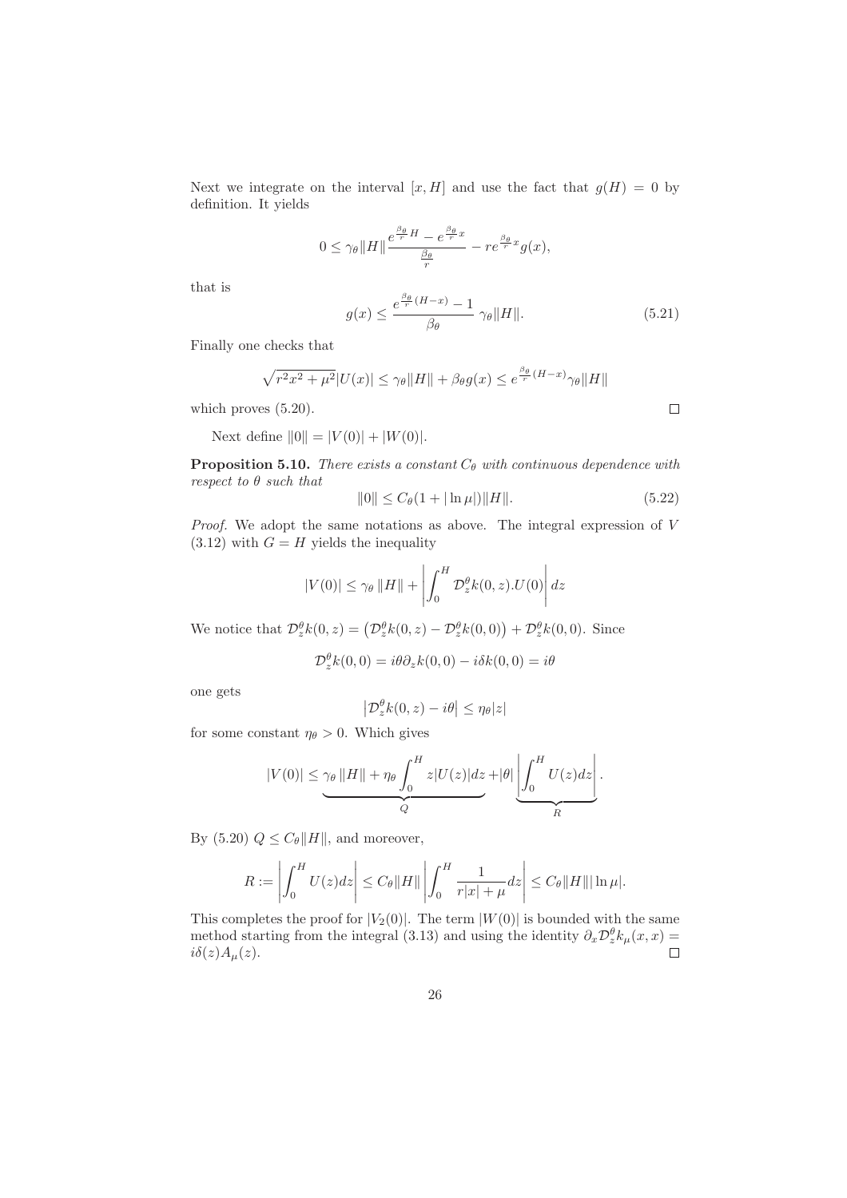Next we integrate on the interval $[x, H]$ and use the fact that $g(H) = 0$ by definition. It yields

$$0 \leq \gamma_\theta \|H\| \frac{e^{\frac{\beta_\theta}{r}H} - e^{\frac{\beta_\theta}{r}x}}{\frac{\beta_\theta}{r}} - re^{\frac{\beta_\theta}{r}x} g(x),$$

that is

$$g(x) \leq \frac{e^{\frac{\beta_\theta}{r}(H-x)} - 1}{\beta_\theta} \gamma_\theta \|H\|. \tag{5.21}$$

Finally one checks that

$$\sqrt{r^2 x^2 + \mu^2} |U(x)| \leq \gamma_\theta \|H\| + \beta_\theta g(x) \leq e^{\frac{\beta_\theta}{r}(H-x)} \gamma_\theta \|H\|$$

which proves (5.20). $\square$

Next define $\|0\| = |V(0)| + |W(0)|$.

**Proposition 5.10.** *There exists a constant $C_\theta$ with continuous dependence with respect to $\theta$ such that*

$$\|0\| \leq C_\theta (1 + |\ln \mu|) \|H\|. \tag{5.22}$$

*Proof.* We adopt the same notations as above. The integral expression of $V$ (3.12) with $G = H$ yields the inequality

$$|V(0)| \leq \gamma_\theta \|H\| + \left| \int_0^H \mathcal{D}_z^\theta k(0, z).U(0) \right| dz$$

We notice that $\mathcal{D}_z^\theta k(0, z) = \left( \mathcal{D}_z^\theta k(0, z) - \mathcal{D}_z^\theta k(0, 0) \right) + \mathcal{D}_z^\theta k(0, 0)$. Since

$$\mathcal{D}_z^\theta k(0, 0) = i\theta \partial_z k(0, 0) - i\delta k(0, 0) = i\theta$$

one gets

$$\left| \mathcal{D}_z^\theta k(0, z) - i\theta \right| \leq \eta_\theta |z|$$

for some constant $\eta_\theta > 0$. Which gives

$$|V(0)| \leq \underbrace{\gamma_\theta \|H\| + \eta_\theta \int_0^H z|U(z)| dz}_{Q} + |\theta| \underbrace{\left| \int_0^H U(z) dz \right|}_{R}.$$

By (5.20) $Q \leq C_\theta \|H\|$, and moreover,

$$R := \left| \int_0^H U(z) dz \right| \leq C_\theta \|H\| \left| \int_0^H \frac{1}{r|x| + \mu} dz \right| \leq C_\theta \|H\| |\ln \mu|.$$

This completes the proof for $|V_2(0)|$. The term $|W(0)|$ is bounded with the same method starting from the integral (3.13) and using the identity $\partial_x \mathcal{D}_z^\theta k_\mu(x, x) = i\delta(z) A_\mu(z)$. $\square$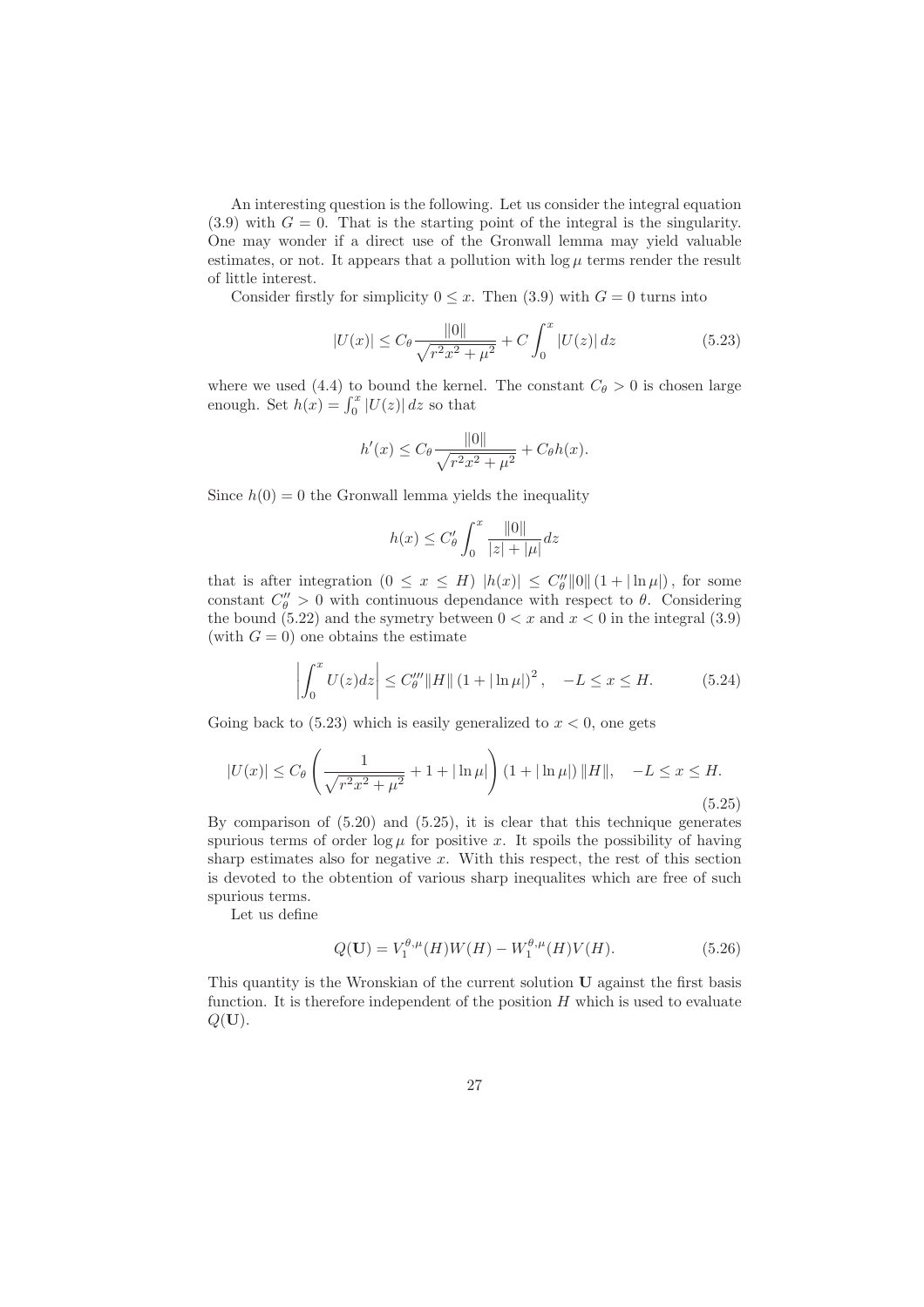An interesting question is the following. Let us consider the integral equation (3.9) with $G = 0$. That is the starting point of the integral is the singularity. One may wonder if a direct use of the Gronwall lemma may yield valuable estimates, or not. It appears that a pollution with $\log \mu$ terms render the result of little interest.

Consider firstly for simplicity $0 \leq x$. Then (3.9) with $G = 0$ turns into

$$|U(x)| \leq C_\theta \frac{\|0\|}{\sqrt{r^2 x^2 + \mu^2}} + C \int_0^x |U(z)|\, dz \tag{5.23}$$

where we used (4.4) to bound the kernel. The constant $C_\theta > 0$ is chosen large enough. Set $h(x) = \int_0^x |U(z)|\, dz$ so that

$$h'(x) \leq C_\theta \frac{\|0\|}{\sqrt{r^2 x^2 + \mu^2}} + C_\theta h(x).$$

Since $h(0) = 0$ the Gronwall lemma yields the inequality

$$h(x) \leq C'_\theta \int_0^x \frac{\|0\|}{|z| + |\mu|} dz$$

that is after integration $(0 \leq x \leq H)$ $|h(x)| \leq C''_\theta \|0\| \left(1 + |\ln \mu|\right)$, for some constant $C''_\theta > 0$ with continuous dependance with respect to $\theta$. Considering the bound (5.22) and the symetry between $0 < x$ and $x < 0$ in the integral (3.9) (with $G = 0$) one obtains the estimate

$$\left| \int_0^x U(z) dz \right| \leq C'''_\theta \|H\| \left(1 + |\ln \mu|\right)^2, \quad -L \leq x \leq H. \tag{5.24}$$

Going back to (5.23) which is easily generalized to $x < 0$, one gets

$$|U(x)| \leq C_\theta \left( \frac{1}{\sqrt{r^2 x^2 + \mu^2}} + 1 + |\ln \mu| \right) \left(1 + |\ln \mu|\right) \|H\|, \quad -L \leq x \leq H. \tag{5.25}$$

By comparison of (5.20) and (5.25), it is clear that this technique generates spurious terms of order $\log \mu$ for positive $x$. It spoils the possibility of having sharp estimates also for negative $x$. With this respect, the rest of this section is devoted to the obtention of various sharp inequalites which are free of such spurious terms.

Let us define

$$Q(\mathbf{U}) = V_1^{\theta,\mu}(H) W(H) - W_1^{\theta,\mu}(H) V(H). \tag{5.26}$$

This quantity is the Wronskian of the current solution $\mathbf{U}$ against the first basis function. It is therefore independent of the position $H$ which is used to evaluate $Q(\mathbf{U})$.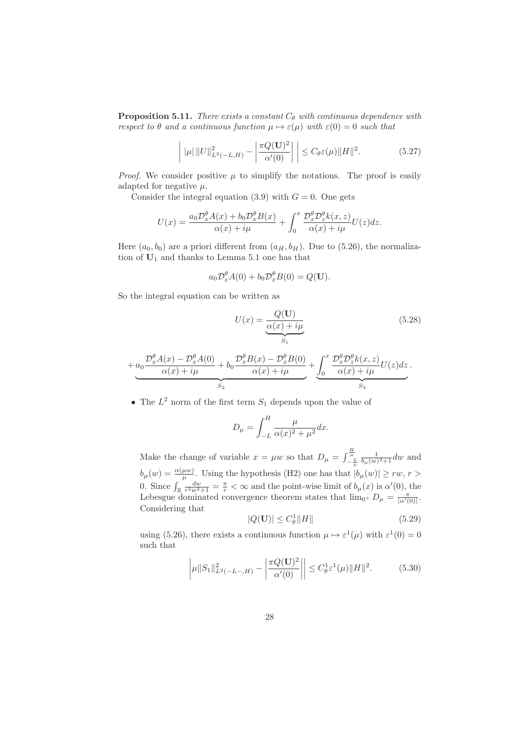**Proposition 5.11.** *There exists a constant $C_\theta$ with continuous dependence with respect to $\theta$ and a continuous function $\mu \mapsto \varepsilon(\mu)$ with $\varepsilon(0) = 0$ such that*

$$\left| \, |\mu| \, \|U\|^2_{L^2(-L,H)} - \left| \frac{\pi Q(\mathbf{U})^2}{\alpha'(0)} \right| \, \right| \leq C_\theta \varepsilon(\mu) \|H\|^2. \tag{5.27}$$

*Proof.* We consider positive $\mu$ to simplify the notations. The proof is easily adapted for negative $\mu$.

Consider the integral equation (3.9) with $G = 0$. One gets

$$U(x) = \frac{a_0 \mathcal{D}_x^\theta A(x) + b_0 \mathcal{D}_x^\theta B(x)}{\alpha(x) + i\mu} + \int_0^x \frac{\mathcal{D}_x^\theta \mathcal{D}_z^\theta k(x,z)}{\alpha(x) + i\mu} U(z) dz.$$

Here $(a_0, b_0)$ are a priori different from $(a_H, b_H)$. Due to (5.26), the normalization of $\mathbf{U}_1$ and thanks to Lemma 5.1 one has that

$$a_0 \mathcal{D}_x^\theta A(0) + b_0 \mathcal{D}_x^\theta B(0) = Q(\mathbf{U}).$$

So the integral equation can be written as

$$U(x) = \underbrace{\frac{Q(\mathbf{U})}{\alpha(x) + i\mu}}_{S_1} \tag{5.28}$$

$$+ \underbrace{a_0 \frac{\mathcal{D}_x^\theta A(x) - \mathcal{D}_x^\theta A(0)}{\alpha(x) + i\mu} + b_0 \frac{\mathcal{D}_x^\theta B(x) - \mathcal{D}_x^\theta B(0)}{\alpha(x) + i\mu}}_{S_2} + \underbrace{\int_0^x \frac{\mathcal{D}_x^\theta \mathcal{D}_z^\theta k(x,z)}{\alpha(x) + i\mu} U(z) dz}_{S_3}.$$

- The $L^2$ norm of the first term $S_1$ depends upon the value of

  $$D_\mu = \int_{-L}^H \frac{\mu}{\alpha(x)^2 + \mu^2} dx.$$

  Make the change of variable $x = \mu w$ so that $D_\mu = \int_{-\frac{L}{\mu}}^{\frac{H}{\mu}} \frac{1}{b_\mu(w)^2 + 1} dw$ and $b_\mu(w) = \frac{\alpha(\mu w)}{\mu}$. Using the hypothesis (H2) one has that $|b_\mu(w)| \geq rw$, $r > 0$. Since $\int_{\mathbb{R}} \frac{dw}{r^2 w^2 + 1} = \frac{\pi}{r} < \infty$ and the point-wise limit of $b_\mu(x)$ is $\alpha'(0)$, the Lebesgue dominated convergence theorem states that $\lim_{0^+} D_\mu = \frac{\pi}{|\alpha'(0)|}$. Considering that

  $$|Q(\mathbf{U})| \leq C_\theta^1 \|H\| \tag{5.29}$$

  using (5.26), there exists a continuous function $\mu \mapsto \varepsilon^1(\mu)$ with $\varepsilon^1(0) = 0$ such that

  $$\left| \mu \|S_1\|^2_{L^2(-L-,H)} - \left| \frac{\pi Q(\mathbf{U})^2}{\alpha'(0)} \right| \right| \leq C_\theta^1 \varepsilon^1(\mu) \|H\|^2. \tag{5.30}$$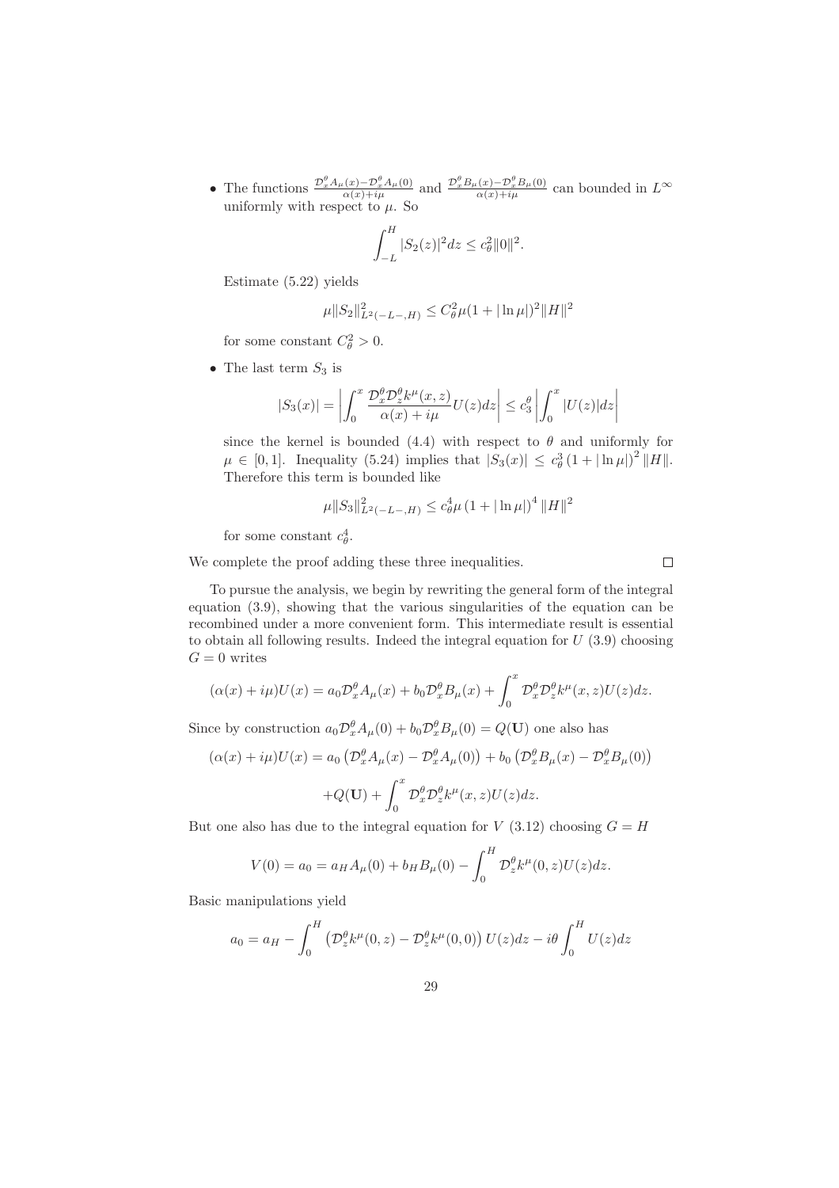- The functions $\frac{\mathcal{D}_x^\theta A_\mu(x) - \mathcal{D}_x^\theta A_\mu(0)}{\alpha(x)+i\mu}$ and $\frac{\mathcal{D}_x^\theta B_\mu(x) - \mathcal{D}_x^\theta B_\mu(0)}{\alpha(x)+i\mu}$ can bounded in $L^\infty$ uniformly with respect to $\mu$. So

$$\int_{-L}^{H} |S_2(z)|^2 dz \leq c_\theta^2 \|0\|^2.$$

Estimate (5.22) yields

$$\mu \|S_2\|^2_{L^2(-L-,H)} \leq C_\theta^2 \mu (1 + |\ln \mu|)^2 \|H\|^2$$

for some constant $C_\theta^2 > 0$.

- The last term $S_3$ is

$$|S_3(x)| = \left| \int_0^x \frac{\mathcal{D}_x^\theta \mathcal{D}_z^\theta k^\mu(x,z)}{\alpha(x)+i\mu} U(z) dz \right| \leq c_3^\theta \left| \int_0^x |U(z)| dz \right|$$

since the kernel is bounded (4.4) with respect to $\theta$ and uniformly for $\mu \in [0,1]$. Inequality (5.24) implies that $|S_3(x)| \leq c_\theta^3 (1 + |\ln \mu|)^2 \|H\|$. Therefore this term is bounded like

$$\mu \|S_3\|^2_{L^2(-L-,H)} \leq c_\theta^4 \mu (1 + |\ln \mu|)^4 \|H\|^2$$

for some constant $c_\theta^4$.

We complete the proof adding these three inequalities. $\square$

To pursue the analysis, we begin by rewriting the general form of the integral equation (3.9), showing that the various singularities of the equation can be recombined under a more convenient form. This intermediate result is essential to obtain all following results. Indeed the integral equation for $U$ (3.9) choosing $G = 0$ writes

$$(\alpha(x) + i\mu) U(x) = a_0 \mathcal{D}_x^\theta A_\mu(x) + b_0 \mathcal{D}_x^\theta B_\mu(x) + \int_0^x \mathcal{D}_x^\theta \mathcal{D}_z^\theta k^\mu(x,z) U(z) dz.$$

Since by construction $a_0 \mathcal{D}_x^\theta A_\mu(0) + b_0 \mathcal{D}_x^\theta B_\mu(0) = Q(\mathbf{U})$ one also has

$$(\alpha(x) + i\mu) U(x) = a_0 \left( \mathcal{D}_x^\theta A_\mu(x) - \mathcal{D}_x^\theta A_\mu(0) \right) + b_0 \left( \mathcal{D}_x^\theta B_\mu(x) - \mathcal{D}_x^\theta B_\mu(0) \right)$$

$$+ Q(\mathbf{U}) + \int_0^x \mathcal{D}_x^\theta \mathcal{D}_z^\theta k^\mu(x,z) U(z) dz.$$

But one also has due to the integral equation for $V$ (3.12) choosing $G = H$

$$V(0) = a_0 = a_H A_\mu(0) + b_H B_\mu(0) - \int_0^H \mathcal{D}_z^\theta k^\mu(0,z) U(z) dz.$$

Basic manipulations yield

$$a_0 = a_H - \int_0^H \left( \mathcal{D}_z^\theta k^\mu(0,z) - \mathcal{D}_z^\theta k^\mu(0,0) \right) U(z) dz - i\theta \int_0^H U(z) dz$$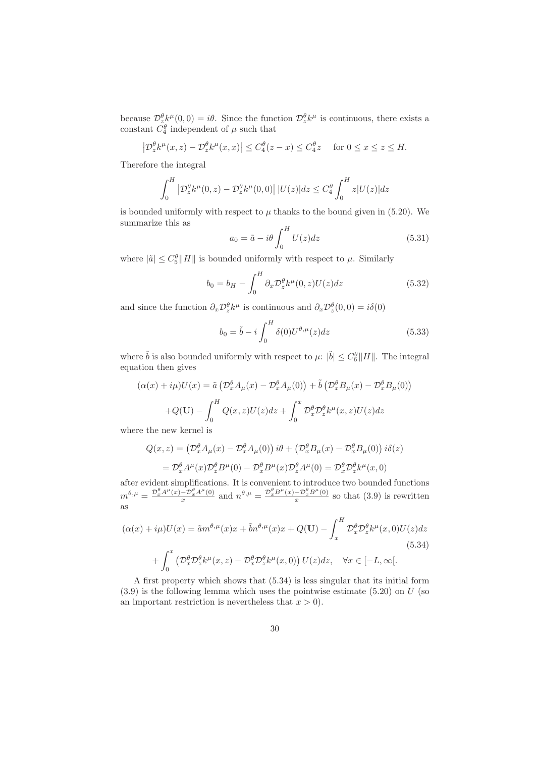because $\mathcal{D}_z^\theta k^\mu(0,0) = i\theta$. Since the function $\mathcal{D}_z^\theta k^\mu$ is continuous, there exists a constant $C_4^\theta$ independent of $\mu$ such that

$$\left|\mathcal{D}_z^\theta k^\mu(x,z) - \mathcal{D}_z^\theta k^\mu(x,x)\right| \leq C_4^\theta (z-x) \leq C_4^\theta z \quad \text{for } 0 \leq x \leq z \leq H.$$

Therefore the integral

$$\int_0^H \left|\mathcal{D}_z^\theta k^\mu(0,z) - \mathcal{D}_z^\theta k^\mu(0,0)\right| |U(z)| dz \leq C_4^\theta \int_0^H z|U(z)|dz$$

is bounded uniformly with respect to $\mu$ thanks to the bound given in (5.20). We summarize this as

$$a_0 = \tilde{a} - i\theta \int_0^H U(z)dz \tag{5.31}$$

where $|\tilde{a}| \leq C_5^\theta \|H\|$ is bounded uniformly with respect to $\mu$. Similarly

$$b_0 = b_H - \int_0^H \partial_x \mathcal{D}_z^\theta k^\mu(0,z) U(z)dz \tag{5.32}$$

and since the function $\partial_x \mathcal{D}_z^\theta k^\mu$ is continuous and $\partial_x \mathcal{D}_z^\theta(0,0) = i\delta(0)$

$$b_0 = \tilde{b} - i\int_0^H \delta(0) U^{\theta,\mu}(z)dz \tag{5.33}$$

where $\tilde{b}$ is also bounded uniformly with respect to $\mu$: $|\tilde{b}| \leq C_6^\theta \|H\|$. The integral equation then gives

$$(\alpha(x) + i\mu)U(x) = \tilde{a}\left(\mathcal{D}_x^\theta A_\mu(x) - \mathcal{D}_x^\theta A_\mu(0)\right) + \tilde{b}\left(\mathcal{D}_x^\theta B_\mu(x) - \mathcal{D}_x^\theta B_\mu(0)\right)$$

$$+Q(\mathbf{U}) - \int_0^H Q(x,z)U(z)dz + \int_0^x \mathcal{D}_x^\theta \mathcal{D}_z^\theta k^\mu(x,z)U(z)dz$$

where the new kernel is

$$Q(x,z) = \left(\mathcal{D}_x^\theta A_\mu(x) - \mathcal{D}_x^\theta A_\mu(0)\right) i\theta + \left(\mathcal{D}_x^\theta B_\mu(x) - \mathcal{D}_x^\theta B_\mu(0)\right) i\delta(z)$$

$$= \mathcal{D}_x^\theta A^\mu(x)\mathcal{D}_z^\theta B^\mu(0) - \mathcal{D}_x^\theta B^\mu(x)\mathcal{D}_z^\theta A^\mu(0) = \mathcal{D}_x^\theta \mathcal{D}_z^\theta k^\mu(x,0)$$

after evident simplifications. It is convenient to introduce two bounded functions $m^{\theta,\mu} = \frac{\mathcal{D}_x^\theta A^\mu(x) - \mathcal{D}_x^\theta A^\mu(0)}{x}$ and $n^{\theta,\mu} = \frac{\mathcal{D}_x^\theta B^\mu(x) - \mathcal{D}_x^\theta B^\mu(0)}{x}$ so that (3.9) is rewritten as

$$(\alpha(x) + i\mu)U(x) = \tilde{a}m^{\theta,\mu}(x)x + \tilde{b}n^{\theta,\mu}(x)x + Q(\mathbf{U}) - \int_x^H \mathcal{D}_x^\theta \mathcal{D}_z^\theta k^\mu(x,0)U(z)dz$$
$$+ \int_0^x \left(\mathcal{D}_x^\theta \mathcal{D}_z^\theta k^\mu(x,z) - \mathcal{D}_x^\theta \mathcal{D}_z^\theta k^\mu(x,0)\right) U(z)dz, \quad \forall x \in [-L, \infty[. \tag{5.34}$$

A first property which shows that (5.34) is less singular that its initial form (3.9) is the following lemma which uses the pointwise estimate (5.20) on $U$ (so an important restriction is nevertheless that $x > 0$).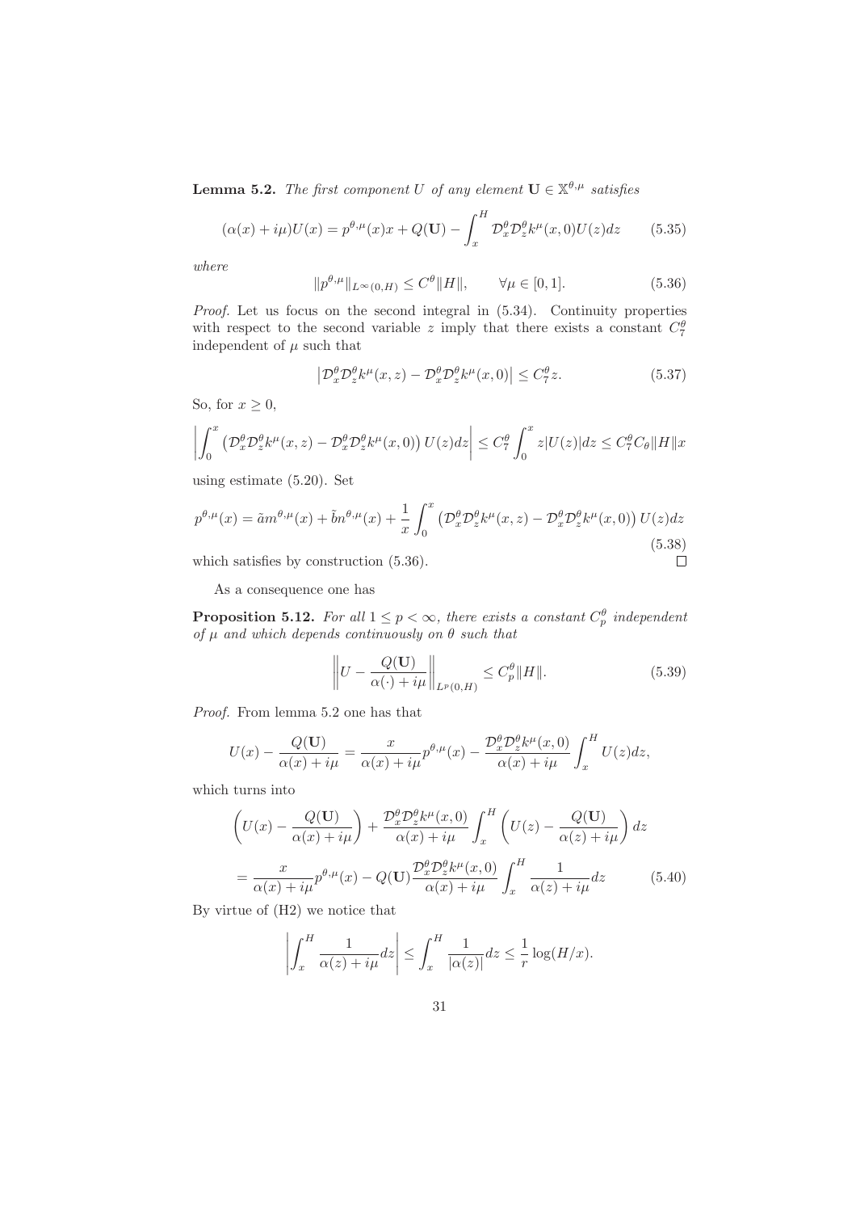**Lemma 5.2.** *The first component $U$ of any element $\mathbf{U} \in \mathbb{X}^{\theta,\mu}$ satisfies*

$$(\alpha(x) + i\mu)U(x) = p^{\theta,\mu}(x)x + Q(\mathbf{U}) - \int_x^H \mathcal{D}_x^\theta \mathcal{D}_z^\theta k^\mu(x,0)U(z)dz \qquad (5.35)$$

*where*

$$\|p^{\theta,\mu}\|_{L^\infty(0,H)} \leq C^\theta \|H\|, \qquad \forall \mu \in [0,1]. \qquad (5.36)$$

*Proof.* Let us focus on the second integral in (5.34). Continuity properties with respect to the second variable $z$ imply that there exists a constant $C_7^\theta$ independent of $\mu$ such that

$$\left|\mathcal{D}_x^\theta \mathcal{D}_z^\theta k^\mu(x,z) - \mathcal{D}_x^\theta \mathcal{D}_z^\theta k^\mu(x,0)\right| \leq C_7^\theta z. \qquad (5.37)$$

So, for $x \geq 0$,

$$\left|\int_0^x \left(\mathcal{D}_x^\theta \mathcal{D}_z^\theta k^\mu(x,z) - \mathcal{D}_x^\theta \mathcal{D}_z^\theta k^\mu(x,0)\right) U(z)dz\right| \leq C_7^\theta \int_0^x z|U(z)|dz \leq C_7^\theta C_\theta \|H\| x$$

using estimate (5.20). Set

$$p^{\theta,\mu}(x) = \tilde{a}m^{\theta,\mu}(x) + \tilde{b}n^{\theta,\mu}(x) + \frac{1}{x}\int_0^x \left(\mathcal{D}_x^\theta \mathcal{D}_z^\theta k^\mu(x,z) - \mathcal{D}_x^\theta \mathcal{D}_z^\theta k^\mu(x,0)\right) U(z)dz \qquad (5.38)$$

which satisfies by construction (5.36). $\square$

As a consequence one has

**Proposition 5.12.** *For all $1 \leq p < \infty$, there exists a constant $C_p^\theta$ independent of $\mu$ and which depends continuously on $\theta$ such that*

$$\left\|U - \frac{Q(\mathbf{U})}{\alpha(\cdot) + i\mu}\right\|_{L^p(0,H)} \leq C_p^\theta \|H\|. \qquad (5.39)$$

*Proof.* From lemma 5.2 one has that

$$U(x) - \frac{Q(\mathbf{U})}{\alpha(x) + i\mu} = \frac{x}{\alpha(x) + i\mu} p^{\theta,\mu}(x) - \frac{\mathcal{D}_x^\theta \mathcal{D}_z^\theta k^\mu(x,0)}{\alpha(x) + i\mu} \int_x^H U(z)dz,$$

which turns into

$$\begin{aligned}
&\left(U(x) - \frac{Q(\mathbf{U})}{\alpha(x) + i\mu}\right) + \frac{\mathcal{D}_x^\theta \mathcal{D}_z^\theta k^\mu(x,0)}{\alpha(x) + i\mu} \int_x^H \left(U(z) - \frac{Q(\mathbf{U})}{\alpha(z) + i\mu}\right) dz \\
&= \frac{x}{\alpha(x) + i\mu} p^{\theta,\mu}(x) - Q(\mathbf{U}) \frac{\mathcal{D}_x^\theta \mathcal{D}_z^\theta k^\mu(x,0)}{\alpha(x) + i\mu} \int_x^H \frac{1}{\alpha(z) + i\mu} dz \qquad (5.40)
\end{aligned}$$

By virtue of (H2) we notice that

$$\left|\int_x^H \frac{1}{\alpha(z) + i\mu} dz\right| \leq \int_x^H \frac{1}{|\alpha(z)|} dz \leq \frac{1}{r} \log(H/x).$$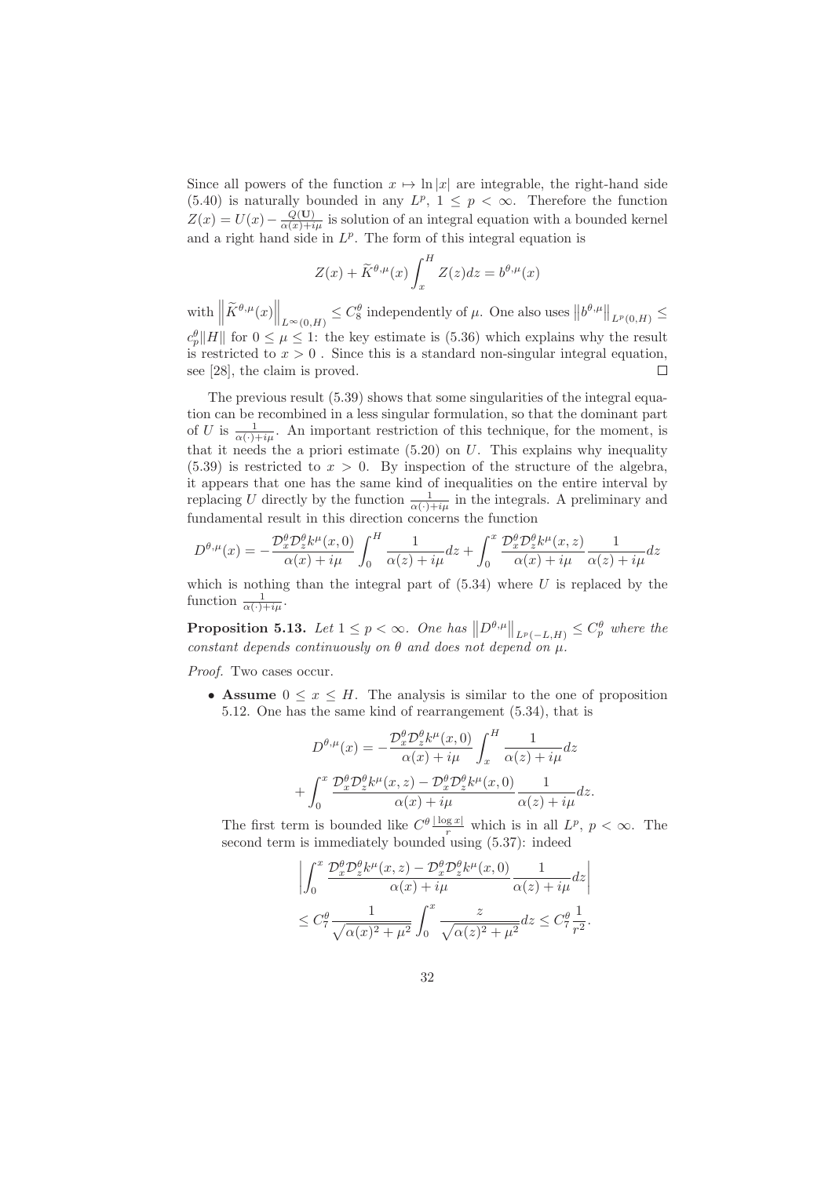Since all powers of the function $x \mapsto \ln|x|$ are integrable, the right-hand side (5.40) is naturally bounded in any $L^p$, $1 \leq p < \infty$. Therefore the function $Z(x) = U(x) - \frac{Q(\mathbf{U})}{\alpha(x)+i\mu}$ is solution of an integral equation with a bounded kernel and a right hand side in $L^p$. The form of this integral equation is

$$Z(x) + \widetilde{K}^{\theta,\mu}(x) \int_x^H Z(z)dz = b^{\theta,\mu}(x)$$

with $\left\| \widetilde{K}^{\theta,\mu}(x) \right\|_{L^\infty(0,H)} \leq C_8^\theta$ independently of $\mu$. One also uses $\left\| b^{\theta,\mu} \right\|_{L^p(0,H)} \leq c_p^\theta \|H\|$ for $0 \leq \mu \leq 1$: the key estimate is (5.36) which explains why the result is restricted to $x > 0$ . Since this is a standard non-singular integral equation, see [28], the claim is proved. $\square$

The previous result (5.39) shows that some singularities of the integral equation can be recombined in a less singular formulation, so that the dominant part of $U$ is $\frac{1}{\alpha(\cdot)+i\mu}$. An important restriction of this technique, for the moment, is that it needs the a priori estimate (5.20) on $U$. This explains why inequality (5.39) is restricted to $x > 0$. By inspection of the structure of the algebra, it appears that one has the same kind of inequalities on the entire interval by replacing $U$ directly by the function $\frac{1}{\alpha(\cdot)+i\mu}$ in the integrals. A preliminary and fundamental result in this direction concerns the function

$$D^{\theta,\mu}(x) = -\frac{\mathcal{D}_x^\theta \mathcal{D}_z^\theta k^\mu(x,0)}{\alpha(x)+i\mu} \int_0^H \frac{1}{\alpha(z)+i\mu} dz + \int_0^x \frac{\mathcal{D}_x^\theta \mathcal{D}_z^\theta k^\mu(x,z)}{\alpha(x)+i\mu} \frac{1}{\alpha(z)+i\mu} dz$$

which is nothing than the integral part of (5.34) where $U$ is replaced by the function $\frac{1}{\alpha(\cdot)+i\mu}$.

**Proposition 5.13.** *Let $1 \leq p < \infty$. One has $\left\| D^{\theta,\mu} \right\|_{L^p(-L,H)} \leq C_p^\theta$ where the constant depends continuously on $\theta$ and does not depend on $\mu$.*

*Proof.* Two cases occur.

- **Assume** $0 \leq x \leq H$. The analysis is similar to the one of proposition 5.12. One has the same kind of rearrangement (5.34), that is

$$D^{\theta,\mu}(x) = -\frac{\mathcal{D}_x^\theta \mathcal{D}_z^\theta k^\mu(x,0)}{\alpha(x)+i\mu} \int_x^H \frac{1}{\alpha(z)+i\mu} dz$$
$$+ \int_0^x \frac{\mathcal{D}_x^\theta \mathcal{D}_z^\theta k^\mu(x,z) - \mathcal{D}_x^\theta \mathcal{D}_z^\theta k^\mu(x,0)}{\alpha(x)+i\mu} \frac{1}{\alpha(z)+i\mu} dz.$$

  The first term is bounded like $C^\theta \frac{|\log x|}{r}$ which is in all $L^p$, $p < \infty$. The second term is immediately bounded using (5.37): indeed

$$\left| \int_0^x \frac{\mathcal{D}_x^\theta \mathcal{D}_z^\theta k^\mu(x,z) - \mathcal{D}_x^\theta \mathcal{D}_z^\theta k^\mu(x,0)}{\alpha(x)+i\mu} \frac{1}{\alpha(z)+i\mu} dz \right|$$
$$\leq C_7^\theta \frac{1}{\sqrt{\alpha(x)^2+\mu^2}} \int_0^x \frac{z}{\sqrt{\alpha(z)^2+\mu^2}} dz \leq C_7^\theta \frac{1}{r^2}.$$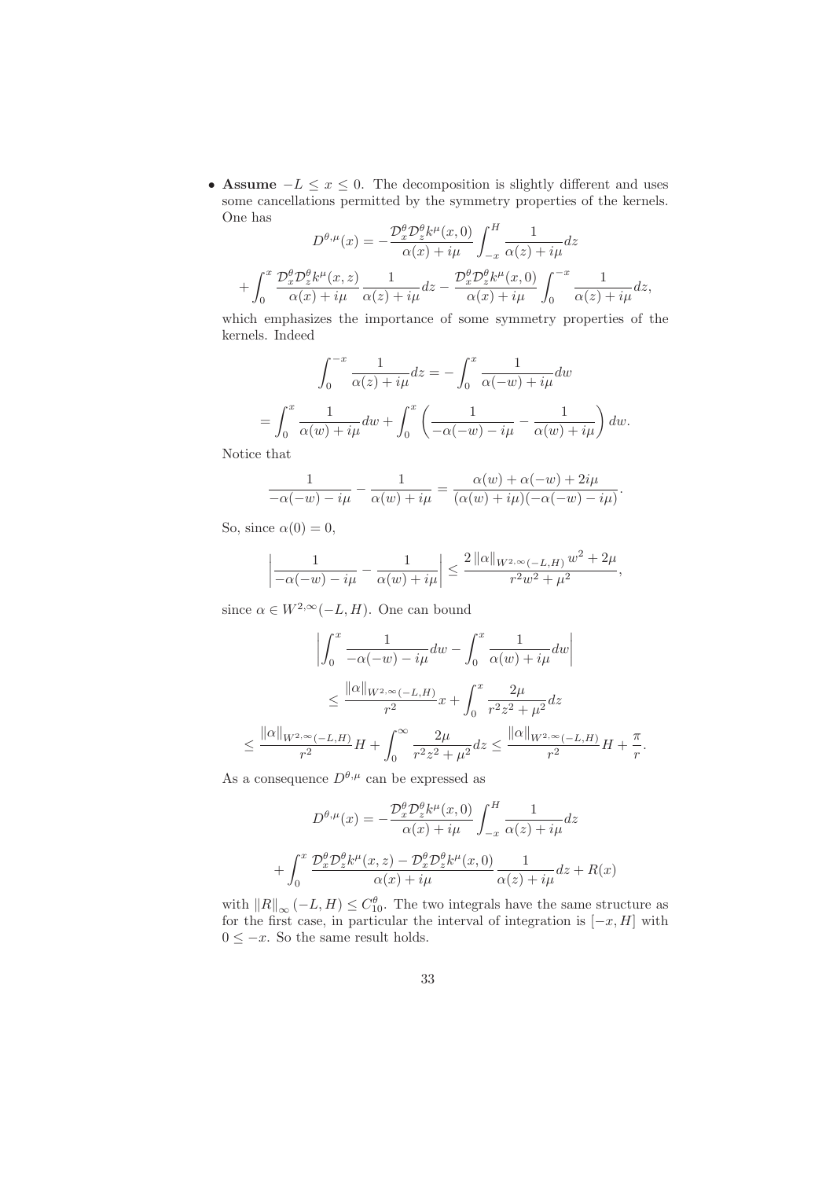- **Assume** $-L \le x \le 0$. The decomposition is slightly different and uses some cancellations permitted by the symmetry properties of the kernels. One has

$$D^{\theta,\mu}(x) = -\frac{\mathcal{D}_x^\theta \mathcal{D}_z^\theta k^\mu(x,0)}{\alpha(x)+i\mu} \int_{-x}^{H} \frac{1}{\alpha(z)+i\mu} dz$$

$$+ \int_0^x \frac{\mathcal{D}_x^\theta \mathcal{D}_z^\theta k^\mu(x,z)}{\alpha(x)+i\mu} \frac{1}{\alpha(z)+i\mu} dz - \frac{\mathcal{D}_x^\theta \mathcal{D}_z^\theta k^\mu(x,0)}{\alpha(x)+i\mu} \int_0^{-x} \frac{1}{\alpha(z)+i\mu} dz,$$

which emphasizes the importance of some symmetry properties of the kernels. Indeed

$$\int_0^{-x} \frac{1}{\alpha(z)+i\mu} dz = -\int_0^x \frac{1}{\alpha(-w)+i\mu} dw$$

$$= \int_0^x \frac{1}{\alpha(w)+i\mu} dw + \int_0^x \left( \frac{1}{-\alpha(-w)-i\mu} - \frac{1}{\alpha(w)+i\mu} \right) dw.$$

Notice that

$$\frac{1}{-\alpha(-w)-i\mu} - \frac{1}{\alpha(w)+i\mu} = \frac{\alpha(w)+\alpha(-w)+2i\mu}{(\alpha(w)+i\mu)(-\alpha(-w)-i\mu)}.$$

So, since $\alpha(0)=0$,

$$\left| \frac{1}{-\alpha(-w)-i\mu} - \frac{1}{\alpha(w)+i\mu} \right| \le \frac{2\|\alpha\|_{W^{2,\infty}(-L,H)} w^2 + 2\mu}{r^2 w^2 + \mu^2},$$

since $\alpha \in W^{2,\infty}(-L,H)$. One can bound

$$\left| \int_0^x \frac{1}{-\alpha(-w)-i\mu} dw - \int_0^x \frac{1}{\alpha(w)+i\mu} dw \right|$$

$$\le \frac{\|\alpha\|_{W^{2,\infty}(-L,H)}}{r^2} x + \int_0^x \frac{2\mu}{r^2 z^2 + \mu^2} dz$$

$$\le \frac{\|\alpha\|_{W^{2,\infty}(-L,H)}}{r^2} H + \int_0^\infty \frac{2\mu}{r^2 z^2 + \mu^2} dz \le \frac{\|\alpha\|_{W^{2,\infty}(-L,H)}}{r^2} H + \frac{\pi}{r}.$$

As a consequence $D^{\theta,\mu}$ can be expressed as

$$D^{\theta,\mu}(x) = -\frac{\mathcal{D}_x^\theta \mathcal{D}_z^\theta k^\mu(x,0)}{\alpha(x)+i\mu} \int_{-x}^{H} \frac{1}{\alpha(z)+i\mu} dz$$

$$+ \int_0^x \frac{\mathcal{D}_x^\theta \mathcal{D}_z^\theta k^\mu(x,z) - \mathcal{D}_x^\theta \mathcal{D}_z^\theta k^\mu(x,0)}{\alpha(x)+i\mu} \frac{1}{\alpha(z)+i\mu} dz + R(x)$$

with $\|R\|_\infty (-L,H) \le C_{10}^\theta$. The two integrals have the same structure as for the first case, in particular the interval of integration is $[-x,H]$ with $0 \le -x$. So the same result holds.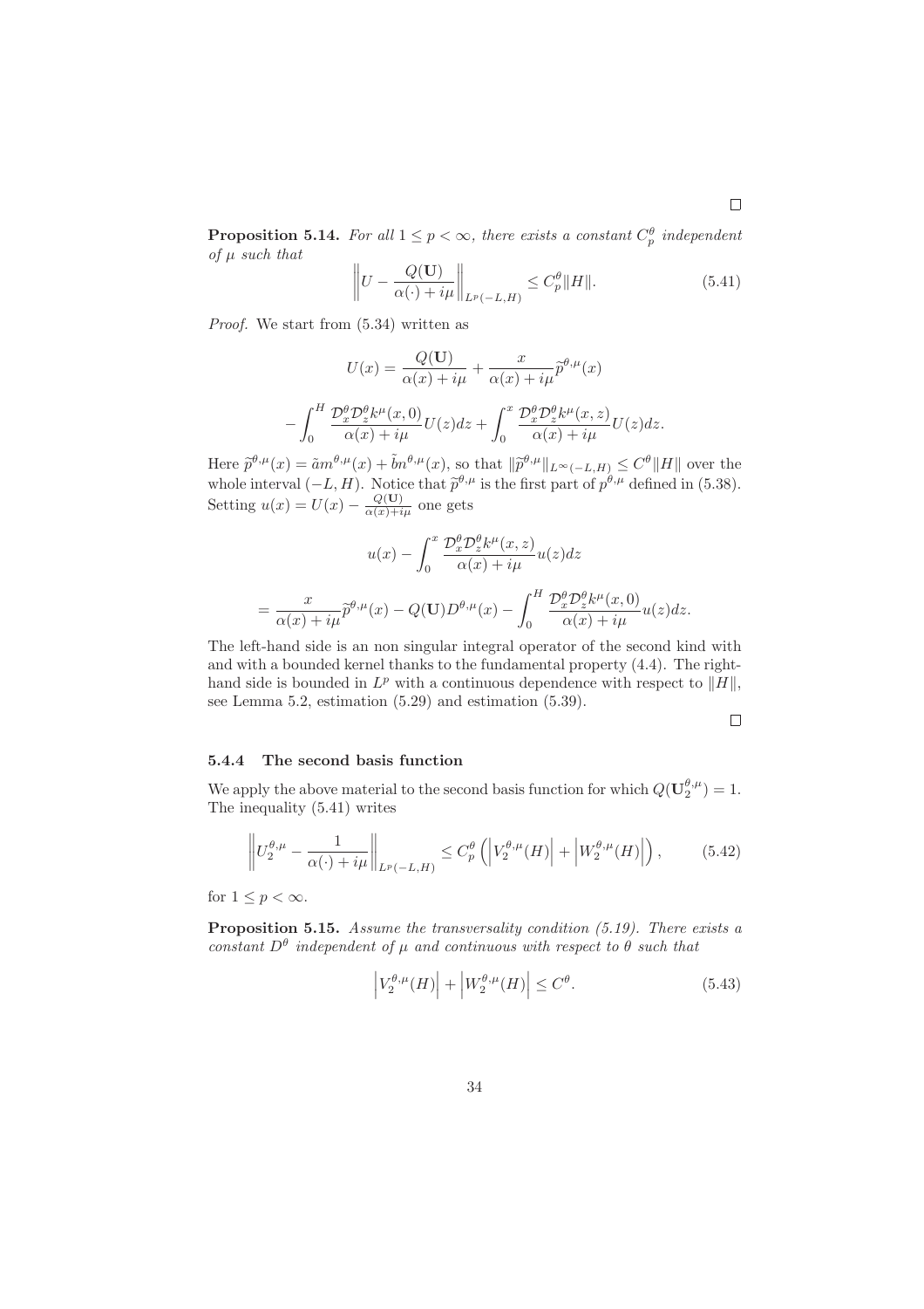□

**Proposition 5.14.** *For all $1 \le p < \infty$, there exists a constant $C_p^\theta$ independent of $\mu$ such that*

$$\left\| U - \frac{Q(\mathbf{U})}{\alpha(\cdot) + i\mu} \right\|_{L^p(-L,H)} \le C_p^\theta \|H\|. \tag{5.41}$$

*Proof.* We start from (5.34) written as

$$U(x) = \frac{Q(\mathbf{U})}{\alpha(x) + i\mu} + \frac{x}{\alpha(x) + i\mu} \widetilde{p}^{\theta,\mu}(x)$$

$$- \int_0^H \frac{\mathcal{D}_x^\theta \mathcal{D}_z^\theta k^\mu(x,0)}{\alpha(x) + i\mu} U(z) dz + \int_0^x \frac{\mathcal{D}_x^\theta \mathcal{D}_z^\theta k^\mu(x,z)}{\alpha(x) + i\mu} U(z) dz.$$

Here $\widetilde{p}^{\theta,\mu}(x) = \tilde{a} m^{\theta,\mu}(x) + \tilde{b} n^{\theta,\mu}(x)$, so that $\|\widetilde{p}^{\theta,\mu}\|_{L^\infty(-L,H)} \le C^\theta \|H\|$ over the whole interval $(-L, H)$. Notice that $\widetilde{p}^{\theta,\mu}$ is the first part of $p^{\theta,\mu}$ defined in (5.38). Setting $u(x) = U(x) - \frac{Q(\mathbf{U})}{\alpha(x)+i\mu}$ one gets

$$u(x) - \int_0^x \frac{\mathcal{D}_x^\theta \mathcal{D}_z^\theta k^\mu(x,z)}{\alpha(x) + i\mu} u(z) dz$$

$$= \frac{x}{\alpha(x) + i\mu} \widetilde{p}^{\theta,\mu}(x) - Q(\mathbf{U}) D^{\theta,\mu}(x) - \int_0^H \frac{\mathcal{D}_x^\theta \mathcal{D}_z^\theta k^\mu(x,0)}{\alpha(x) + i\mu} u(z) dz.$$

The left-hand side is an non singular integral operator of the second kind with and with a bounded kernel thanks to the fundamental property (4.4). The right-hand side is bounded in $L^p$ with a continuous dependence with respect to $\|H\|$, see Lemma 5.2, estimation (5.29) and estimation (5.39).

□

### 5.4.4 The second basis function

We apply the above material to the second basis function for which $Q(\mathbf{U}_2^{\theta,\mu}) = 1$. The inequality (5.41) writes

$$\left\| U_2^{\theta,\mu} - \frac{1}{\alpha(\cdot) + i\mu} \right\|_{L^p(-L,H)} \le C_p^\theta \left( \left| V_2^{\theta,\mu}(H) \right| + \left| W_2^{\theta,\mu}(H) \right| \right), \tag{5.42}$$

for $1 \le p < \infty$.

**Proposition 5.15.** *Assume the transversality condition (5.19). There exists a constant $D^\theta$ independent of $\mu$ and continuous with respect to $\theta$ such that*

$$\left| V_2^{\theta,\mu}(H) \right| + \left| W_2^{\theta,\mu}(H) \right| \le C^\theta. \tag{5.43}$$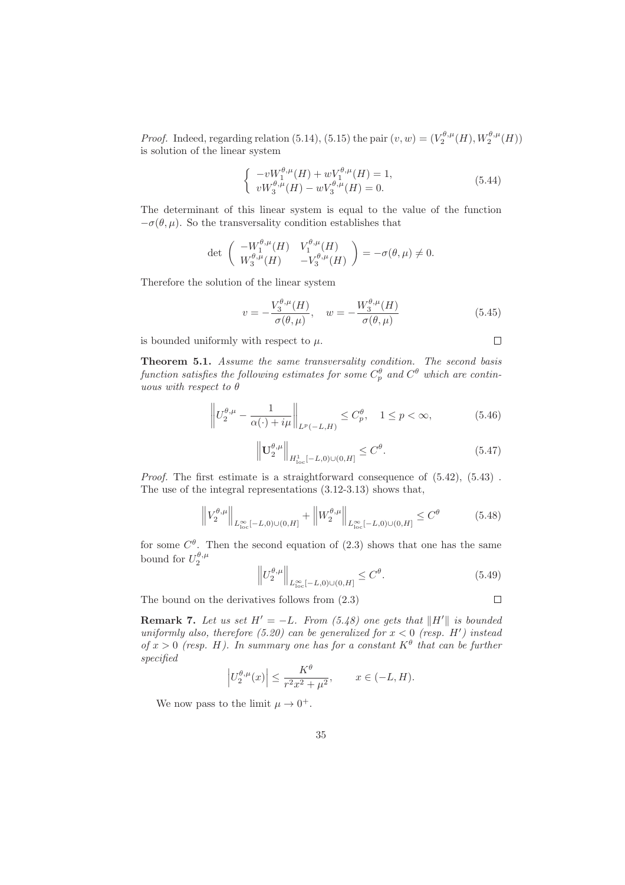*Proof.* Indeed, regarding relation (5.14), (5.15) the pair $(v, w) = (V_2^{\theta,\mu}(H), W_2^{\theta,\mu}(H))$ is solution of the linear system

$$\left\{ \begin{array}{l} -vW_1^{\theta,\mu}(H) + wV_1^{\theta,\mu}(H) = 1, \\ vW_3^{\theta,\mu}(H) - wV_3^{\theta,\mu}(H) = 0. \end{array} \right. \tag{5.44}$$

The determinant of this linear system is equal to the value of the function $-\sigma(\theta, \mu)$. So the transversality condition establishes that

$$\det \left( \begin{array}{cc} -W_1^{\theta,\mu}(H) & V_1^{\theta,\mu}(H) \\ W_3^{\theta,\mu}(H) & -V_3^{\theta,\mu}(H) \end{array} \right) = -\sigma(\theta,\mu) \neq 0.$$

Therefore the solution of the linear system

$$v = -\frac{V_3^{\theta,\mu}(H)}{\sigma(\theta,\mu)}, \quad w = -\frac{W_3^{\theta,\mu}(H)}{\sigma(\theta,\mu)} \tag{5.45}$$

is bounded uniformly with respect to $\mu$. $\square$

**Theorem 5.1.** *Assume the same transversality condition. The second basis function satisfies the following estimates for some $C_p^\theta$ and $C^\theta$ which are continuous with respect to $\theta$*

$$\left\| U_2^{\theta,\mu} - \frac{1}{\alpha(\cdot) + i\mu} \right\|_{L^p(-L,H)} \leq C_p^\theta, \quad 1 \leq p < \infty, \tag{5.46}$$

$$\left\| \mathbf{U}_2^{\theta,\mu} \right\|_{H^1_{\rm loc}[-L,0)\cup(0,H]} \leq C^\theta. \tag{5.47}$$

*Proof.* The first estimate is a straightforward consequence of (5.42), (5.43) . The use of the integral representations (3.12-3.13) shows that,

$$\left\| V_2^{\theta,\mu} \right\|_{L^\infty_{\rm loc}[-L,0)\cup(0,H]} + \left\| W_2^{\theta,\mu} \right\|_{L^\infty_{\rm loc}[-L,0)\cup(0,H]} \leq C^\theta \tag{5.48}$$

for some $C^\theta$. Then the second equation of (2.3) shows that one has the same bound for $U_2^{\theta,\mu}$

$$\left\| U_2^{\theta,\mu} \right\|_{L^\infty_{\rm loc}[-L,0)\cup(0,H]} \leq C^\theta. \tag{5.49}$$

The bound on the derivatives follows from (2.3) $\square$

**Remark 7.** *Let us set $H' = -L$. From (5.48) one gets that $\|H'\|$ is bounded uniformly also, therefore (5.20) can be generalized for $x < 0$ (resp. $H'$) instead of $x > 0$ (resp. $H$). In summary one has for a constant $K^\theta$ that can be further specified*

$$\left| U_2^{\theta,\mu}(x) \right| \leq \frac{K^\theta}{r^2x^2 + \mu^2}, \qquad x \in (-L, H).$$

We now pass to the limit $\mu \to 0^+$.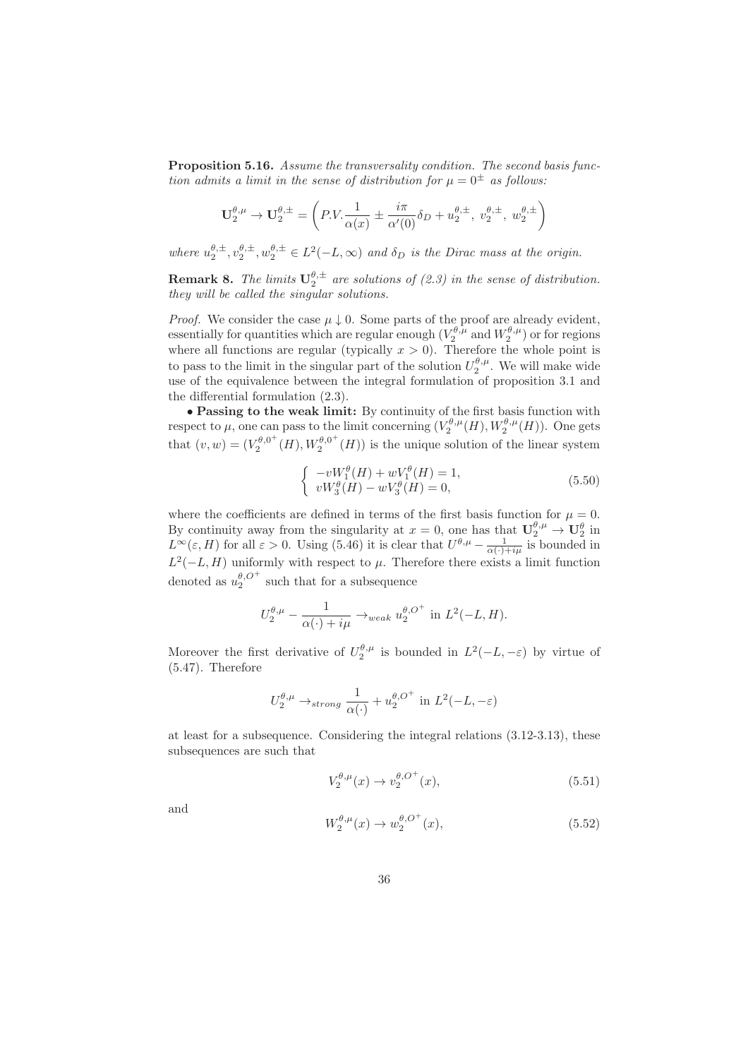**Proposition 5.16.** *Assume the transversality condition. The second basis function admits a limit in the sense of distribution for $\mu = 0^{\pm}$ as follows:*

$$\mathbf{U}_2^{\theta,\mu} \to \mathbf{U}_2^{\theta,\pm} = \left( P.V.\frac{1}{\alpha(x)} \pm \frac{i\pi}{\alpha'(0)}\delta_D + u_2^{\theta,\pm},\ v_2^{\theta,\pm},\ w_2^{\theta,\pm} \right)$$

*where $u_2^{\theta,\pm}, v_2^{\theta,\pm}, w_2^{\theta,\pm} \in L^2(-L,\infty)$ and $\delta_D$ is the Dirac mass at the origin.*

**Remark 8.** *The limits $\mathbf{U}_2^{\theta,\pm}$ are solutions of (2.3) in the sense of distribution. they will be called the singular solutions.*

*Proof.* We consider the case $\mu \downarrow 0$. Some parts of the proof are already evident, essentially for quantities which are regular enough ($V_2^{\theta,\mu}$ and $W_2^{\theta,\mu}$) or for regions where all functions are regular (typically $x > 0$). Therefore the whole point is to pass to the limit in the singular part of the solution $U_2^{\theta,\mu}$. We will make wide use of the equivalence between the integral formulation of proposition 3.1 and the differential formulation (2.3).

• **Passing to the weak limit:** By continuity of the first basis function with respect to $\mu$, one can pass to the limit concerning $(V_2^{\theta,\mu}(H), W_2^{\theta,\mu}(H))$. One gets that $(v,w) = (V_2^{\theta,0^+}(H), W_2^{\theta,0^+}(H))$ is the unique solution of the linear system

$$\begin{cases} -vW_1^{\theta}(H) + wV_1^{\theta}(H) = 1, \\ vW_3^{\theta}(H) - wV_3^{\theta}(H) = 0, \end{cases} \tag{5.50}$$

where the coefficients are defined in terms of the first basis function for $\mu = 0$. By continuity away from the singularity at $x = 0$, one has that $\mathbf{U}_2^{\theta,\mu} \to \mathbf{U}_2^{\theta}$ in $L^{\infty}(\varepsilon, H)$ for all $\varepsilon > 0$. Using (5.46) it is clear that $U^{\theta,\mu} - \frac{1}{\alpha(\cdot)+i\mu}$ is bounded in $L^2(-L,H)$ uniformly with respect to $\mu$. Therefore there exists a limit function denoted as $u_2^{\theta,O^+}$ such that for a subsequence

$$U_2^{\theta,\mu} - \frac{1}{\alpha(\cdot)+i\mu} \to_{weak} u_2^{\theta,O^+} \text{ in } L^2(-L,H).$$

Moreover the first derivative of $U_2^{\theta,\mu}$ is bounded in $L^2(-L,-\varepsilon)$ by virtue of (5.47). Therefore

$$U_2^{\theta,\mu} \to_{strong} \frac{1}{\alpha(\cdot)} + u_2^{\theta,O^+} \text{ in } L^2(-L,-\varepsilon)$$

at least for a subsequence. Considering the integral relations (3.12-3.13), these subsequences are such that

$$V_2^{\theta,\mu}(x) \to v_2^{\theta,O^+}(x), \tag{5.51}$$

and

$$W_2^{\theta,\mu}(x) \to w_2^{\theta,O^+}(x), \tag{5.52}$$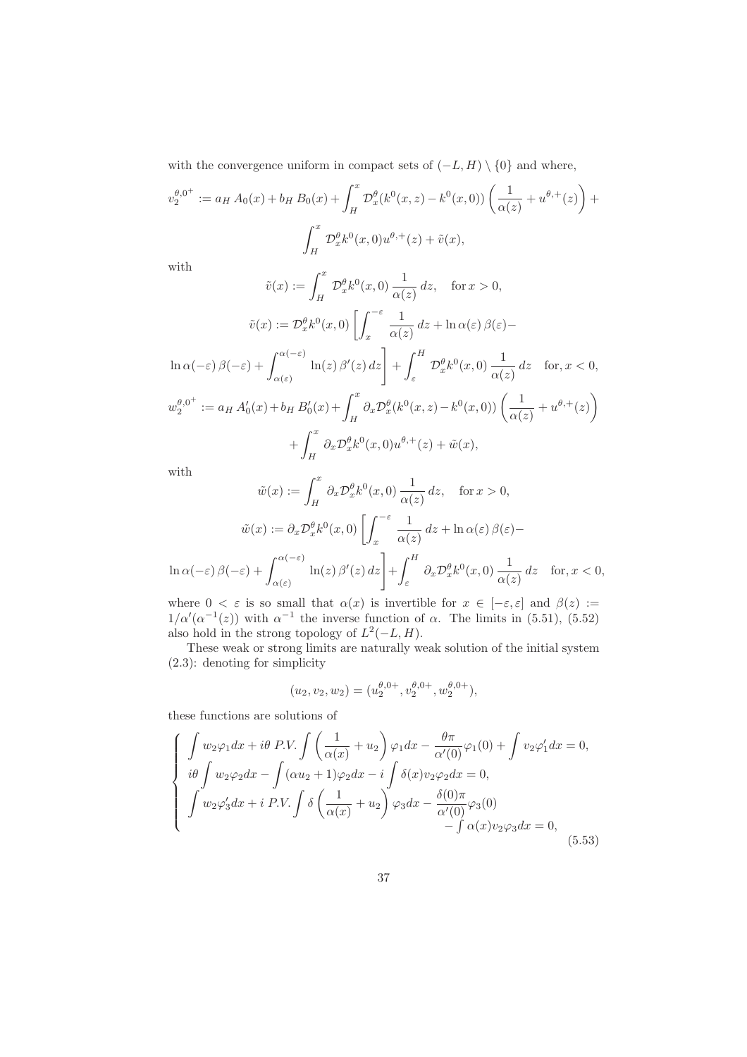with the convergence uniform in compact sets of $(-L,H)\setminus\{0\}$ and where,

$$v_2^{\theta,0^+} := a_H\, A_0(x) + b_H\, B_0(x) + \int_H^x \mathcal{D}_x^\theta(k^0(x,z)-k^0(x,0))\left(\frac{1}{\alpha(z)} + u^{\theta,+}(z)\right) + \int_H^x \mathcal{D}_x^\theta k^0(x,0) u^{\theta,+}(z) + \tilde{v}(x),$$

with

$$\tilde{v}(x) := \int_H^x \mathcal{D}_x^\theta k^0(x,0)\,\frac{1}{\alpha(z)}\,dz, \quad \text{for } x>0,$$

$$\tilde{v}(x) := \mathcal{D}_x^\theta k^0(x,0)\left[\int_x^{-\varepsilon}\frac{1}{\alpha(z)}\,dz + \ln\alpha(\varepsilon)\,\beta(\varepsilon) - \ln\alpha(-\varepsilon)\,\beta(-\varepsilon) + \int_{\alpha(\varepsilon)}^{\alpha(-\varepsilon)} \ln(z)\,\beta'(z)\,dz\right] + \int_\varepsilon^H \mathcal{D}_x^\theta k^0(x,0)\,\frac{1}{\alpha(z)}\,dz \quad \text{for, } x<0,$$

$$w_2^{\theta,0^+} := a_H\, A_0'(x) + b_H\, B_0'(x) + \int_H^x \partial_x\mathcal{D}_x^\theta(k^0(x,z)-k^0(x,0))\left(\frac{1}{\alpha(z)} + u^{\theta,+}(z)\right) + \int_H^x \partial_x\mathcal{D}_x^\theta k^0(x,0) u^{\theta,+}(z) + \tilde{w}(x),$$

with

$$\tilde{w}(x) := \int_H^x \partial_x\mathcal{D}_x^\theta k^0(x,0)\,\frac{1}{\alpha(z)}\,dz, \quad \text{for } x>0,$$

$$\tilde{w}(x) := \partial_x\mathcal{D}_x^\theta k^0(x,0)\left[\int_x^{-\varepsilon}\frac{1}{\alpha(z)}\,dz + \ln\alpha(\varepsilon)\,\beta(\varepsilon) - \ln\alpha(-\varepsilon)\,\beta(-\varepsilon) + \int_{\alpha(\varepsilon)}^{\alpha(-\varepsilon)} \ln(z)\,\beta'(z)\,dz\right] + \int_\varepsilon^H \partial_x\mathcal{D}_x^\theta k^0(x,0)\,\frac{1}{\alpha(z)}\,dz \quad \text{for, } x<0,$$

where $0<\varepsilon$ is so small that $\alpha(x)$ is invertible for $x\in[-\varepsilon,\varepsilon]$ and $\beta(z) := 1/\alpha'(\alpha^{-1}(z))$ with $\alpha^{-1}$ the inverse function of $\alpha$. The limits in (5.51), (5.52) also hold in the strong topology of $L^2(-L,H)$.

These weak or strong limits are naturally weak solution of the initial system (2.3): denoting for simplicity

$$(u_2, v_2, w_2) = (u_2^{\theta,0+}, v_2^{\theta,0+}, w_2^{\theta,0+}),$$

these functions are solutions of

$$\left\{\begin{array}{l} \displaystyle\int w_2\varphi_1 dx + i\theta\ P.V.\int\left(\frac{1}{\alpha(x)}+u_2\right)\varphi_1 dx - \frac{\theta\pi}{\alpha'(0)}\varphi_1(0) + \int v_2\varphi_1' dx = 0,\\ \displaystyle i\theta\int w_2\varphi_2 dx - \int(\alpha u_2+1)\varphi_2 dx - i\int\delta(x) v_2\varphi_2 dx = 0,\\ \displaystyle\int w_2\varphi_3' dx + i\ P.V.\int\delta\left(\frac{1}{\alpha(x)}+u_2\right)\varphi_3 dx - \frac{\delta(0)\pi}{\alpha'(0)}\varphi_3(0) \\ \qquad\qquad\qquad\qquad\qquad\qquad\qquad\qquad \displaystyle -\int\alpha(x) v_2\varphi_3 dx = 0, \end{array}\right. \tag{5.53}$$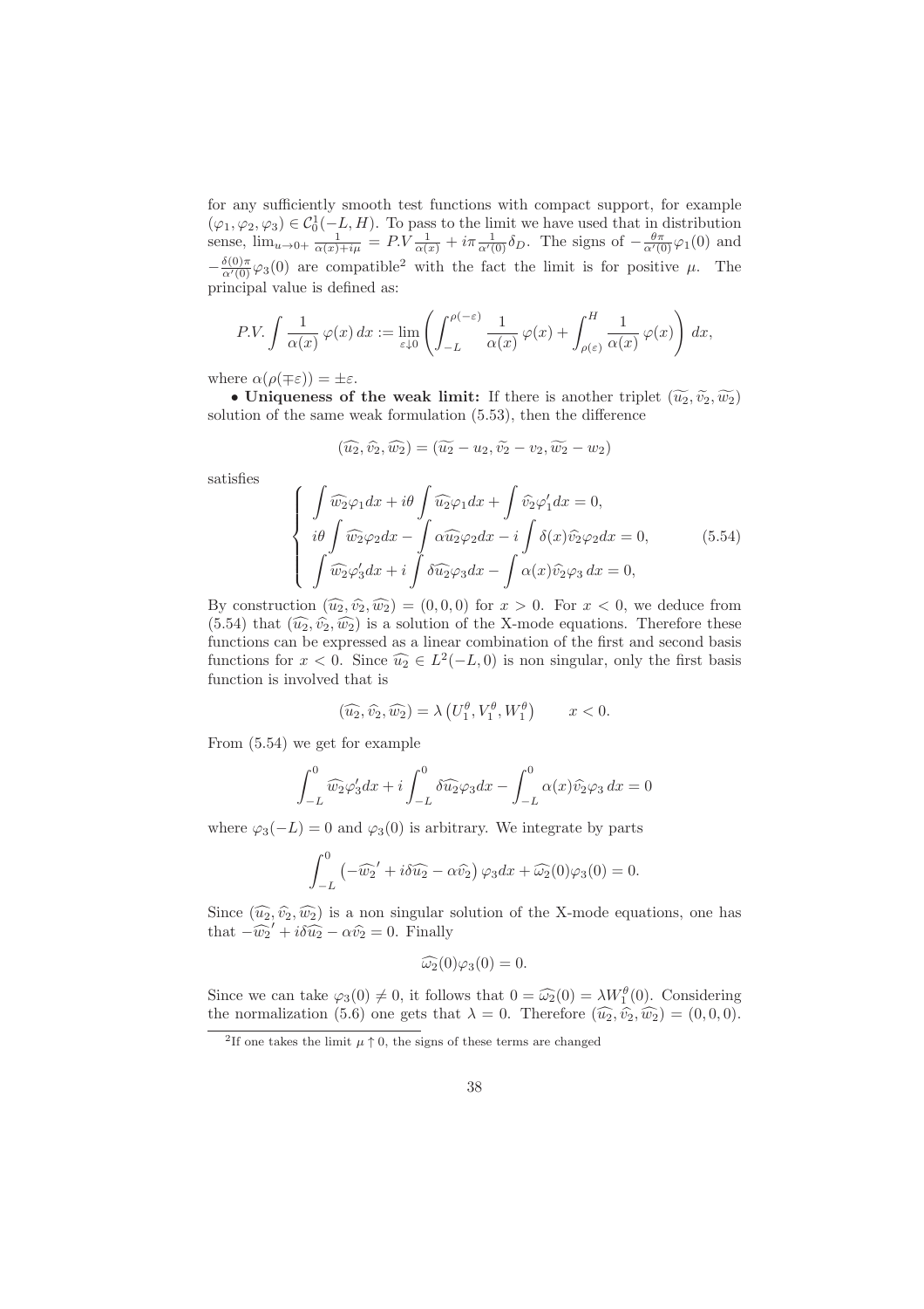for any sufficiently smooth test functions with compact support, for example $(\varphi_1, \varphi_2, \varphi_3) \in \mathcal{C}_0^1(-L, H)$. To pass to the limit we have used that in distribution sense, $\lim_{u \to 0^+} \frac{1}{\alpha(x)+i\mu} = P.V \frac{1}{\alpha(x)} + i\pi \frac{1}{\alpha'(0)} \delta_D$. The signs of $-\frac{\theta\pi}{\alpha'(0)}\varphi_1(0)$ and $-\frac{\delta(0)\pi}{\alpha'(0)}\varphi_3(0)$ are compatible[2] with the fact the limit is for positive $\mu$. The principal value is defined as:

$$P.V. \int \frac{1}{\alpha(x)}\, \varphi(x)\, dx := \lim_{\varepsilon \downarrow 0} \left( \int_{-L}^{\rho(-\varepsilon)} \frac{1}{\alpha(x)}\, \varphi(x) + \int_{\rho(\varepsilon)}^{H} \frac{1}{\alpha(x)}\, \varphi(x) \right) dx,$$

where $\alpha(\rho(\mp\varepsilon)) = \pm\varepsilon$.

• **Uniqueness of the weak limit:** If there is another triplet $(\widetilde{u_2}, \widetilde{v_2}, \widetilde{w_2})$ solution of the same weak formulation (5.53), then the difference

$$(\widehat{u_2}, \widehat{v_2}, \widehat{w_2}) = (\widetilde{u_2} - u_2, \widetilde{v_2} - v_2, \widetilde{w_2} - w_2)$$

satisfies

$$\left\{ \begin{array}{l} \displaystyle\int \widehat{w_2}\varphi_1 dx + i\theta \int \widehat{u_2}\varphi_1 dx + \int \widehat{v_2}\varphi_1' dx = 0, \\ \displaystyle i\theta \int \widehat{w_2}\varphi_2 dx - \int \alpha\widehat{u_2}\varphi_2 dx - i \int \delta(x)\widehat{v_2}\varphi_2 dx = 0, \\ \displaystyle\int \widehat{w_2}\varphi_3' dx + i \int \delta\widehat{u_2}\varphi_3 dx - \int \alpha(x)\widehat{v_2}\varphi_3\, dx = 0, \end{array} \right. \tag{5.54}$$

By construction $(\widehat{u_2}, \widehat{v_2}, \widehat{w_2}) = (0,0,0)$ for $x > 0$. For $x < 0$, we deduce from (5.54) that $(\widehat{u_2}, \widehat{v_2}, \widehat{w_2})$ is a solution of the X-mode equations. Therefore these functions can be expressed as a linear combination of the first and second basis functions for $x < 0$. Since $\widehat{u_2} \in L^2(-L, 0)$ is non singular, only the first basis function is involved that is

$$(\widehat{u_2}, \widehat{v_2}, \widehat{w_2}) = \lambda \left( U_1^\theta, V_1^\theta, W_1^\theta \right) \qquad x < 0.$$

From (5.54) we get for example

$$\int_{-L}^0 \widehat{w_2}\varphi_3' dx + i \int_{-L}^0 \delta\widehat{u_2}\varphi_3 dx - \int_{-L}^0 \alpha(x)\widehat{v_2}\varphi_3\, dx = 0$$

where $\varphi_3(-L) = 0$ and $\varphi_3(0)$ is arbitrary. We integrate by parts

$$\int_{-L}^0 \left( -\widehat{w_2}' + i\delta\widehat{u_2} - \alpha\widehat{v_2} \right) \varphi_3 dx + \widehat{\omega_2}(0)\varphi_3(0) = 0.$$

Since $(\widehat{u_2}, \widehat{v_2}, \widehat{w_2})$ is a non singular solution of the X-mode equations, one has that $-\widehat{w_2}' + i\delta\widehat{u_2} - \alpha\widehat{v_2} = 0$. Finally

$$\widehat{\omega_2}(0)\varphi_3(0) = 0.$$

Since we can take $\varphi_3(0) \neq 0$, it follows that $0 = \widehat{\omega_2}(0) = \lambda W_1^\theta(0)$. Considering the normalization (5.6) one gets that $\lambda = 0$. Therefore $(\widehat{u_2}, \widehat{v_2}, \widehat{w_2}) = (0,0,0)$.

[2] If one takes the limit $\mu \uparrow 0$, the signs of these terms are changed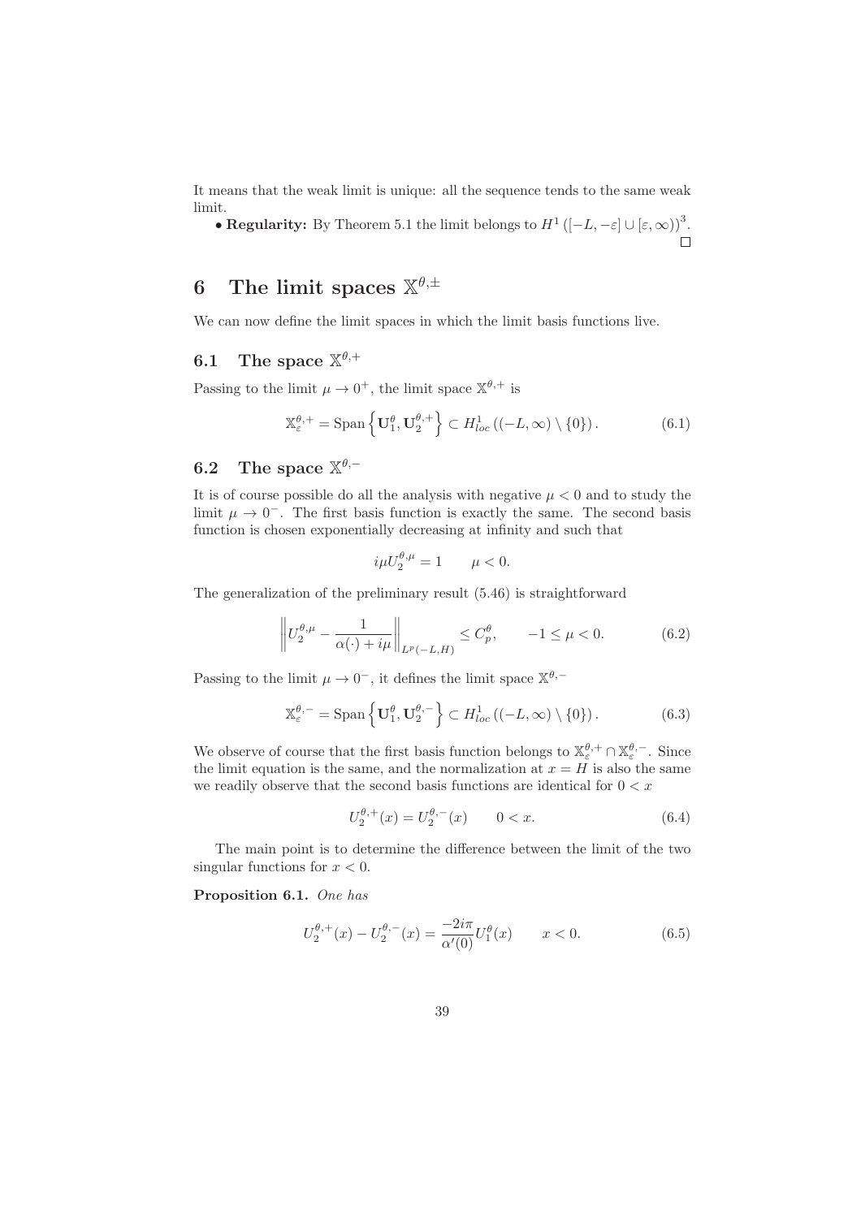It means that the weak limit is unique: all the sequence tends to the same weak limit.

• **Regularity:** By Theorem 5.1 the limit belongs to $H^1\left([-L,-\varepsilon]\cup[\varepsilon,\infty)\right)^3$. $\square$

# 6 The limit spaces $\mathbb{X}^{\theta,\pm}$

We can now define the limit spaces in which the limit basis functions live.

## 6.1 The space $\mathbb{X}^{\theta,+}$

Passing to the limit $\mu \to 0^+$, the limit space $\mathbb{X}^{\theta,+}$ is

$$\mathbb{X}_{\varepsilon}^{\theta,+} = \mathrm{Span}\left\{\mathbf{U}_1^{\theta}, \mathbf{U}_2^{\theta,+}\right\} \subset H^1_{loc}\left((-L,\infty)\setminus\{0\}\right). \tag{6.1}$$

## 6.2 The space $\mathbb{X}^{\theta,-}$

It is of course possible do all the analysis with negative $\mu < 0$ and to study the limit $\mu \to 0^-$. The first basis function is exactly the same. The second basis function is chosen exponentially decreasing at infinity and such that

$$i\mu U_2^{\theta,\mu} = 1 \qquad \mu < 0.$$

The generalization of the preliminary result (5.46) is straightforward

$$\left\| U_2^{\theta,\mu} - \frac{1}{\alpha(\cdot)+i\mu}\right\|_{L^p(-L,H)} \leq C_p^{\theta}, \qquad -1 \leq \mu < 0. \tag{6.2}$$

Passing to the limit $\mu \to 0^-$, it defines the limit space $\mathbb{X}^{\theta,-}$

$$\mathbb{X}_{\varepsilon}^{\theta,-} = \mathrm{Span}\left\{\mathbf{U}_1^{\theta}, \mathbf{U}_2^{\theta,-}\right\} \subset H^1_{loc}\left((-L,\infty)\setminus\{0\}\right). \tag{6.3}$$

We observe of course that the first basis function belongs to $\mathbb{X}_{\varepsilon}^{\theta,+}\cap\mathbb{X}_{\varepsilon}^{\theta,-}$. Since the limit equation is the same, and the normalization at $x=H$ is also the same we readily observe that the second basis functions are identical for $0<x$

$$U_2^{\theta,+}(x) = U_2^{\theta,-}(x) \qquad 0 < x. \tag{6.4}$$

The main point is to determine the difference between the limit of the two singular functions for $x<0$.

**Proposition 6.1.** *One has*

$$U_2^{\theta,+}(x) - U_2^{\theta,-}(x) = \frac{-2i\pi}{\alpha'(0)} U_1^{\theta}(x) \qquad x < 0. \tag{6.5}$$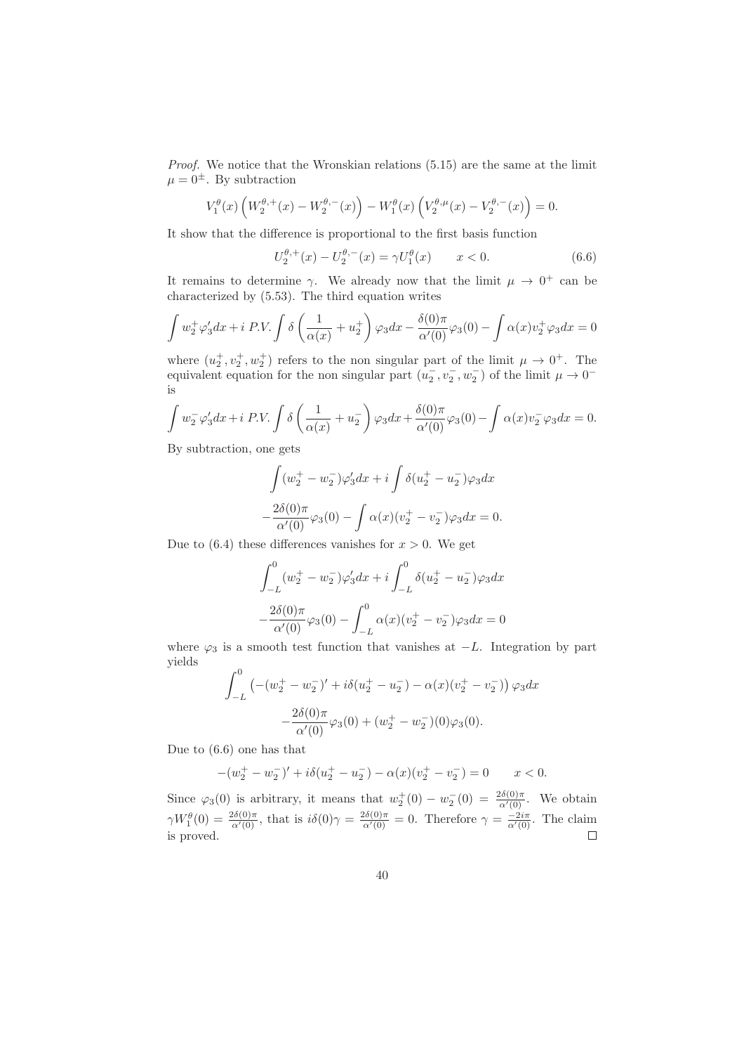*Proof.* We notice that the Wronskian relations (5.15) are the same at the limit $\mu = 0^{\pm}$. By subtraction

$$V_1^\theta(x)\left(W_2^{\theta,+}(x) - W_2^{\theta,-}(x)\right) - W_1^\theta(x)\left(V_2^{\theta,\mu}(x) - V_2^{\theta,-}(x)\right) = 0.$$

It show that the difference is proportional to the first basis function

$$U_2^{\theta,+}(x) - U_2^{\theta,-}(x) = \gamma U_1^\theta(x) \qquad x < 0. \tag{6.6}$$

It remains to determine $\gamma$. We already now that the limit $\mu \to 0^+$ can be characterized by (5.53). The third equation writes

$$\int w_2^+ \varphi_3' dx + i \text{ P.V.} \int \delta \left(\frac{1}{\alpha(x)} + u_2^+\right) \varphi_3 dx - \frac{\delta(0)\pi}{\alpha'(0)}\varphi_3(0) - \int \alpha(x) v_2^+ \varphi_3 dx = 0$$

where $(u_2^+, v_2^+, w_2^+)$ refers to the non singular part of the limit $\mu \to 0^+$. The equivalent equation for the non singular part $(u_2^-, v_2^-, w_2^-)$ of the limit $\mu \to 0^-$ is

$$\int w_2^- \varphi_3' dx + i \text{ P.V.} \int \delta \left(\frac{1}{\alpha(x)} + u_2^-\right) \varphi_3 dx + \frac{\delta(0)\pi}{\alpha'(0)}\varphi_3(0) - \int \alpha(x) v_2^- \varphi_3 dx = 0.$$

By subtraction, one gets

$$\int (w_2^+ - w_2^-)\varphi_3' dx + i \int \delta(u_2^+ - u_2^-)\varphi_3 dx$$
$$- \frac{2\delta(0)\pi}{\alpha'(0)}\varphi_3(0) - \int \alpha(x)(v_2^+ - v_2^-)\varphi_3 dx = 0.$$

Due to (6.4) these differences vanishes for $x > 0$. We get

$$\int_{-L}^0 (w_2^+ - w_2^-)\varphi_3' dx + i \int_{-L}^0 \delta(u_2^+ - u_2^-)\varphi_3 dx$$
$$- \frac{2\delta(0)\pi}{\alpha'(0)}\varphi_3(0) - \int_{-L}^0 \alpha(x)(v_2^+ - v_2^-)\varphi_3 dx = 0$$

where $\varphi_3$ is a smooth test function that vanishes at $-L$. Integration by part yields

$$\int_{-L}^0 \left(-(w_2^+ - w_2^-)' + i\delta(u_2^+ - u_2^-) - \alpha(x)(v_2^+ - v_2^-)\right)\varphi_3 dx$$
$$- \frac{2\delta(0)\pi}{\alpha'(0)}\varphi_3(0) + (w_2^+ - w_2^-)(0)\varphi_3(0).$$

Due to (6.6) one has that

$$-(w_2^+ - w_2^-)' + i\delta(u_2^+ - u_2^-) - \alpha(x)(v_2^+ - v_2^-) = 0 \qquad x < 0.$$

Since $\varphi_3(0)$ is arbitrary, it means that $w_2^+(0) - w_2^-(0) = \frac{2\delta(0)\pi}{\alpha'(0)}$. We obtain $\gamma W_1^\theta(0) = \frac{2\delta(0)\pi}{\alpha'(0)}$, that is $i\delta(0)\gamma = \frac{2\delta(0)\pi}{\alpha'(0)} = 0$. Therefore $\gamma = \frac{-2i\pi}{\alpha'(0)}$. The claim is proved. ◻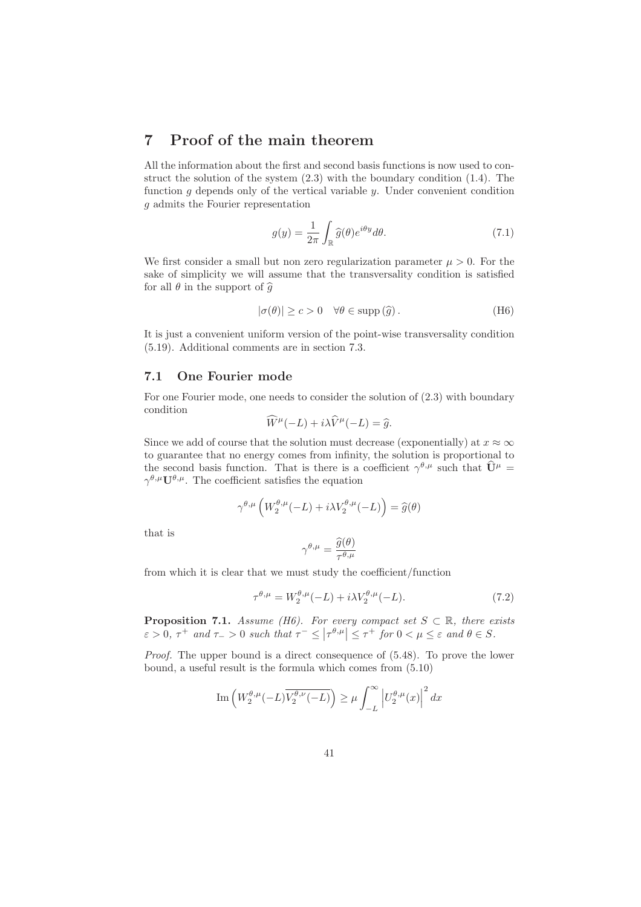// 7 Proof of the main theorem

All the information about the first and second basis functions is now used to construct the solution of the system (2.3) with the boundary condition (1.4). The function $g$ depends only of the vertical variable $y$. Under convenient condition $g$ admits the Fourier representation

$$g(y) = \frac{1}{2\pi} \int_{\mathbb{R}} \widehat{g}(\theta) e^{i\theta y} d\theta. \tag{7.1}$$

We first consider a small but non zero regularization parameter $\mu > 0$. For the sake of simplicity we will assume that the transversality condition is satisfied for all $\theta$ in the support of $\widehat{g}$

$$|\sigma(\theta)| \geq c > 0 \quad \forall \theta \in \text{supp}\,(\widehat{g})\,. \tag{H6}$$

It is just a convenient uniform version of the point-wise transversality condition (5.19). Additional comments are in section 7.3.

## 7.1 One Fourier mode

For one Fourier mode, one needs to consider the solution of (2.3) with boundary condition

$$\widehat{W}^{\mu}(-L) + i\lambda \widehat{V}^{\mu}(-L) = \widehat{g}.$$

Since we add of course that the solution must decrease (exponentially) at $x \approx \infty$ to guarantee that no energy comes from infinity, the solution is proportional to the second basis function. That is there is a coefficient $\gamma^{\theta,\mu}$ such that $\widehat{\mathbf{U}}^{\mu} = \gamma^{\theta,\mu} \mathbf{U}^{\theta,\mu}$. The coefficient satisfies the equation

$$\gamma^{\theta,\mu} \left( W_2^{\theta,\mu}(-L) + i\lambda V_2^{\theta,\mu}(-L) \right) = \widehat{g}(\theta)$$

that is

$$\gamma^{\theta,\mu} = \frac{\widehat{g}(\theta)}{\tau^{\theta,\mu}}$$

from which it is clear that we must study the coefficient/function

$$\tau^{\theta,\mu} = W_2^{\theta,\mu}(-L) + i\lambda V_2^{\theta,\mu}(-L). \tag{7.2}$$

**Proposition 7.1.** *Assume (H6). For every compact set $S \subset \mathbb{R}$, there exists $\varepsilon > 0$, $\tau^+$ and $\tau_- > 0$ such that $\tau^- \leq \left|\tau^{\theta,\mu}\right| \leq \tau^+$ for $0 < \mu \leq \varepsilon$ and $\theta \in S$.*

*Proof.* The upper bound is a direct consequence of (5.48). To prove the lower bound, a useful result is the formula which comes from (5.10)

$$\text{Im}\left( W_2^{\theta,\mu}(-L) \overline{V_2^{\theta,\nu}(-L)} \right) \geq \mu \int_{-L}^{\infty} \left| U_2^{\theta,\mu}(x) \right|^2 dx$$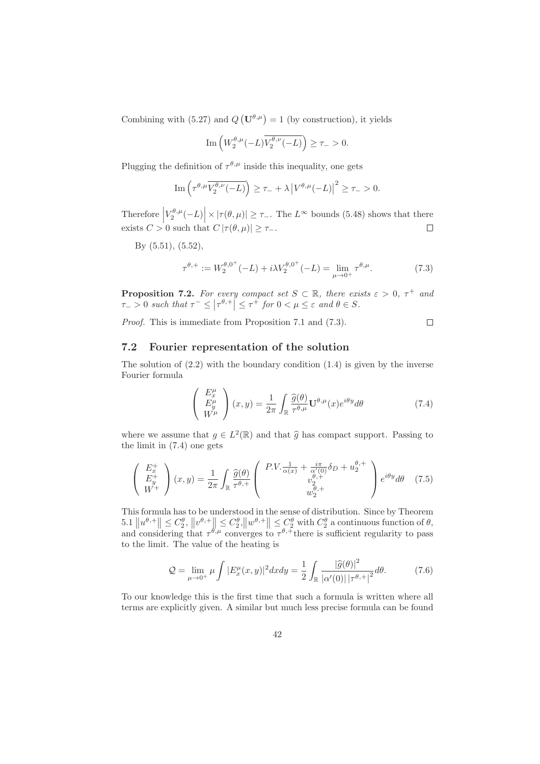Combining with (5.27) and $Q\left(\mathbf{U}^{\theta,\mu}\right) = 1$ (by construction), it yields

$$\operatorname{Im}\left(W_2^{\theta,\mu}(-L)\overline{V_2^{\theta,\nu}(-L)}\right) \geq \tau_- > 0.$$

Plugging the definition of $\tau^{\theta,\mu}$ inside this inequality, one gets

$$\operatorname{Im}\left(\tau^{\theta,\mu}\overline{V_2^{\theta,\nu}(-L)}\right) \geq \tau_- + \lambda\left|V^{\theta,\mu}(-L)\right|^2 \geq \tau_- > 0.$$

Therefore $\left|V_2^{\theta,\mu}(-L)\right| \times |\tau(\theta,\mu)| \geq \tau_-$. The $L^\infty$ bounds (5.48) shows that there exists $C > 0$ such that $C\,|\tau(\theta,\mu)| \geq \tau_-$. $\square$

By (5.51), (5.52),

$$\tau^{\theta,+} := W_2^{\theta,0^+}(-L) + i\lambda V_2^{\theta,0^+}(-L) = \lim_{\mu\to 0^+}\tau^{\theta,\mu}. \tag{7.3}$$

**Proposition 7.2.** *For every compact set $S \subset \mathbb{R}$, there exists $\varepsilon > 0$, $\tau^+$ and $\tau_- > 0$ such that $\tau^- \leq \left|\tau^{\theta,+}\right| \leq \tau^+$ for $0 < \mu \leq \varepsilon$ and $\theta \in S$.*

*Proof.* This is immediate from Proposition 7.1 and (7.3). $\square$

## 7.2 Fourier representation of the solution

The solution of (2.2) with the boundary condition (1.4) is given by the inverse Fourier formula

$$\begin{pmatrix} E_x^\mu \\ E_y^\mu \\ W^\mu \end{pmatrix}(x,y) = \frac{1}{2\pi}\int_{\mathbb{R}} \frac{\widehat{g}(\theta)}{\tau^{\theta,\mu}}\mathbf{U}^{\theta,\mu}(x)e^{i\theta y}d\theta \tag{7.4}$$

where we assume that $g \in L^2(\mathbb{R})$ and that $\widehat{g}$ has compact support. Passing to the limit in (7.4) one gets

$$\begin{pmatrix} E_x^+ \\ E_y^+ \\ W^+ \end{pmatrix}(x,y) = \frac{1}{2\pi}\int_{\mathbb{R}} \frac{\widehat{g}(\theta)}{\tau^{\theta,+}}\begin{pmatrix} P.V.\frac{1}{\alpha(x)} + \frac{i\pi}{\alpha'(0)}\delta_D + u_2^{\theta,+} \\ v_2^{\theta,+} \\ w_2^{\theta,+} \end{pmatrix}e^{i\theta y}d\theta \tag{7.5}$$

This formula has to be understood in the sense of distribution. Since by Theorem 5.1 $\left\|u^{\theta,+}\right\| \leq C_2^\theta$, $\left\|v^{\theta,+}\right\| \leq C_2^\theta$, $\left\|w^{\theta,+}\right\| \leq C_2^\theta$ with $C_2^\theta$ a continuous function of $\theta$, and considering that $\tau^{\theta,\mu}$ converges to $\tau^{\theta,+}$there is sufficient regularity to pass to the limit. The value of the heating is

$$\mathcal{Q} = \lim_{\mu\to 0^+}\mu\int |E_x^\mu(x,y)|^2dxdy = \frac{1}{2}\int_{\mathbb{R}} \frac{|\widehat{g}(\theta)|^2}{|\alpha'(0)|\left|\tau^{\theta,+}\right|^2}d\theta. \tag{7.6}$$

To our knowledge this is the first time that such a formula is written where all terms are explicitly given. A similar but much less precise formula can be found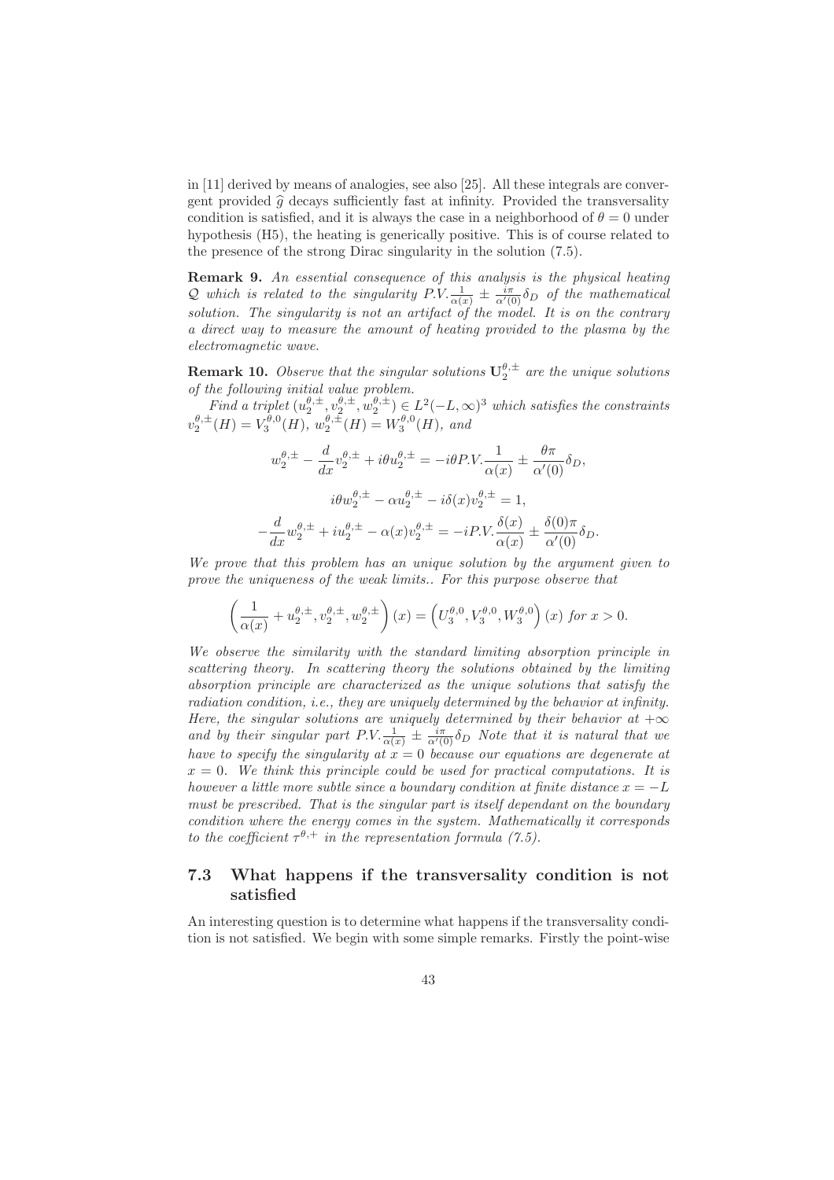in [11] derived by means of analogies, see also [25]. All these integrals are convergent provided $\widehat{g}$ decays sufficiently fast at infinity. Provided the transversality condition is satisfied, and it is always the case in a neighborhood of $\theta = 0$ under hypothesis (H5), the heating is generically positive. This is of course related to the presence of the strong Dirac singularity in the solution (7.5).

**Remark 9.** *An essential consequence of this analysis is the physical heating $\mathcal{Q}$ which is related to the singularity $P.V.\frac{1}{\alpha(x)} \pm \frac{i\pi}{\alpha'(0)}\delta_D$ of the mathematical solution. The singularity is not an artifact of the model. It is on the contrary a direct way to measure the amount of heating provided to the plasma by the electromagnetic wave.*

**Remark 10.** *Observe that the singular solutions $\mathbf{U}_2^{\theta,\pm}$ are the unique solutions of the following initial value problem.*

*Find a triplet $(u_2^{\theta,\pm}, v_2^{\theta,\pm}, w_2^{\theta,\pm}) \in L^2(-L,\infty)^3$ which satisfies the constraints $v_2^{\theta,\pm}(H) = V_3^{\theta,0}(H)$, $w_2^{\theta,\pm}(H) = W_3^{\theta,0}(H)$, and*

$$w_2^{\theta,\pm} - \frac{d}{dx}v_2^{\theta,\pm} + i\theta u_2^{\theta,\pm} = -i\theta P.V.\frac{1}{\alpha(x)} \pm \frac{\theta\pi}{\alpha'(0)}\delta_D,$$

$$i\theta w_2^{\theta,\pm} - \alpha u_2^{\theta,\pm} - i\delta(x)v_2^{\theta,\pm} = 1,$$

$$-\frac{d}{dx}w_2^{\theta,\pm} + iu_2^{\theta,\pm} - \alpha(x)v_2^{\theta,\pm} = -iP.V.\frac{\delta(x)}{\alpha(x)} \pm \frac{\delta(0)\pi}{\alpha'(0)}\delta_D.$$

*We prove that this problem has an unique solution by the argument given to prove the uniqueness of the weak limits.. For this purpose observe that*

$$\left(\frac{1}{\alpha(x)} + u_2^{\theta,\pm}, v_2^{\theta,\pm}, w_2^{\theta,\pm}\right)(x) = \left(U_3^{\theta,0}, V_3^{\theta,0}, W_3^{\theta,0}\right)(x) \text{ for } x > 0.$$

*We observe the similarity with the standard limiting absorption principle in scattering theory. In scattering theory the solutions obtained by the limiting absorption principle are characterized as the unique solutions that satisfy the radiation condition, i.e., they are uniquely determined by the behavior at infinity. Here, the singular solutions are uniquely determined by their behavior at $+\infty$ and by their singular part $P.V.\frac{1}{\alpha(x)} \pm \frac{i\pi}{\alpha'(0)}\delta_D$ Note that it is natural that we have to specify the singularity at $x = 0$ because our equations are degenerate at $x = 0$. We think this principle could be used for practical computations. It is however a little more subtle since a boundary condition at finite distance $x = -L$ must be prescribed. That is the singular part is itself dependant on the boundary condition where the energy comes in the system. Mathematically it corresponds to the coefficient $\tau^{\theta,+}$ in the representation formula (7.5).*

### 7.3 What happens if the transversality condition is not satisfied

An interesting question is to determine what happens if the transversality condition is not satisfied. We begin with some simple remarks. Firstly the point-wise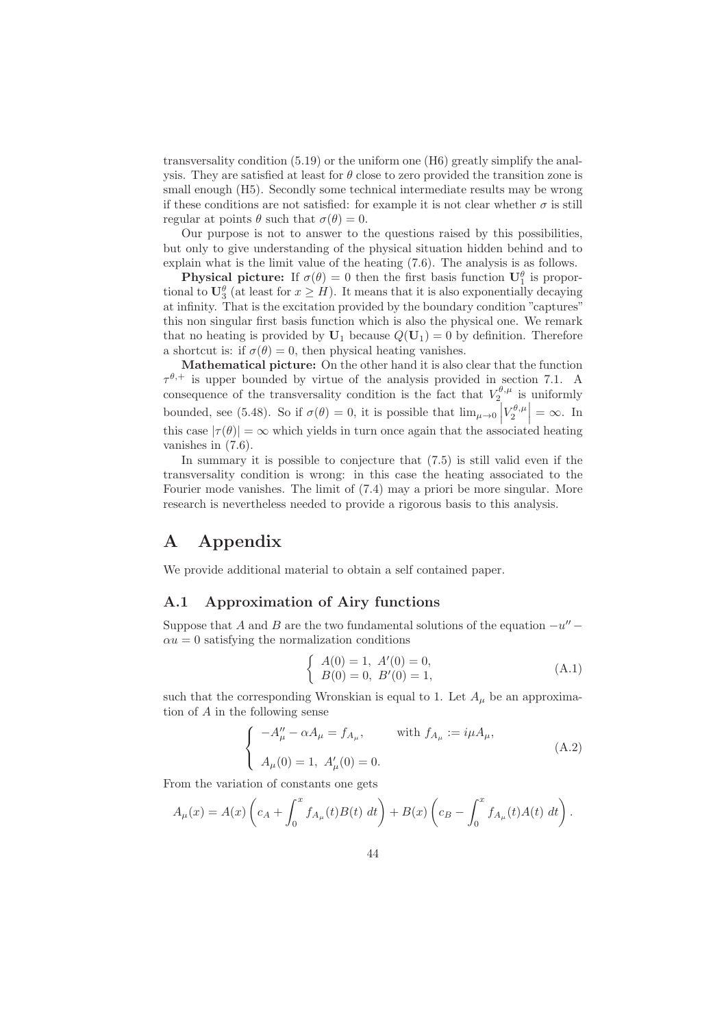transversality condition (5.19) or the uniform one (H6) greatly simplify the analysis. They are satisfied at least for $\theta$ close to zero provided the transition zone is small enough (H5). Secondly some technical intermediate results may be wrong if these conditions are not satisfied: for example it is not clear whether $\sigma$ is still regular at points $\theta$ such that $\sigma(\theta) = 0$.

Our purpose is not to answer to the questions raised by this possibilities, but only to give understanding of the physical situation hidden behind and to explain what is the limit value of the heating (7.6). The analysis is as follows.

**Physical picture:** If $\sigma(\theta) = 0$ then the first basis function $\mathbf{U}_1^\theta$ is proportional to $\mathbf{U}_3^\theta$ (at least for $x \geq H$). It means that it is also exponentially decaying at infinity. That is the excitation provided by the boundary condition "captures" this non singular first basis function which is also the physical one. We remark that no heating is provided by $\mathbf{U}_1$ because $Q(\mathbf{U}_1) = 0$ by definition. Therefore a shortcut is: if $\sigma(\theta) = 0$, then physical heating vanishes.

**Mathematical picture:** On the other hand it is also clear that the function $\tau^{\theta,+}$ is upper bounded by virtue of the analysis provided in section 7.1. A consequence of the transversality condition is the fact that $V_2^{\theta,\mu}$ is uniformly bounded, see (5.48). So if $\sigma(\theta) = 0$, it is possible that $\lim_{\mu \to 0} \left| V_2^{\theta,\mu} \right| = \infty$. In this case $|\tau(\theta)| = \infty$ which yields in turn once again that the associated heating vanishes in (7.6).

In summary it is possible to conjecture that (7.5) is still valid even if the transversality condition is wrong: in this case the heating associated to the Fourier mode vanishes. The limit of (7.4) may a priori be more singular. More research is nevertheless needed to provide a rigorous basis to this analysis.

# A Appendix

We provide additional material to obtain a self contained paper.

## A.1 Approximation of Airy functions

Suppose that $A$ and $B$ are the two fundamental solutions of the equation $-u'' - \alpha u = 0$ satisfying the normalization conditions

$$\begin{cases} A(0) = 1, \ A'(0) = 0, \\ B(0) = 0, \ B'(0) = 1, \end{cases} \tag{A.1}$$

such that the corresponding Wronskian is equal to 1. Let $A_\mu$ be an approximation of $A$ in the following sense

$$\begin{cases} -A_\mu'' - \alpha A_\mu = f_{A_\mu}, \qquad \text{with } f_{A_\mu} := i\mu A_\mu, \\[2ex] A_\mu(0) = 1, \ A_\mu'(0) = 0. \end{cases} \tag{A.2}$$

From the variation of constants one gets

$$A_\mu(x) = A(x)\left(c_A + \int_0^x f_{A_\mu}(t)B(t)\,dt\right) + B(x)\left(c_B - \int_0^x f_{A_\mu}(t)A(t)\,dt\right).$$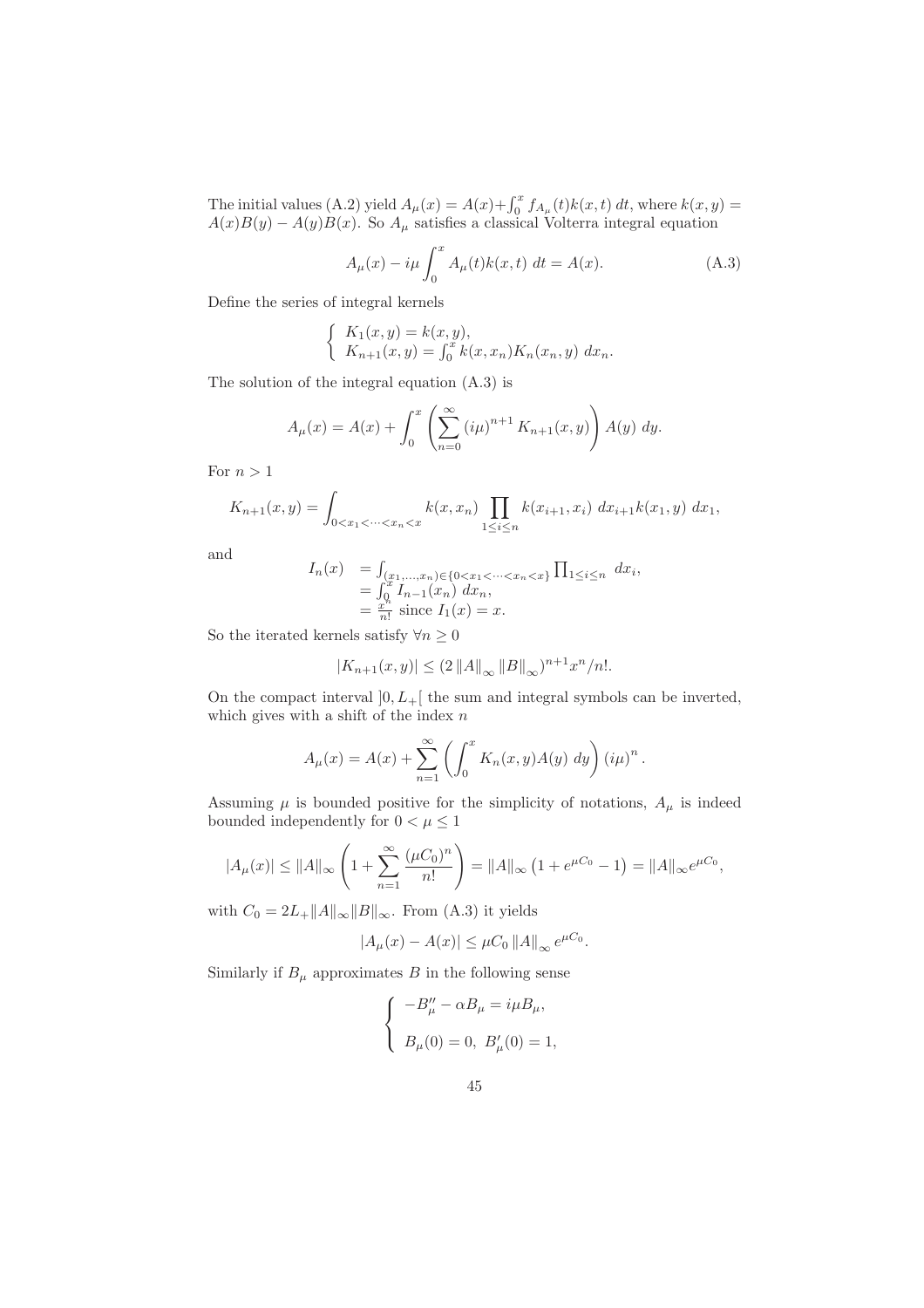The initial values (A.2) yield $A_\mu(x) = A(x) + \int_0^x f_{A_\mu}(t)k(x,t)\,dt$, where $k(x,y) = A(x)B(y) - A(y)B(x)$. So $A_\mu$ satisfies a classical Volterra integral equation

$$A_\mu(x) - i\mu \int_0^x A_\mu(t)k(x,t)\,dt = A(x). \tag{A.3}$$

Define the series of integral kernels

$$\begin{cases} K_1(x,y) = k(x,y), \\ K_{n+1}(x,y) = \int_0^x k(x,x_n)K_n(x_n,y)\,dx_n. \end{cases}$$

The solution of the integral equation (A.3) is

$$A_\mu(x) = A(x) + \int_0^x \left( \sum_{n=0}^{\infty} (i\mu)^{n+1} K_{n+1}(x,y) \right) A(y)\,dy.$$

For $n > 1$

$$K_{n+1}(x,y) = \int_{0<x_1<\cdots<x_n<x} k(x,x_n) \prod_{1\le i\le n} k(x_{i+1},x_i)\,dx_{i+1} k(x_1,y)\,dx_1,$$

and

$$\begin{aligned} I_n(x) &= \int_{(x_1,\ldots,x_n)\in\{0<x_1<\cdots<x_n<x\}} \prod_{1\le i\le n} dx_i, \\ &= \int_0^x I_{n-1}(x_n)\,dx_n, \\ &= \tfrac{x^n}{n!} \text{ since } I_1(x) = x. \end{aligned}$$

So the iterated kernels satisfy $\forall n \geq 0$

$$|K_{n+1}(x,y)| \leq (2\|A\|_\infty \|B\|_\infty)^{n+1} x^n/n!.$$

On the compact interval $]0, L_+[$ the sum and integral symbols can be inverted, which gives with a shift of the index $n$

$$A_\mu(x) = A(x) + \sum_{n=1}^{\infty} \left( \int_0^x K_n(x,y)A(y)\,dy \right) (i\mu)^n.$$

Assuming $\mu$ is bounded positive for the simplicity of notations, $A_\mu$ is indeed bounded independently for $0 < \mu \leq 1$

$$|A_\mu(x)| \leq \|A\|_\infty \left( 1 + \sum_{n=1}^{\infty} \frac{(\mu C_0)^n}{n!} \right) = \|A\|_\infty \left(1 + e^{\mu C_0} - 1\right) = \|A\|_\infty e^{\mu C_0},$$

with $C_0 = 2L_+\|A\|_\infty\|B\|_\infty$. From (A.3) it yields

$$|A_\mu(x) - A(x)| \leq \mu C_0 \|A\|_\infty e^{\mu C_0}.$$

Similarly if $B_\mu$ approximates $B$ in the following sense

$$\begin{cases} -B_\mu'' - \alpha B_\mu = i\mu B_\mu, \\ \\ B_\mu(0) = 0,\ B_\mu'(0) = 1, \end{cases}$$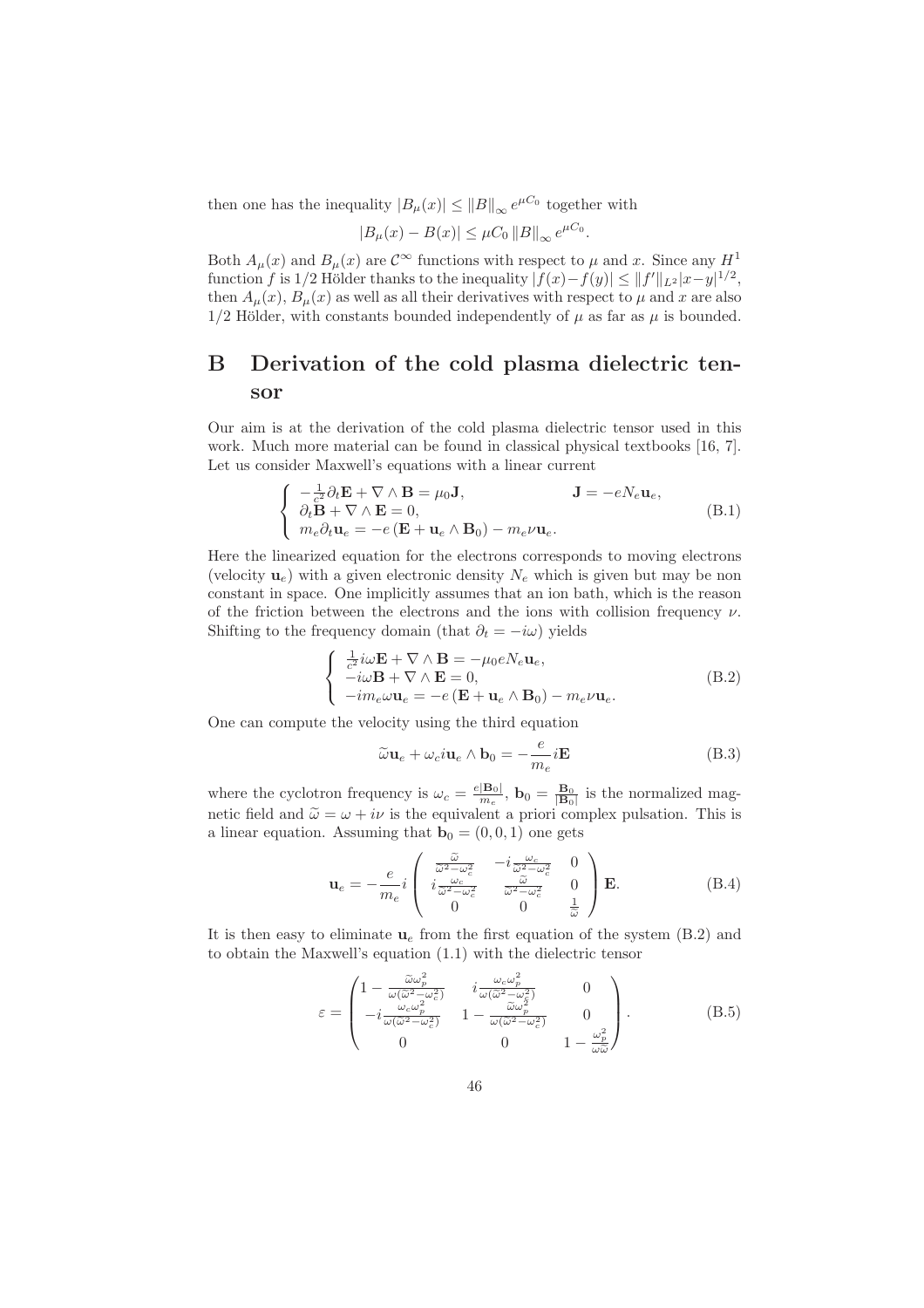then one has the inequality $|B_\mu(x)| \le \|B\|_\infty e^{\mu C_0}$ together with

$$|B_\mu(x) - B(x)| \le \mu C_0 \|B\|_\infty e^{\mu C_0}.$$

Both $A_\mu(x)$ and $B_\mu(x)$ are $\mathcal{C}^\infty$ functions with respect to $\mu$ and $x$. Since any $H^1$ function $f$ is $1/2$ Hölder thanks to the inequality $|f(x)-f(y)| \le \|f'\|_{L^2}|x-y|^{1/2}$, then $A_\mu(x)$, $B_\mu(x)$ as well as all their derivatives with respect to $\mu$ and $x$ are also $1/2$ Hölder, with constants bounded independently of $\mu$ as far as $\mu$ is bounded.

# B Derivation of the cold plasma dielectric tensor

Our aim is at the derivation of the cold plasma dielectric tensor used in this work. Much more material can be found in classical physical textbooks [16, 7]. Let us consider Maxwell's equations with a linear current

$$\begin{cases} -\frac{1}{c^2}\partial_t \mathbf{E} + \nabla \wedge \mathbf{B} = \mu_0 \mathbf{J}, & \mathbf{J} = -eN_e \mathbf{u}_e, \\ \partial_t \mathbf{B} + \nabla \wedge \mathbf{E} = 0, & \\ m_e \partial_t \mathbf{u}_e = -e\left(\mathbf{E} + \mathbf{u}_e \wedge \mathbf{B}_0\right) - m_e \nu \mathbf{u}_e. & \end{cases} \tag{B.1}$$

Here the linearized equation for the electrons corresponds to moving electrons (velocity $\mathbf{u}_e$) with a given electronic density $N_e$ which is given but may be non constant in space. One implicitly assumes that an ion bath, which is the reason of the friction between the electrons and the ions with collision frequency $\nu$. Shifting to the frequency domain (that $\partial_t = -i\omega$) yields

$$\begin{cases} \frac{1}{c^2} i\omega \mathbf{E} + \nabla \wedge \mathbf{B} = -\mu_0 e N_e \mathbf{u}_e, \\ -i\omega \mathbf{B} + \nabla \wedge \mathbf{E} = 0, \\ -im_e\omega \mathbf{u}_e = -e\left(\mathbf{E} + \mathbf{u}_e \wedge \mathbf{B}_0\right) - m_e \nu \mathbf{u}_e. \end{cases} \tag{B.2}$$

One can compute the velocity using the third equation

$$\widetilde{\omega}\mathbf{u}_e + \omega_c i \mathbf{u}_e \wedge \mathbf{b}_0 = -\frac{e}{m_e} i \mathbf{E} \tag{B.3}$$

where the cyclotron frequency is $\omega_c = \frac{e|\mathbf{B}_0|}{m_e}$, $\mathbf{b}_0 = \frac{\mathbf{B}_0}{|\mathbf{B}_0|}$ is the normalized magnetic field and $\widetilde{\omega} = \omega + i\nu$ is the equivalent a priori complex pulsation. This is a linear equation. Assuming that $\mathbf{b}_0 = (0,0,1)$ one gets

$$\mathbf{u}_e = -\frac{e}{m_e} i \begin{pmatrix} \frac{\widetilde{\omega}}{\widetilde{\omega}^2 - \omega_c^2} & -i\frac{\omega_c}{\widetilde{\omega}^2 - \omega_c^2} & 0 \\ i\frac{\omega_c}{\widetilde{\omega}^2 - \omega_c^2} & \frac{\widetilde{\omega}}{\widetilde{\omega}^2 - \omega_c^2} & 0 \\ 0 & 0 & \frac{1}{\widetilde{\omega}} \end{pmatrix} \mathbf{E}. \tag{B.4}$$

It is then easy to eliminate $\mathbf{u}_e$ from the first equation of the system (B.2) and to obtain the Maxwell's equation (1.1) with the dielectric tensor

$$\varepsilon = \begin{pmatrix} 1 - \frac{\widetilde{\omega}\omega_p^2}{\omega(\widetilde{\omega}^2 - \omega_c^2)} & i\frac{\omega_c \omega_p^2}{\omega(\widetilde{\omega}^2 - \omega_c^2)} & 0 \\ -i\frac{\omega_c \omega_p^2}{\omega(\widetilde{\omega}^2 - \omega_c^2)} & 1 - \frac{\widetilde{\omega}\omega_p^2}{\omega(\widetilde{\omega}^2 - \omega_c^2)} & 0 \\ 0 & 0 & 1 - \frac{\omega_p^2}{\omega\widetilde{\omega}} \end{pmatrix}. \tag{B.5}$$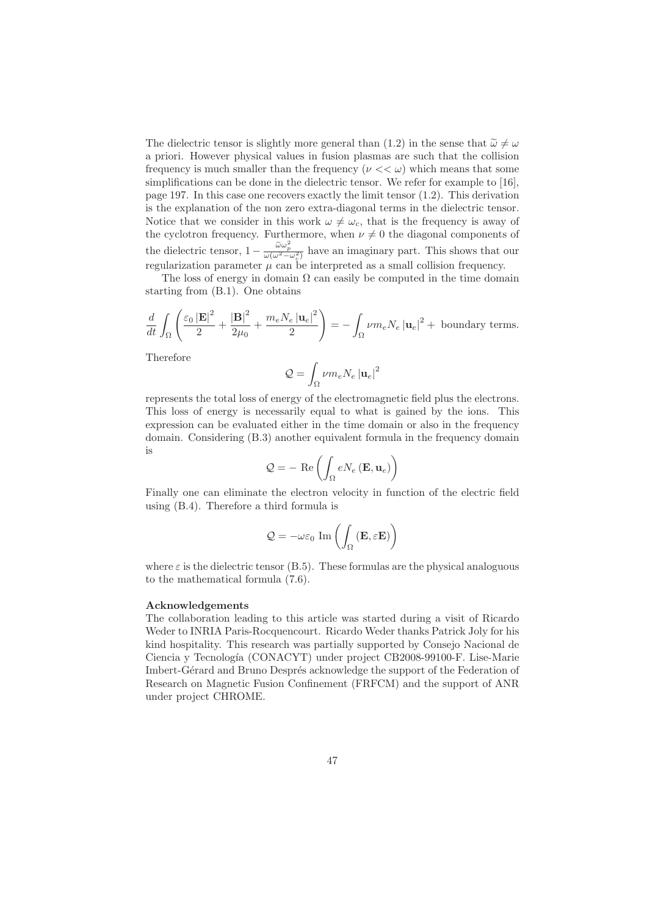The dielectric tensor is slightly more general than (1.2) in the sense that $\widetilde{\omega} \neq \omega$ a priori. However physical values in fusion plasmas are such that the collision frequency is much smaller than the frequency ($\nu << \omega$) which means that some simplifications can be done in the dielectric tensor. We refer for example to [16], page 197. In this case one recovers exactly the limit tensor (1.2). This derivation is the explanation of the non zero extra-diagonal terms in the dielectric tensor. Notice that we consider in this work $\omega \neq \omega_c$, that is the frequency is away of the cyclotron frequency. Furthermore, when $\nu \neq 0$ the diagonal components of the dielectric tensor, $1 - \frac{\widetilde{\omega}\omega_p^2}{\omega(\omega^2 - \omega_c^2)}$ have an imaginary part. This shows that our regularization parameter $\mu$ can be interpreted as a small collision frequency.

The loss of energy in domain $\Omega$ can easily be computed in the time domain starting from (B.1). One obtains

$$\frac{d}{dt}\int_\Omega \left( \frac{\varepsilon_0 |\mathbf{E}|^2}{2} + \frac{|\mathbf{B}|^2}{2\mu_0} + \frac{m_e N_e |\mathbf{u}_e|^2}{2} \right) = -\int_\Omega \nu m_e N_e |\mathbf{u}_e|^2 + \text{ boundary terms.}$$

Therefore

$$\mathcal{Q} = \int_\Omega \nu m_e N_e |\mathbf{u}_e|^2$$

represents the total loss of energy of the electromagnetic field plus the electrons. This loss of energy is necessarily equal to what is gained by the ions. This expression can be evaluated either in the time domain or also in the frequency domain. Considering (B.3) another equivalent formula in the frequency domain is

$$\mathcal{Q} = -\,\mathrm{Re}\left( \int_\Omega e N_e\, (\mathbf{E}, \mathbf{u}_e) \right)$$

Finally one can eliminate the electron velocity in function of the electric field using (B.4). Therefore a third formula is

$$\mathcal{Q} = -\omega\varepsilon_0\ \mathrm{Im}\left( \int_\Omega (\mathbf{E}, \varepsilon\mathbf{E}) \right)$$

where $\varepsilon$ is the dielectric tensor (B.5). These formulas are the physical analoguous to the mathematical formula (7.6).

**Acknowledgements**

The collaboration leading to this article was started during a visit of Ricardo Weder to INRIA Paris-Rocquencourt. Ricardo Weder thanks Patrick Joly for his kind hospitality. This research was partially supported by Consejo Nacional de Ciencia y Tecnología (CONACYT) under project CB2008-99100-F. Lise-Marie Imbert-Gérard and Bruno Després acknowledge the support of the Federation of Research on Magnetic Fusion Confinement (FRFCM) and the support of ANR under project CHROME.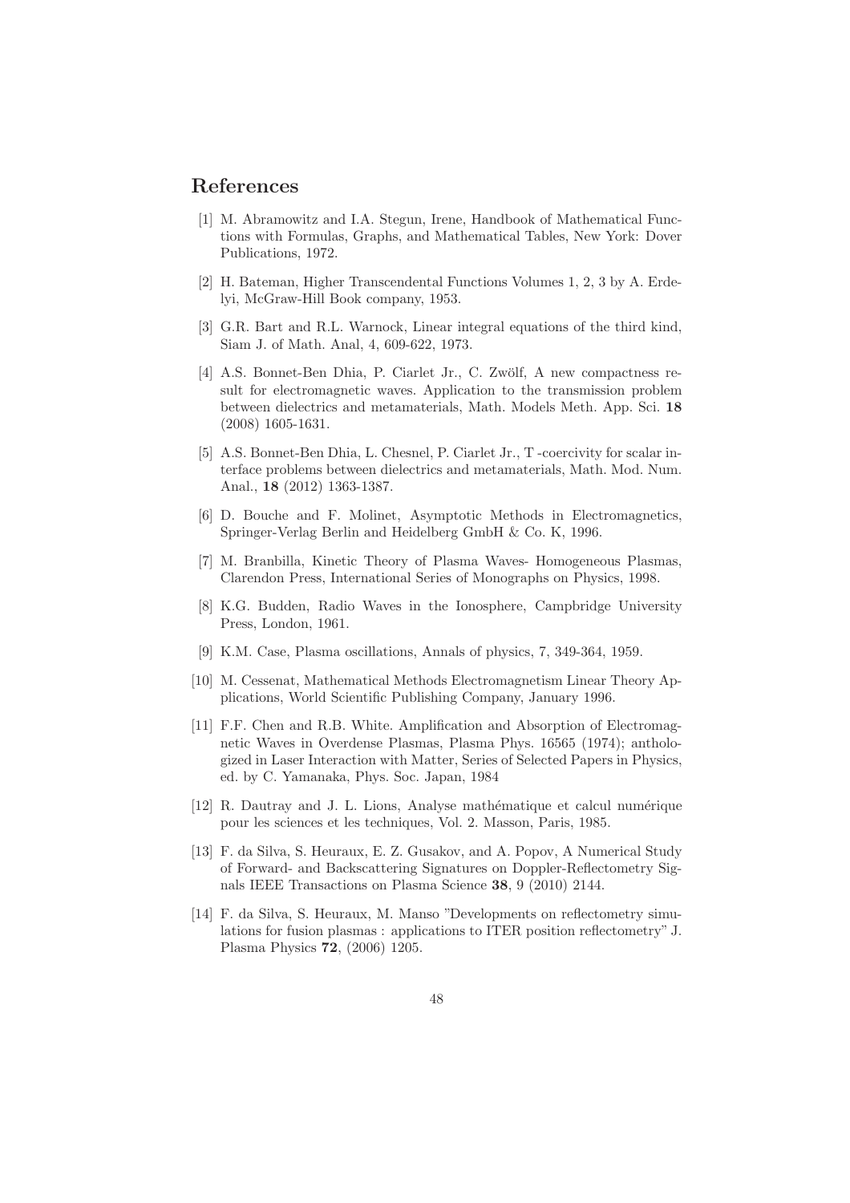## References

[1] M. Abramowitz and I.A. Stegun, Irene, Handbook of Mathematical Functions with Formulas, Graphs, and Mathematical Tables, New York: Dover Publications, 1972.

[2] H. Bateman, Higher Transcendental Functions Volumes 1, 2, 3 by A. Erdelyi, McGraw-Hill Book company, 1953.

[3] G.R. Bart and R.L. Warnock, Linear integral equations of the third kind, Siam J. of Math. Anal, 4, 609-622, 1973.

[4] A.S. Bonnet-Ben Dhia, P. Ciarlet Jr., C. Zwölf, A new compactness result for electromagnetic waves. Application to the transmission problem between dielectrics and metamaterials, Math. Models Meth. App. Sci. **18** (2008) 1605-1631.

[5] A.S. Bonnet-Ben Dhia, L. Chesnel, P. Ciarlet Jr., T -coercivity for scalar interface problems between dielectrics and metamaterials, Math. Mod. Num. Anal., **18** (2012) 1363-1387.

[6] D. Bouche and F. Molinet, Asymptotic Methods in Electromagnetics, Springer-Verlag Berlin and Heidelberg GmbH & Co. K, 1996.

[7] M. Branbilla, Kinetic Theory of Plasma Waves- Homogeneous Plasmas, Clarendon Press, International Series of Monographs on Physics, 1998.

[8] K.G. Budden, Radio Waves in the Ionosphere, Campbridge University Press, London, 1961.

[9] K.M. Case, Plasma oscillations, Annals of physics, 7, 349-364, 1959.

[10] M. Cessenat, Mathematical Methods Electromagnetism Linear Theory Applications, World Scientific Publishing Company, January 1996.

[11] F.F. Chen and R.B. White. Amplification and Absorption of Electromagnetic Waves in Overdense Plasmas, Plasma Phys. 16565 (1974); anthologized in Laser Interaction with Matter, Series of Selected Papers in Physics, ed. by C. Yamanaka, Phys. Soc. Japan, 1984

[12] R. Dautray and J. L. Lions, Analyse mathématique et calcul numérique pour les sciences et les techniques, Vol. 2. Masson, Paris, 1985.

[13] F. da Silva, S. Heuraux, E. Z. Gusakov, and A. Popov, A Numerical Study of Forward- and Backscattering Signatures on Doppler-Reflectometry Signals IEEE Transactions on Plasma Science **38**, 9 (2010) 2144.

[14] F. da Silva, S. Heuraux, M. Manso "Developments on reflectometry simulations for fusion plasmas : applications to ITER position reflectometry" J. Plasma Physics **72**, (2006) 1205.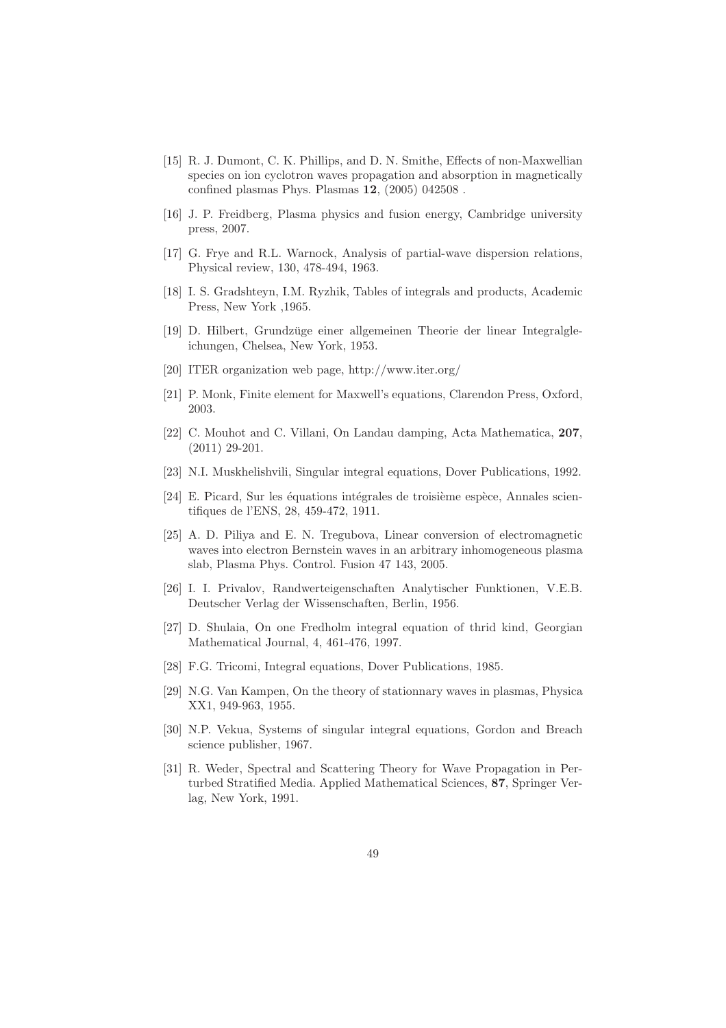[15] R. J. Dumont, C. K. Phillips, and D. N. Smithe, Effects of non-Maxwellian species on ion cyclotron waves propagation and absorption in magnetically confined plasmas Phys. Plasmas **12**, (2005) 042508 .

[16] J. P. Freidberg, Plasma physics and fusion energy, Cambridge university press, 2007.

[17] G. Frye and R.L. Warnock, Analysis of partial-wave dispersion relations, Physical review, 130, 478-494, 1963.

[18] I. S. Gradshteyn, I.M. Ryzhik, Tables of integrals and products, Academic Press, New York ,1965.

[19] D. Hilbert, Grundzüge einer allgemeinen Theorie der linear Integralgleichungen, Chelsea, New York, 1953.

[20] ITER organization web page, http://www.iter.org/

[21] P. Monk, Finite element for Maxwell's equations, Clarendon Press, Oxford, 2003.

[22] C. Mouhot and C. Villani, On Landau damping, Acta Mathematica, **207**, (2011) 29-201.

[23] N.I. Muskhelishvili, Singular integral equations, Dover Publications, 1992.

[24] E. Picard, Sur les équations intégrales de troisième espèce, Annales scientifiques de l'ENS, 28, 459-472, 1911.

[25] A. D. Piliya and E. N. Tregubova, Linear conversion of electromagnetic waves into electron Bernstein waves in an arbitrary inhomogeneous plasma slab, Plasma Phys. Control. Fusion 47 143, 2005.

[26] I. I. Privalov, Randwerteigenschaften Analytischer Funktionen, V.E.B. Deutscher Verlag der Wissenschaften, Berlin, 1956.

[27] D. Shulaia, On one Fredholm integral equation of thrid kind, Georgian Mathematical Journal, 4, 461-476, 1997.

[28] F.G. Tricomi, Integral equations, Dover Publications, 1985.

[29] N.G. Van Kampen, On the theory of stationnary waves in plasmas, Physica XX1, 949-963, 1955.

[30] N.P. Vekua, Systems of singular integral equations, Gordon and Breach science publisher, 1967.

[31] R. Weder, Spectral and Scattering Theory for Wave Propagation in Perturbed Stratified Media. Applied Mathematical Sciences, **87**, Springer Verlag, New York, 1991.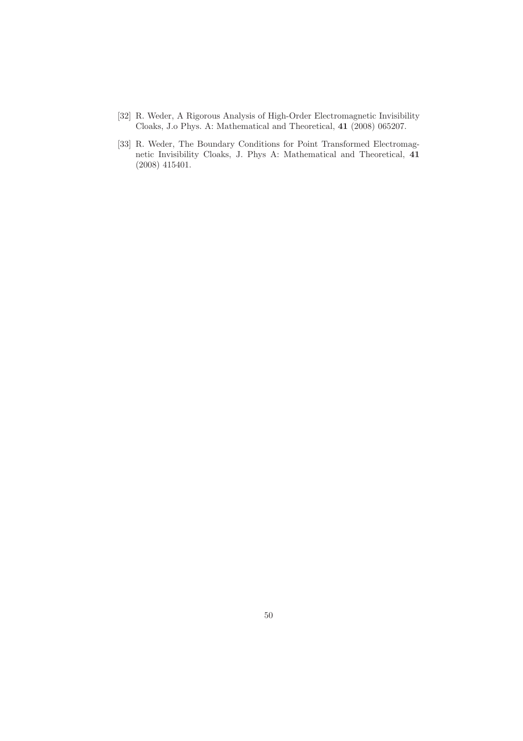[32] R. Weder, A Rigorous Analysis of High-Order Electromagnetic Invisibility Cloaks, J.o Phys. A: Mathematical and Theoretical, **41** (2008) 065207.

[33] R. Weder, The Boundary Conditions for Point Transformed Electromagnetic Invisibility Cloaks, J. Phys A: Mathematical and Theoretical, **41** (2008) 415401.